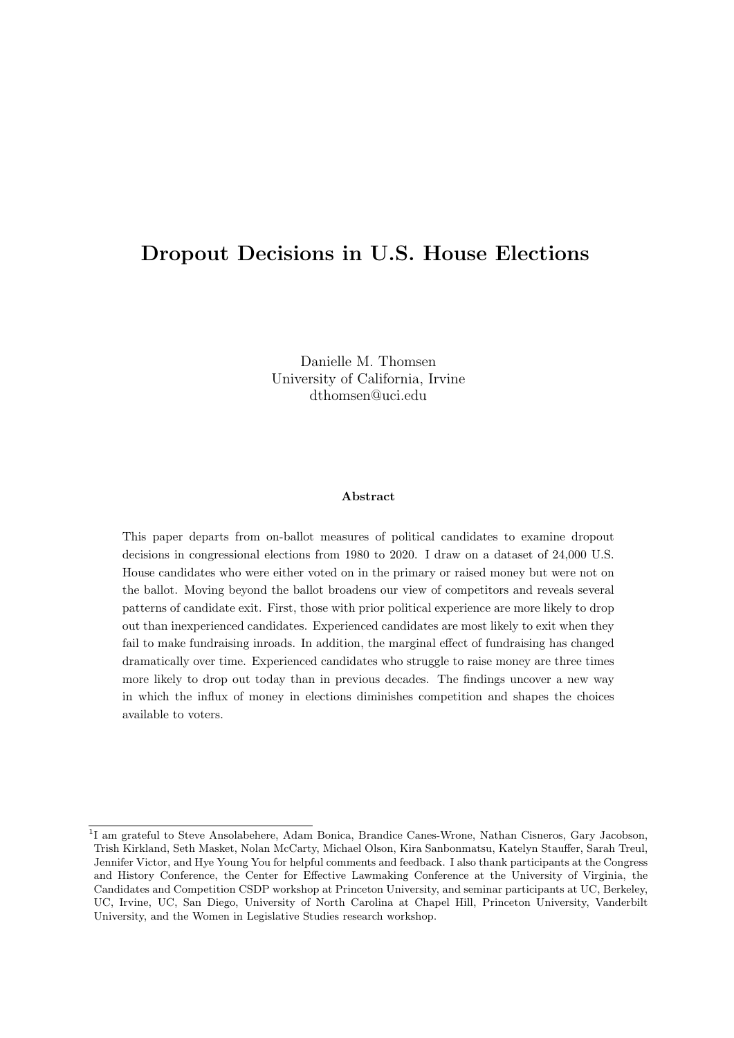# Dropout Decisions in U.S. House Elections

Danielle M. Thomsen
University of California, Irvine
dthomsen@uci.edu

**Abstract**

This paper departs from on-ballot measures of political candidates to examine dropout decisions in congressional elections from 1980 to 2020. I draw on a dataset of 24,000 U.S. House candidates who were either voted on in the primary or raised money but were not on the ballot. Moving beyond the ballot broadens our view of competitors and reveals several patterns of candidate exit. First, those with prior political experience are more likely to drop out than inexperienced candidates. Experienced candidates are most likely to exit when they fail to make fundraising inroads. In addition, the marginal effect of fundraising has changed dramatically over time. Experienced candidates who struggle to raise money are three times more likely to drop out today than in previous decades. The findings uncover a new way in which the influx of money in elections diminishes competition and shapes the choices available to voters.

[1] I am grateful to Steve Ansolabehere, Adam Bonica, Brandice Canes-Wrone, Nathan Cisneros, Gary Jacobson, Trish Kirkland, Seth Masket, Nolan McCarty, Michael Olson, Kira Sanbonmatsu, Katelyn Stauffer, Sarah Treul, Jennifer Victor, and Hye Young You for helpful comments and feedback. I also thank participants at the Congress and History Conference, the Center for Effective Lawmaking Conference at the University of Virginia, the Candidates and Competition CSDP workshop at Princeton University, and seminar participants at UC, Berkeley, UC, Irvine, UC, San Diego, University of North Carolina at Chapel Hill, Princeton University, Vanderbilt University, and the Women in Legislative Studies research workshop.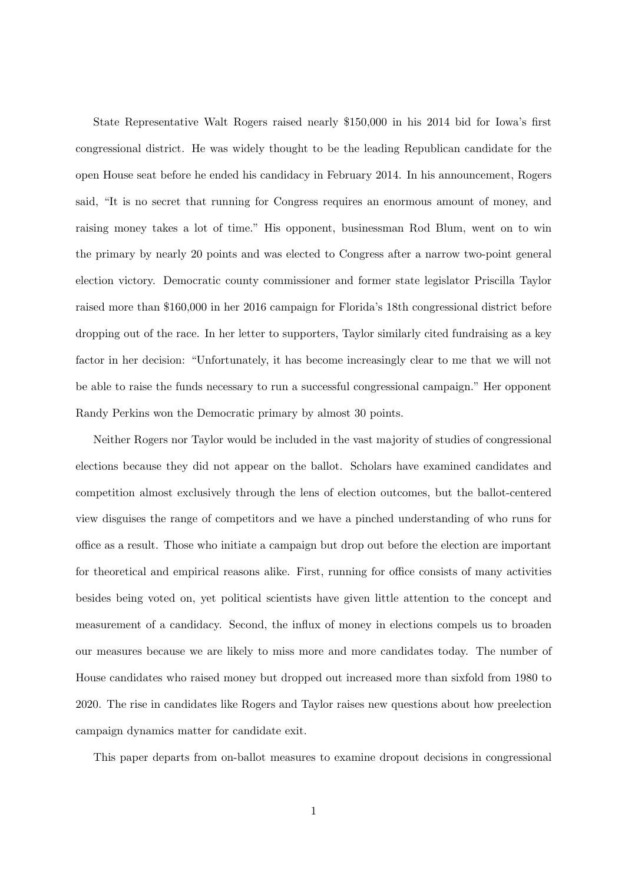State Representative Walt Rogers raised nearly $150,000 in his 2014 bid for Iowa's first congressional district. He was widely thought to be the leading Republican candidate for the open House seat before he ended his candidacy in February 2014. In his announcement, Rogers said, "It is no secret that running for Congress requires an enormous amount of money, and raising money takes a lot of time." His opponent, businessman Rod Blum, went on to win the primary by nearly 20 points and was elected to Congress after a narrow two-point general election victory. Democratic county commissioner and former state legislator Priscilla Taylor raised more than $160,000 in her 2016 campaign for Florida's 18th congressional district before dropping out of the race. In her letter to supporters, Taylor similarly cited fundraising as a key factor in her decision: "Unfortunately, it has become increasingly clear to me that we will not be able to raise the funds necessary to run a successful congressional campaign." Her opponent Randy Perkins won the Democratic primary by almost 30 points.

Neither Rogers nor Taylor would be included in the vast majority of studies of congressional elections because they did not appear on the ballot. Scholars have examined candidates and competition almost exclusively through the lens of election outcomes, but the ballot-centered view disguises the range of competitors and we have a pinched understanding of who runs for office as a result. Those who initiate a campaign but drop out before the election are important for theoretical and empirical reasons alike. First, running for office consists of many activities besides being voted on, yet political scientists have given little attention to the concept and measurement of a candidacy. Second, the influx of money in elections compels us to broaden our measures because we are likely to miss more and more candidates today. The number of House candidates who raised money but dropped out increased more than sixfold from 1980 to 2020. The rise in candidates like Rogers and Taylor raises new questions about how preelection campaign dynamics matter for candidate exit.

This paper departs from on-ballot measures to examine dropout decisions in congressional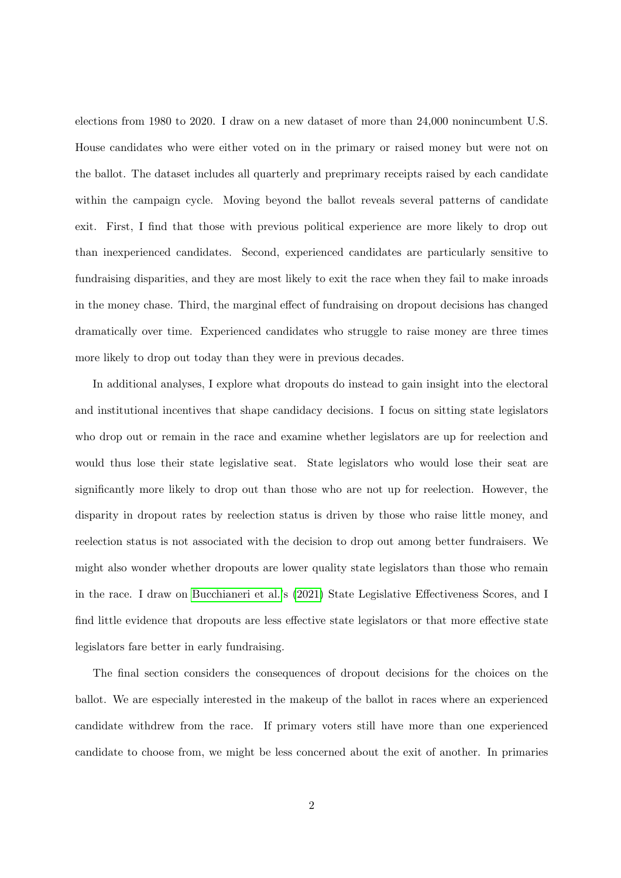elections from 1980 to 2020. I draw on a new dataset of more than 24,000 nonincumbent U.S. House candidates who were either voted on in the primary or raised money but were not on the ballot. The dataset includes all quarterly and preprimary receipts raised by each candidate within the campaign cycle. Moving beyond the ballot reveals several patterns of candidate exit. First, I find that those with previous political experience are more likely to drop out than inexperienced candidates. Second, experienced candidates are particularly sensitive to fundraising disparities, and they are most likely to exit the race when they fail to make inroads in the money chase. Third, the marginal effect of fundraising on dropout decisions has changed dramatically over time. Experienced candidates who struggle to raise money are three times more likely to drop out today than they were in previous decades.

In additional analyses, I explore what dropouts do instead to gain insight into the electoral and institutional incentives that shape candidacy decisions. I focus on sitting state legislators who drop out or remain in the race and examine whether legislators are up for reelection and would thus lose their state legislative seat. State legislators who would lose their seat are significantly more likely to drop out than those who are not up for reelection. However, the disparity in dropout rates by reelection status is driven by those who raise little money, and reelection status is not associated with the decision to drop out among better fundraisers. We might also wonder whether dropouts are lower quality state legislators than those who remain in the race. I draw on Bucchianeri et al.'s (2021) State Legislative Effectiveness Scores, and I find little evidence that dropouts are less effective state legislators or that more effective state legislators fare better in early fundraising.

The final section considers the consequences of dropout decisions for the choices on the ballot. We are especially interested in the makeup of the ballot in races where an experienced candidate withdrew from the race. If primary voters still have more than one experienced candidate to choose from, we might be less concerned about the exit of another. In primaries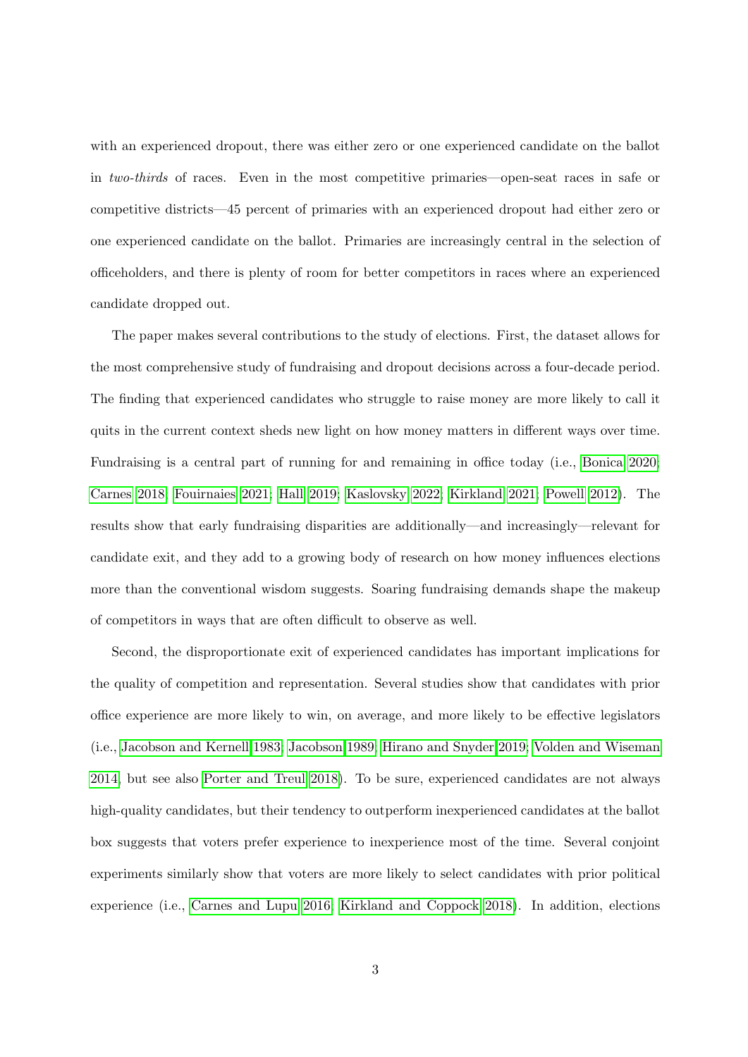with an experienced dropout, there was either zero or one experienced candidate on the ballot in *two-thirds* of races. Even in the most competitive primaries—open-seat races in safe or competitive districts—45 percent of primaries with an experienced dropout had either zero or one experienced candidate on the ballot. Primaries are increasingly central in the selection of officeholders, and there is plenty of room for better competitors in races where an experienced candidate dropped out.

The paper makes several contributions to the study of elections. First, the dataset allows for the most comprehensive study of fundraising and dropout decisions across a four-decade period. The finding that experienced candidates who struggle to raise money are more likely to call it quits in the current context sheds new light on how money matters in different ways over time. Fundraising is a central part of running for and remaining in office today (i.e., Bonica 2020; Carnes 2018; Fouirnaies 2021; Hall 2019; Kaslovsky 2022; Kirkland 2021; Powell 2012). The results show that early fundraising disparities are additionally—and increasingly—relevant for candidate exit, and they add to a growing body of research on how money influences elections more than the conventional wisdom suggests. Soaring fundraising demands shape the makeup of competitors in ways that are often difficult to observe as well.

Second, the disproportionate exit of experienced candidates has important implications for the quality of competition and representation. Several studies show that candidates with prior office experience are more likely to win, on average, and more likely to be effective legislators (i.e., Jacobson and Kernell 1983; Jacobson 1989; Hirano and Snyder 2019; Volden and Wiseman 2014, but see also Porter and Treul 2018). To be sure, experienced candidates are not always high-quality candidates, but their tendency to outperform inexperienced candidates at the ballot box suggests that voters prefer experience to inexperience most of the time. Several conjoint experiments similarly show that voters are more likely to select candidates with prior political experience (i.e., Carnes and Lupu 2016; Kirkland and Coppock 2018). In addition, elections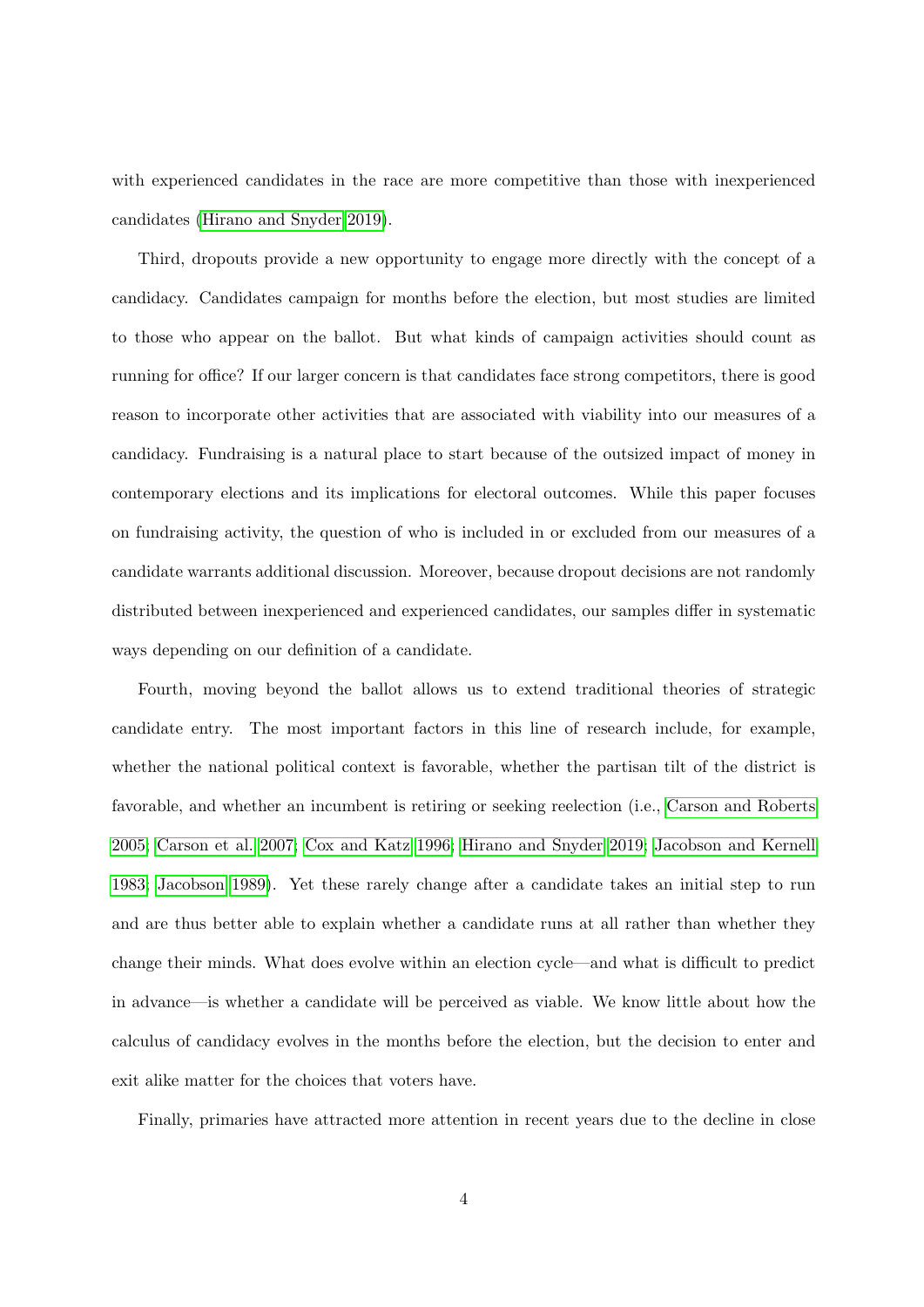with experienced candidates in the race are more competitive than those with inexperienced candidates (Hirano and Snyder 2019).

Third, dropouts provide a new opportunity to engage more directly with the concept of a candidacy. Candidates campaign for months before the election, but most studies are limited to those who appear on the ballot. But what kinds of campaign activities should count as running for office? If our larger concern is that candidates face strong competitors, there is good reason to incorporate other activities that are associated with viability into our measures of a candidacy. Fundraising is a natural place to start because of the outsized impact of money in contemporary elections and its implications for electoral outcomes. While this paper focuses on fundraising activity, the question of who is included in or excluded from our measures of a candidate warrants additional discussion. Moreover, because dropout decisions are not randomly distributed between inexperienced and experienced candidates, our samples differ in systematic ways depending on our definition of a candidate.

Fourth, moving beyond the ballot allows us to extend traditional theories of strategic candidate entry. The most important factors in this line of research include, for example, whether the national political context is favorable, whether the partisan tilt of the district is favorable, and whether an incumbent is retiring or seeking reelection (i.e., Carson and Roberts 2005; Carson et al. 2007; Cox and Katz 1996; Hirano and Snyder 2019; Jacobson and Kernell 1983; Jacobson 1989). Yet these rarely change after a candidate takes an initial step to run and are thus better able to explain whether a candidate runs at all rather than whether they change their minds. What does evolve within an election cycle—and what is difficult to predict in advance—is whether a candidate will be perceived as viable. We know little about how the calculus of candidacy evolves in the months before the election, but the decision to enter and exit alike matter for the choices that voters have.

Finally, primaries have attracted more attention in recent years due to the decline in close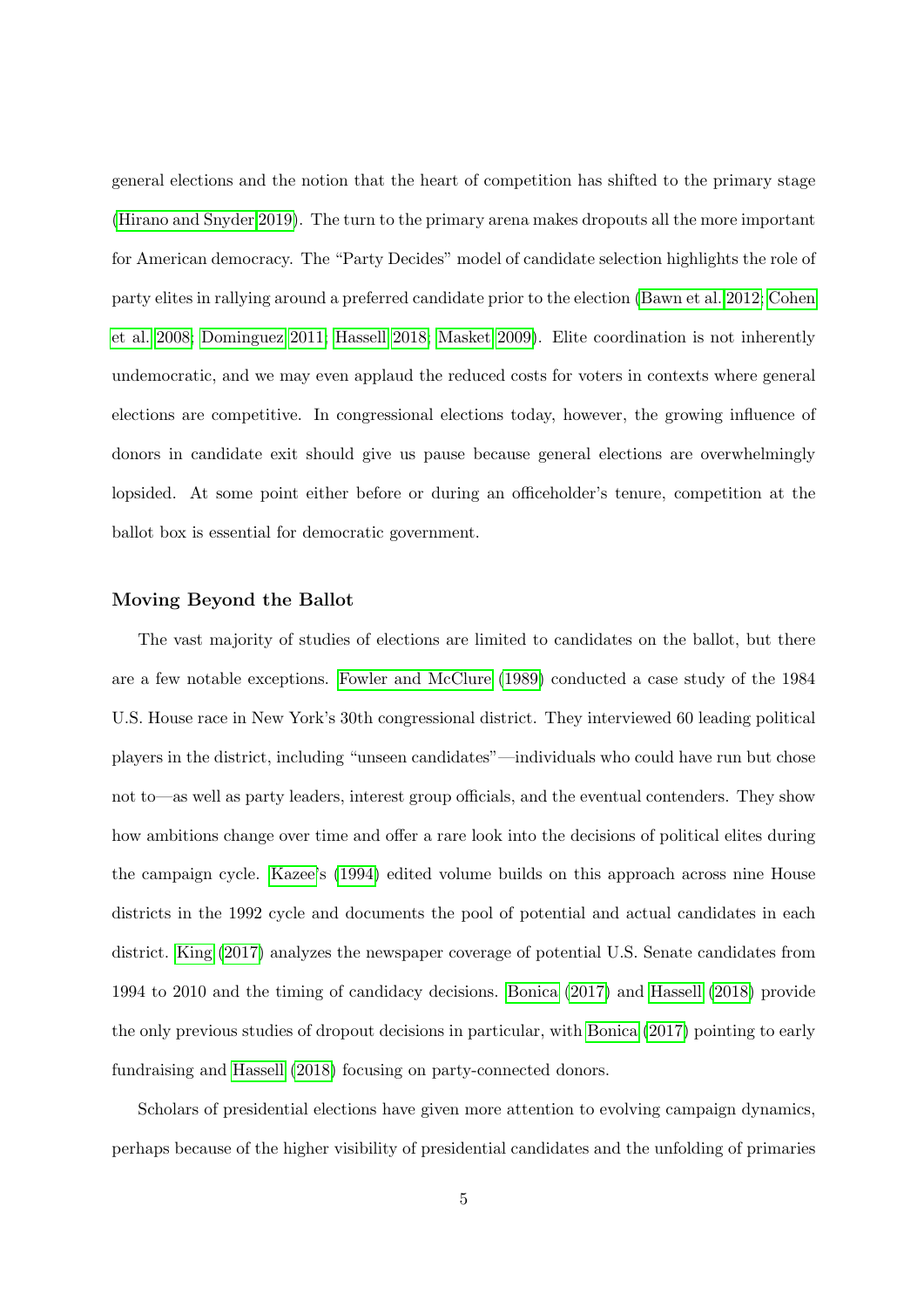general elections and the notion that the heart of competition has shifted to the primary stage (Hirano and Snyder 2019). The turn to the primary arena makes dropouts all the more important for American democracy. The "Party Decides" model of candidate selection highlights the role of party elites in rallying around a preferred candidate prior to the election (Bawn et al. 2012; Cohen et al. 2008; Dominguez 2011; Hassell 2018; Masket 2009). Elite coordination is not inherently undemocratic, and we may even applaud the reduced costs for voters in contexts where general elections are competitive. In congressional elections today, however, the growing influence of donors in candidate exit should give us pause because general elections are overwhelmingly lopsided. At some point either before or during an officeholder's tenure, competition at the ballot box is essential for democratic government.

### Moving Beyond the Ballot

The vast majority of studies of elections are limited to candidates on the ballot, but there are a few notable exceptions. Fowler and McClure (1989) conducted a case study of the 1984 U.S. House race in New York's 30th congressional district. They interviewed 60 leading political players in the district, including "unseen candidates"—individuals who could have run but chose not to—as well as party leaders, interest group officials, and the eventual contenders. They show how ambitions change over time and offer a rare look into the decisions of political elites during the campaign cycle. Kazee's (1994) edited volume builds on this approach across nine House districts in the 1992 cycle and documents the pool of potential and actual candidates in each district. King (2017) analyzes the newspaper coverage of potential U.S. Senate candidates from 1994 to 2010 and the timing of candidacy decisions. Bonica (2017) and Hassell (2018) provide the only previous studies of dropout decisions in particular, with Bonica (2017) pointing to early fundraising and Hassell (2018) focusing on party-connected donors.

Scholars of presidential elections have given more attention to evolving campaign dynamics, perhaps because of the higher visibility of presidential candidates and the unfolding of primaries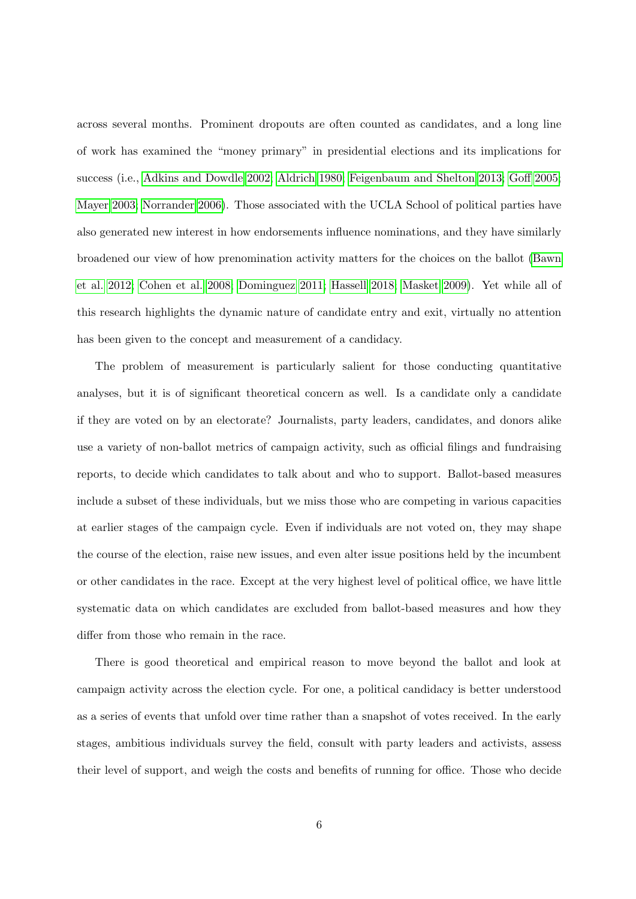across several months. Prominent dropouts are often counted as candidates, and a long line of work has examined the "money primary" in presidential elections and its implications for success (i.e., Adkins and Dowdle 2002; Aldrich 1980; Feigenbaum and Shelton 2013; Goff 2005; Mayer 2003; Norrander 2006). Those associated with the UCLA School of political parties have also generated new interest in how endorsements influence nominations, and they have similarly broadened our view of how prenomination activity matters for the choices on the ballot (Bawn et al. 2012; Cohen et al. 2008; Dominguez 2011; Hassell 2018; Masket 2009). Yet while all of this research highlights the dynamic nature of candidate entry and exit, virtually no attention has been given to the concept and measurement of a candidacy.

The problem of measurement is particularly salient for those conducting quantitative analyses, but it is of significant theoretical concern as well. Is a candidate only a candidate if they are voted on by an electorate? Journalists, party leaders, candidates, and donors alike use a variety of non-ballot metrics of campaign activity, such as official filings and fundraising reports, to decide which candidates to talk about and who to support. Ballot-based measures include a subset of these individuals, but we miss those who are competing in various capacities at earlier stages of the campaign cycle. Even if individuals are not voted on, they may shape the course of the election, raise new issues, and even alter issue positions held by the incumbent or other candidates in the race. Except at the very highest level of political office, we have little systematic data on which candidates are excluded from ballot-based measures and how they differ from those who remain in the race.

There is good theoretical and empirical reason to move beyond the ballot and look at campaign activity across the election cycle. For one, a political candidacy is better understood as a series of events that unfold over time rather than a snapshot of votes received. In the early stages, ambitious individuals survey the field, consult with party leaders and activists, assess their level of support, and weigh the costs and benefits of running for office. Those who decide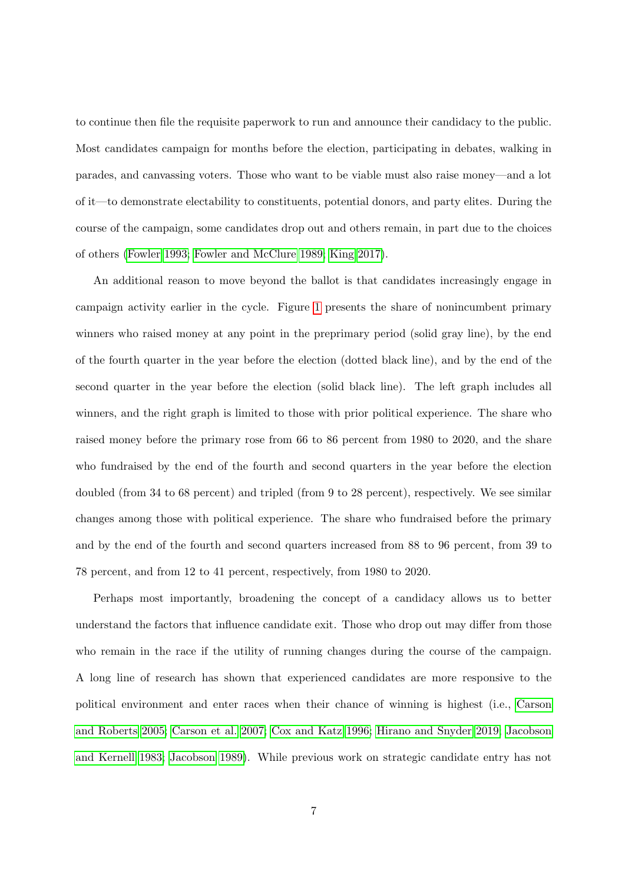to continue then file the requisite paperwork to run and announce their candidacy to the public. Most candidates campaign for months before the election, participating in debates, walking in parades, and canvassing voters. Those who want to be viable must also raise money—and a lot of it—to demonstrate electability to constituents, potential donors, and party elites. During the course of the campaign, some candidates drop out and others remain, in part due to the choices of others (Fowler 1993; Fowler and McClure 1989; King 2017).

An additional reason to move beyond the ballot is that candidates increasingly engage in campaign activity earlier in the cycle. Figure 1 presents the share of nonincumbent primary winners who raised money at any point in the preprimary period (solid gray line), by the end of the fourth quarter in the year before the election (dotted black line), and by the end of the second quarter in the year before the election (solid black line). The left graph includes all winners, and the right graph is limited to those with prior political experience. The share who raised money before the primary rose from 66 to 86 percent from 1980 to 2020, and the share who fundraised by the end of the fourth and second quarters in the year before the election doubled (from 34 to 68 percent) and tripled (from 9 to 28 percent), respectively. We see similar changes among those with political experience. The share who fundraised before the primary and by the end of the fourth and second quarters increased from 88 to 96 percent, from 39 to 78 percent, and from 12 to 41 percent, respectively, from 1980 to 2020.

Perhaps most importantly, broadening the concept of a candidacy allows us to better understand the factors that influence candidate exit. Those who drop out may differ from those who remain in the race if the utility of running changes during the course of the campaign. A long line of research has shown that experienced candidates are more responsive to the political environment and enter races when their chance of winning is highest (i.e., Carson and Roberts 2005; Carson et al. 2007; Cox and Katz 1996; Hirano and Snyder 2019; Jacobson and Kernell 1983; Jacobson 1989). While previous work on strategic candidate entry has not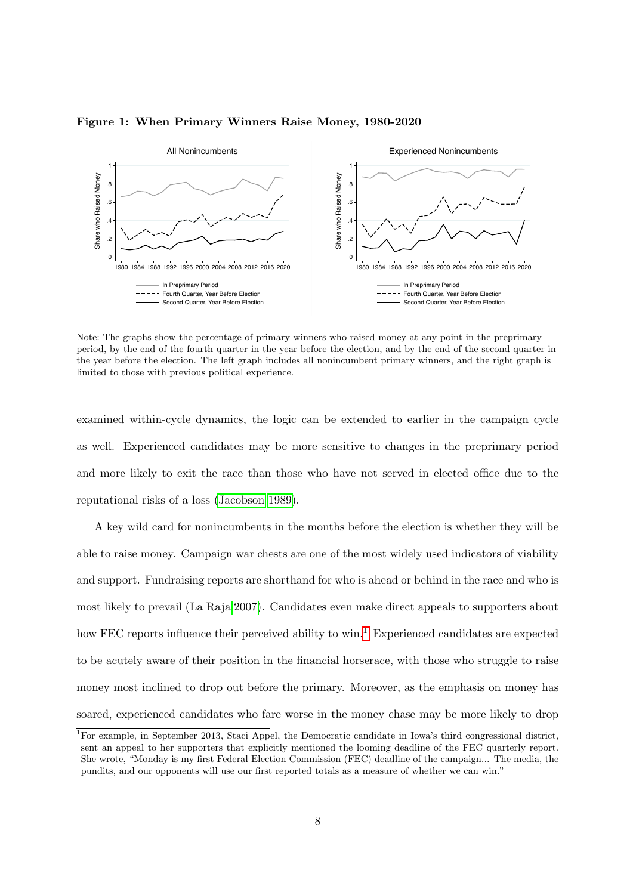**Figure 1: When Primary Winners Raise Money, 1980-2020**

Note: The graphs show the percentage of primary winners who raised money at any point in the preprimary period, by the end of the fourth quarter in the year before the election, and by the end of the second quarter in the year before the election. The left graph includes all nonincumbent primary winners, and the right graph is limited to those with previous political experience.

examined within-cycle dynamics, the logic can be extended to earlier in the campaign cycle as well. Experienced candidates may be more sensitive to changes in the preprimary period and more likely to exit the race than those who have not served in elected office due to the reputational risks of a loss (Jacobson 1989).

A key wild card for nonincumbents in the months before the election is whether they will be able to raise money. Campaign war chests are one of the most widely used indicators of viability and support. Fundraising reports are shorthand for who is ahead or behind in the race and who is most likely to prevail (La Raja 2007). Candidates even make direct appeals to supporters about how FEC reports influence their perceived ability to win.[1] Experienced candidates are expected to be acutely aware of their position in the financial horserace, with those who struggle to raise money most inclined to drop out before the primary. Moreover, as the emphasis on money has soared, experienced candidates who fare worse in the money chase may be more likely to drop

[1] For example, in September 2013, Staci Appel, the Democratic candidate in Iowa's third congressional district, sent an appeal to her supporters that explicitly mentioned the looming deadline of the FEC quarterly report. She wrote, "Monday is my first Federal Election Commission (FEC) deadline of the campaign... The media, the pundits, and our opponents will use our first reported totals as a measure of whether we can win."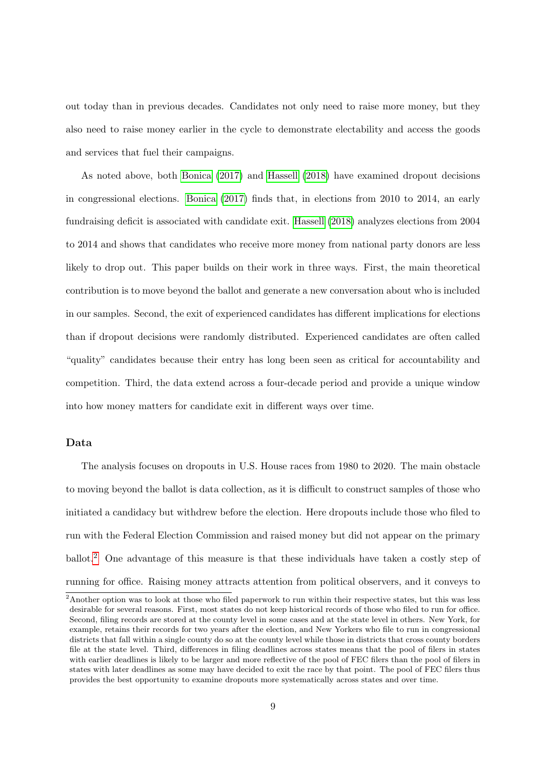out today than in previous decades. Candidates not only need to raise more money, but they also need to raise money earlier in the cycle to demonstrate electability and access the goods and services that fuel their campaigns.

As noted above, both Bonica (2017) and Hassell (2018) have examined dropout decisions in congressional elections. Bonica (2017) finds that, in elections from 2010 to 2014, an early fundraising deficit is associated with candidate exit. Hassell (2018) analyzes elections from 2004 to 2014 and shows that candidates who receive more money from national party donors are less likely to drop out. This paper builds on their work in three ways. First, the main theoretical contribution is to move beyond the ballot and generate a new conversation about who is included in our samples. Second, the exit of experienced candidates has different implications for elections than if dropout decisions were randomly distributed. Experienced candidates are often called "quality" candidates because their entry has long been seen as critical for accountability and competition. Third, the data extend across a four-decade period and provide a unique window into how money matters for candidate exit in different ways over time.

### Data

The analysis focuses on dropouts in U.S. House races from 1980 to 2020. The main obstacle to moving beyond the ballot is data collection, as it is difficult to construct samples of those who initiated a candidacy but withdrew before the election. Here dropouts include those who filed to run with the Federal Election Commission and raised money but did not appear on the primary ballot.[2] One advantage of this measure is that these individuals have taken a costly step of running for office. Raising money attracts attention from political observers, and it conveys to

[2] Another option was to look at those who filed paperwork to run within their respective states, but this was less desirable for several reasons. First, most states do not keep historical records of those who filed to run for office. Second, filing records are stored at the county level in some cases and at the state level in others. New York, for example, retains their records for two years after the election, and New Yorkers who file to run in congressional districts that fall within a single county do so at the county level while those in districts that cross county borders file at the state level. Third, differences in filing deadlines across states means that the pool of filers in states with earlier deadlines is likely to be larger and more reflective of the pool of FEC filers than the pool of filers in states with later deadlines as some may have decided to exit the race by that point. The pool of FEC filers thus provides the best opportunity to examine dropouts more systematically across states and over time.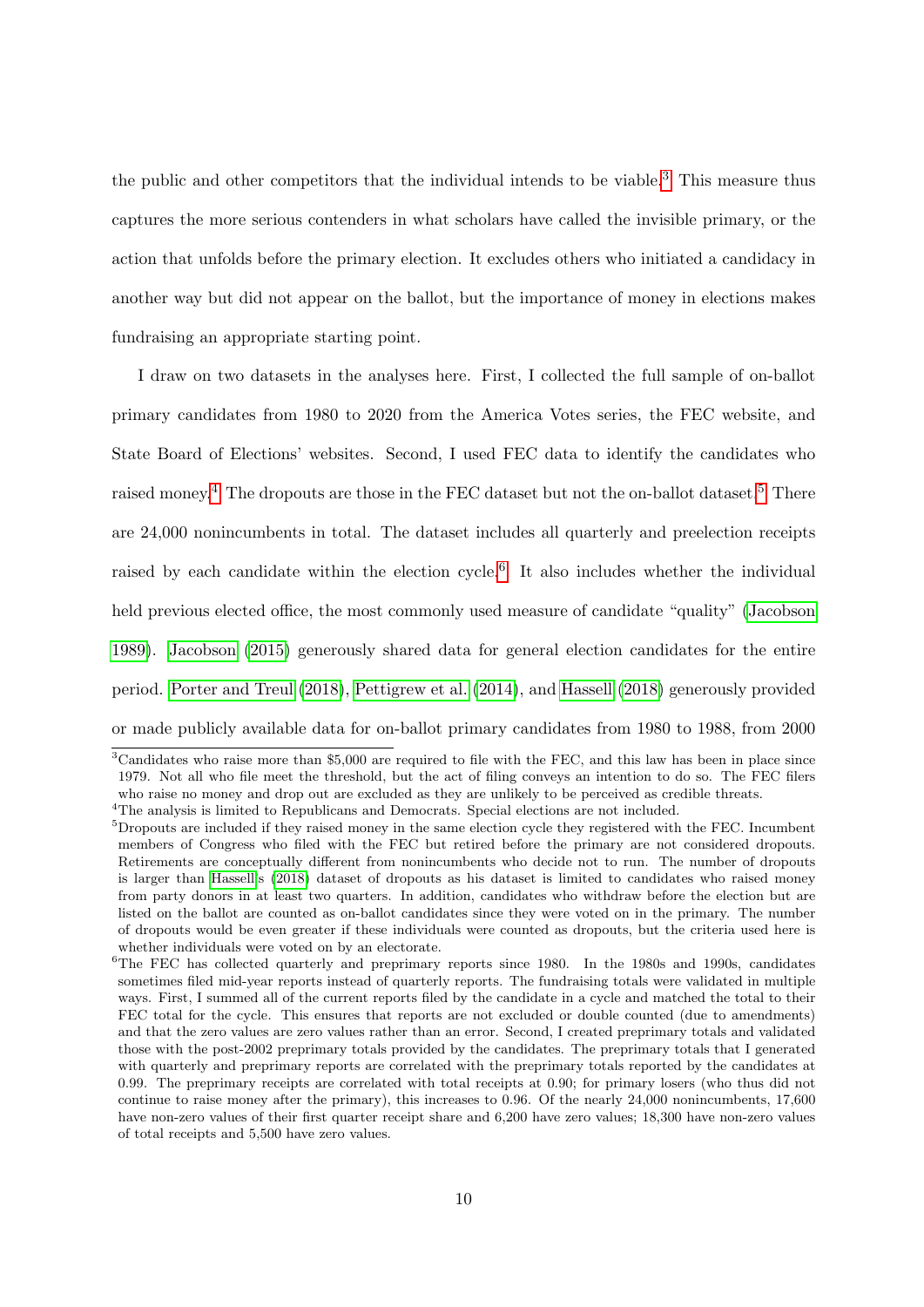the public and other competitors that the individual intends to be viable.[3] This measure thus captures the more serious contenders in what scholars have called the invisible primary, or the action that unfolds before the primary election. It excludes others who initiated a candidacy in another way but did not appear on the ballot, but the importance of money in elections makes fundraising an appropriate starting point.

I draw on two datasets in the analyses here. First, I collected the full sample of on-ballot primary candidates from 1980 to 2020 from the America Votes series, the FEC website, and State Board of Elections' websites. Second, I used FEC data to identify the candidates who raised money.[4] The dropouts are those in the FEC dataset but not the on-ballot dataset.[5] There are 24,000 nonincumbents in total. The dataset includes all quarterly and preelection receipts raised by each candidate within the election cycle.[6] It also includes whether the individual held previous elected office, the most commonly used measure of candidate "quality" (Jacobson 1989). Jacobson (2015) generously shared data for general election candidates for the entire period. Porter and Treul (2018), Pettigrew et al. (2014), and Hassell (2018) generously provided or made publicly available data for on-ballot primary candidates from 1980 to 1988, from 2000

[3] Candidates who raise more than $5,000 are required to file with the FEC, and this law has been in place since 1979. Not all who file meet the threshold, but the act of filing conveys an intention to do so. The FEC filers who raise no money and drop out are excluded as they are unlikely to be perceived as credible threats.

[4] The analysis is limited to Republicans and Democrats. Special elections are not included.

[5] Dropouts are included if they raised money in the same election cycle they registered with the FEC. Incumbent members of Congress who filed with the FEC but retired before the primary are not considered dropouts. Retirements are conceptually different from nonincumbents who decide not to run. The number of dropouts is larger than Hassell's (2018) dataset of dropouts as his dataset is limited to candidates who raised money from party donors in at least two quarters. In addition, candidates who withdraw before the election but are listed on the ballot are counted as on-ballot candidates since they were voted on in the primary. The number of dropouts would be even greater if these individuals were counted as dropouts, but the criteria used here is whether individuals were voted on by an electorate.

[6] The FEC has collected quarterly and preprimary reports since 1980. In the 1980s and 1990s, candidates sometimes filed mid-year reports instead of quarterly reports. The fundraising totals were validated in multiple ways. First, I summed all of the current reports filed by the candidate in a cycle and matched the total to their FEC total for the cycle. This ensures that reports are not excluded or double counted (due to amendments) and that the zero values are zero values rather than an error. Second, I created preprimary totals and validated those with the post-2002 preprimary totals provided by the candidates. The preprimary totals that I generated with quarterly and preprimary reports are correlated with the preprimary totals reported by the candidates at 0.99. The preprimary receipts are correlated with total receipts at 0.90; for primary losers (who thus did not continue to raise money after the primary), this increases to 0.96. Of the nearly 24,000 nonincumbents, 17,600 have non-zero values of their first quarter receipt share and 6,200 have zero values; 18,300 have non-zero values of total receipts and 5,500 have zero values.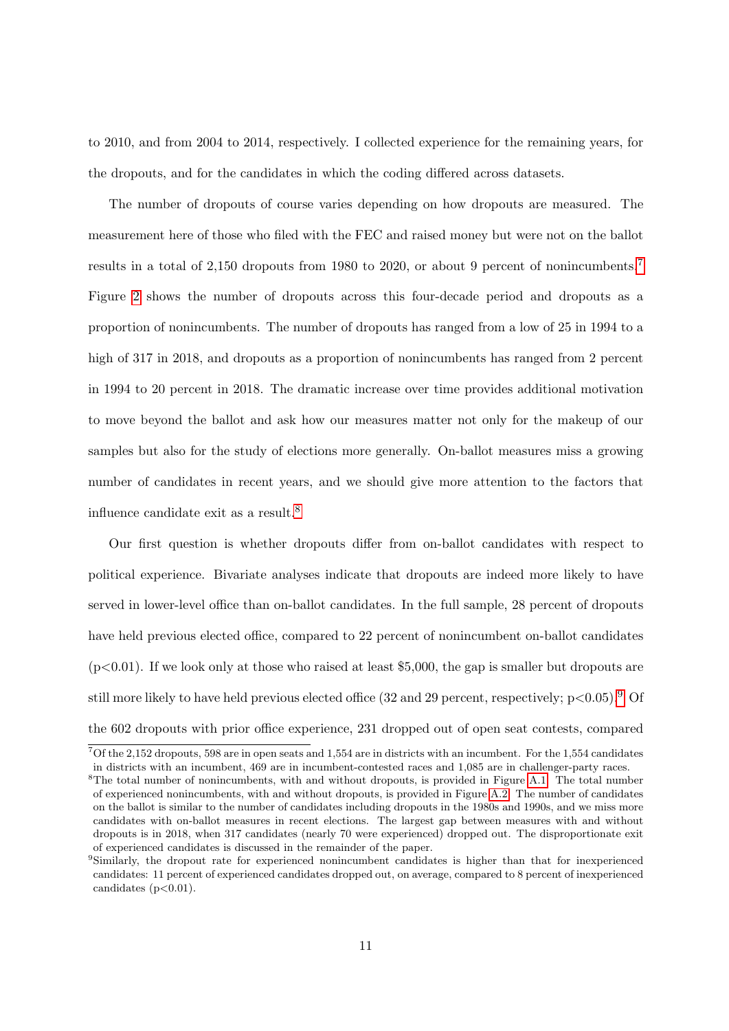to 2010, and from 2004 to 2014, respectively. I collected experience for the remaining years, for the dropouts, and for the candidates in which the coding differed across datasets.

The number of dropouts of course varies depending on how dropouts are measured. The measurement here of those who filed with the FEC and raised money but were not on the ballot results in a total of 2,150 dropouts from 1980 to 2020, or about 9 percent of nonincumbents.[7] Figure 2 shows the number of dropouts across this four-decade period and dropouts as a proportion of nonincumbents. The number of dropouts has ranged from a low of 25 in 1994 to a high of 317 in 2018, and dropouts as a proportion of nonincumbents has ranged from 2 percent in 1994 to 20 percent in 2018. The dramatic increase over time provides additional motivation to move beyond the ballot and ask how our measures matter not only for the makeup of our samples but also for the study of elections more generally. On-ballot measures miss a growing number of candidates in recent years, and we should give more attention to the factors that influence candidate exit as a result.[8]

Our first question is whether dropouts differ from on-ballot candidates with respect to political experience. Bivariate analyses indicate that dropouts are indeed more likely to have served in lower-level office than on-ballot candidates. In the full sample, 28 percent of dropouts have held previous elected office, compared to 22 percent of nonincumbent on-ballot candidates ($p<0.01$). If we look only at those who raised at least $5,000, the gap is smaller but dropouts are still more likely to have held previous elected office (32 and 29 percent, respectively; $p<0.05$).[9] Of the 602 dropouts with prior office experience, 231 dropped out of open seat contests, compared

[7] Of the 2,152 dropouts, 598 are in open seats and 1,554 are in districts with an incumbent. For the 1,554 candidates in districts with an incumbent, 469 are in incumbent-contested races and 1,085 are in challenger-party races.

[8] The total number of nonincumbents, with and without dropouts, is provided in Figure A.1. The total number of experienced nonincumbents, with and without dropouts, is provided in Figure A.2. The number of candidates on the ballot is similar to the number of candidates including dropouts in the 1980s and 1990s, and we miss more candidates with on-ballot measures in recent elections. The largest gap between measures with and without dropouts is in 2018, when 317 candidates (nearly 70 were experienced) dropped out. The disproportionate exit of experienced candidates is discussed in the remainder of the paper.

[9] Similarly, the dropout rate for experienced nonincumbent candidates is higher than that for inexperienced candidates: 11 percent of experienced candidates dropped out, on average, compared to 8 percent of inexperienced candidates ($p<0.01$).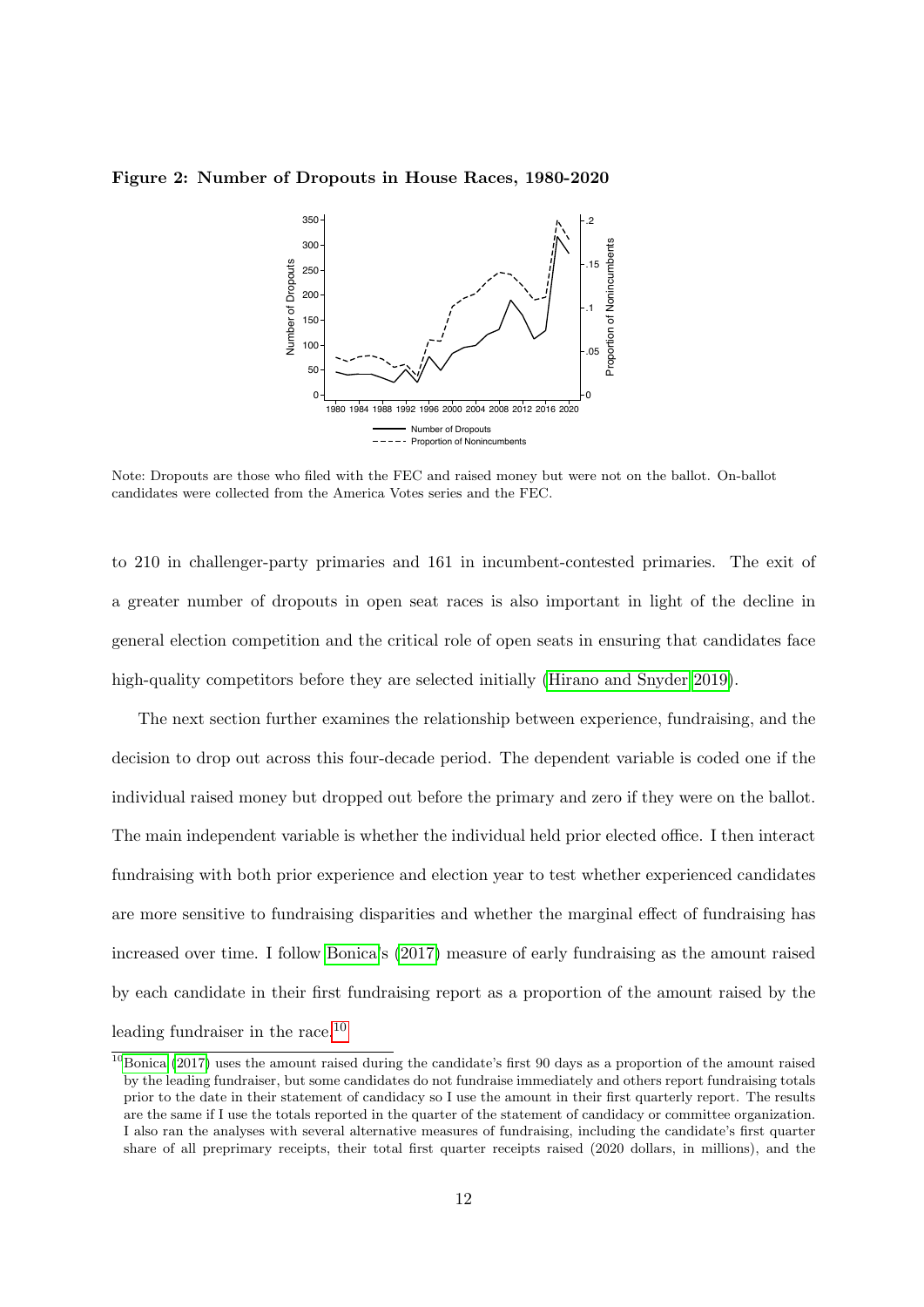**Figure 2: Number of Dropouts in House Races, 1980-2020**

Note: Dropouts are those who filed with the FEC and raised money but were not on the ballot. On-ballot candidates were collected from the America Votes series and the FEC.

to 210 in challenger-party primaries and 161 in incumbent-contested primaries. The exit of a greater number of dropouts in open seat races is also important in light of the decline in general election competition and the critical role of open seats in ensuring that candidates face high-quality competitors before they are selected initially (Hirano and Snyder 2019).

The next section further examines the relationship between experience, fundraising, and the decision to drop out across this four-decade period. The dependent variable is coded one if the individual raised money but dropped out before the primary and zero if they were on the ballot. The main independent variable is whether the individual held prior elected office. I then interact fundraising with both prior experience and election year to test whether experienced candidates are more sensitive to fundraising disparities and whether the marginal effect of fundraising has increased over time. I follow Bonica's (2017) measure of early fundraising as the amount raised by each candidate in their first fundraising report as a proportion of the amount raised by the leading fundraiser in the race.[10]

[10] Bonica (2017) uses the amount raised during the candidate's first 90 days as a proportion of the amount raised by the leading fundraiser, but some candidates do not fundraise immediately and others report fundraising totals prior to the date in their statement of candidacy so I use the amount in their first quarterly report. The results are the same if I use the totals reported in the quarter of the statement of candidacy or committee organization. I also ran the analyses with several alternative measures of fundraising, including the candidate's first quarter share of all preprimary receipts, their total first quarter receipts raised (2020 dollars, in millions), and the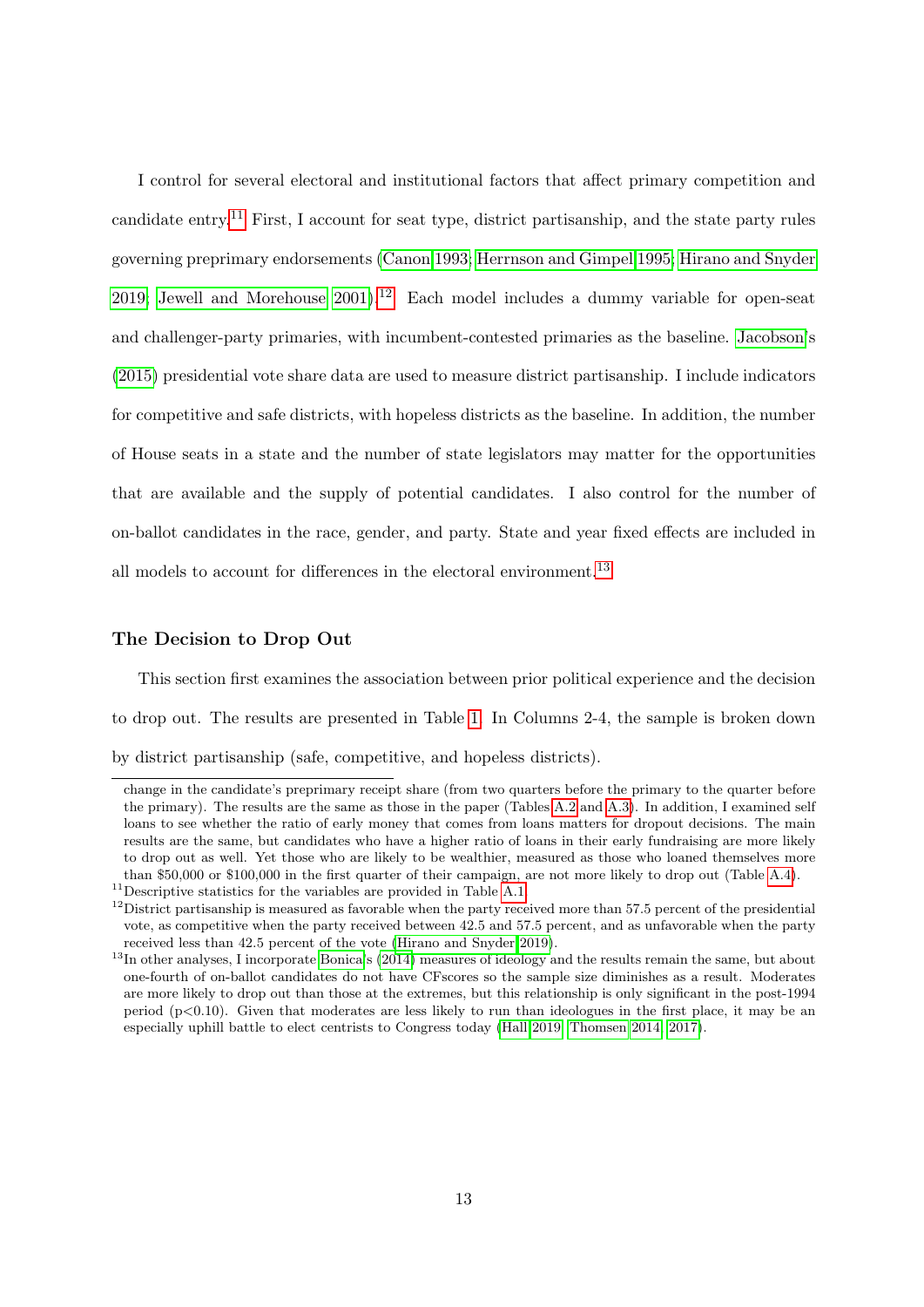I control for several electoral and institutional factors that affect primary competition and candidate entry.[11] First, I account for seat type, district partisanship, and the state party rules governing preprimary endorsements (Canon 1993; Herrnson and Gimpel 1995; Hirano and Snyder 2019; Jewell and Morehouse 2001).[12] Each model includes a dummy variable for open-seat and challenger-party primaries, with incumbent-contested primaries as the baseline. Jacobson's (2015) presidential vote share data are used to measure district partisanship. I include indicators for competitive and safe districts, with hopeless districts as the baseline. In addition, the number of House seats in a state and the number of state legislators may matter for the opportunities that are available and the supply of potential candidates. I also control for the number of on-ballot candidates in the race, gender, and party. State and year fixed effects are included in all models to account for differences in the electoral environment.[13]

### The Decision to Drop Out

This section first examines the association between prior political experience and the decision to drop out. The results are presented in Table 1. In Columns 2-4, the sample is broken down by district partisanship (safe, competitive, and hopeless districts).

---

change in the candidate's preprimary receipt share (from two quarters before the primary to the quarter before the primary). The results are the same as those in the paper (Tables A.2 and A.3). In addition, I examined self loans to see whether the ratio of early money that comes from loans matters for dropout decisions. The main results are the same, but candidates who have a higher ratio of loans in their early fundraising are more likely to drop out as well. Yet those who are likely to be wealthier, measured as those who loaned themselves more than $50,000 or $100,000 in the first quarter of their campaign, are not more likely to drop out (Table A.4).

[11] Descriptive statistics for the variables are provided in Table A.1.

[12] District partisanship is measured as favorable when the party received more than 57.5 percent of the presidential vote, as competitive when the party received between 42.5 and 57.5 percent, and as unfavorable when the party received less than 42.5 percent of the vote (Hirano and Snyder 2019).

[13] In other analyses, I incorporate Bonica's (2014) measures of ideology and the results remain the same, but about one-fourth of on-ballot candidates do not have CFscores so the sample size diminishes as a result. Moderates are more likely to drop out than those at the extremes, but this relationship is only significant in the post-1994 period ($p<0.10$). Given that moderates are less likely to run than ideologues in the first place, it may be an especially uphill battle to elect centrists to Congress today (Hall 2019; Thomsen 2014, 2017).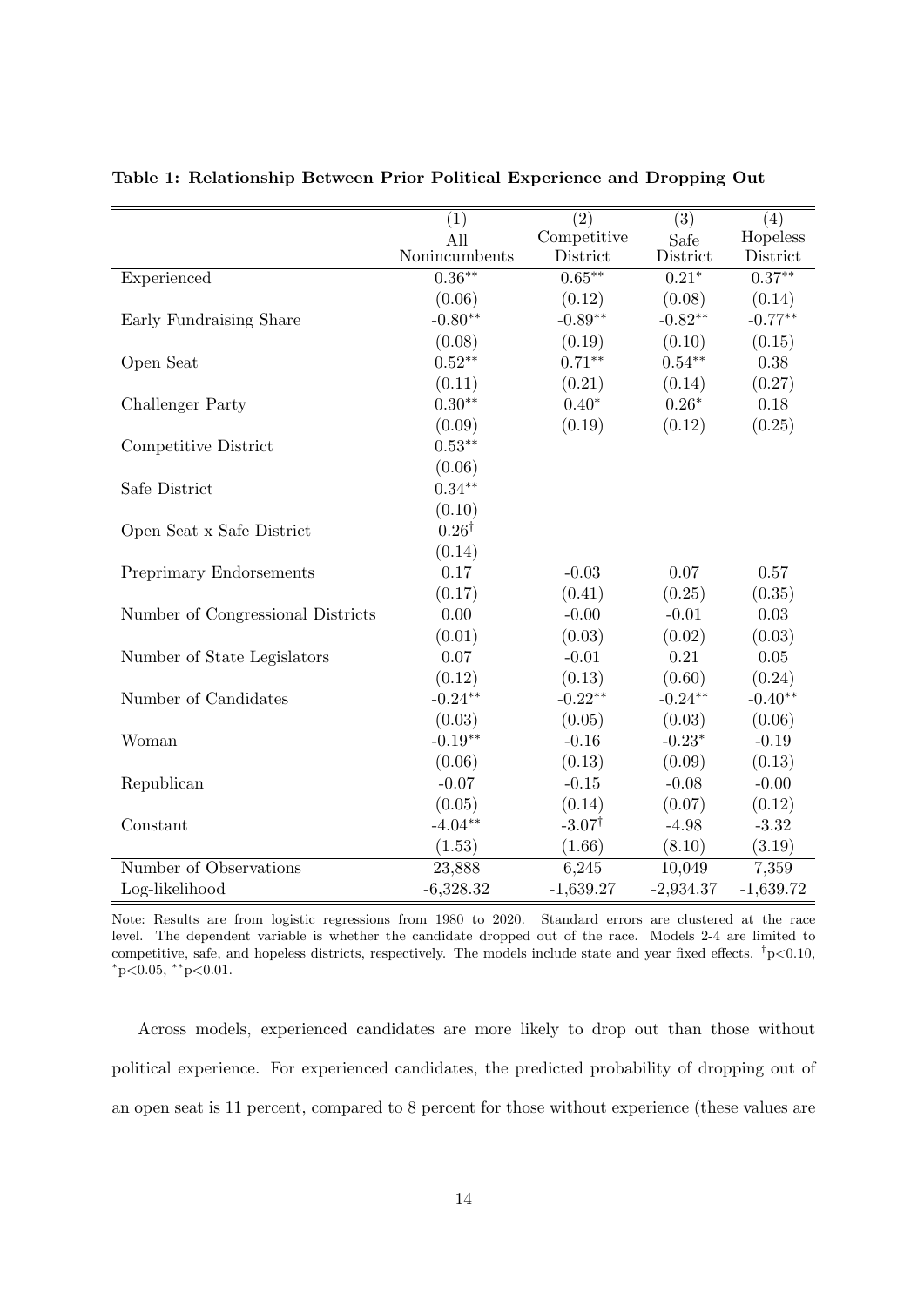**Table 1: Relationship Between Prior Political Experience and Dropping Out**

| | (1) | (2) | (3) | (4) |
|---|---|---|---|---|
| | All Nonincumbents | Competitive District | Safe District | Hopeless District |
| Experienced | 0.36** | 0.65** | 0.21* | 0.37** |
| | (0.06) | (0.12) | (0.08) | (0.14) |
| Early Fundraising Share | -0.80** | -0.89** | -0.82** | -0.77** |
| | (0.08) | (0.19) | (0.10) | (0.15) |
| Open Seat | 0.52** | 0.71** | 0.54** | 0.38 |
| | (0.11) | (0.21) | (0.14) | (0.27) |
| Challenger Party | 0.30** | 0.40* | 0.26* | 0.18 |
| | (0.09) | (0.19) | (0.12) | (0.25) |
| Competitive District | 0.53** | | | |
| | (0.06) | | | |
| Safe District | 0.34** | | | |
| | (0.10) | | | |
| Open Seat x Safe District | 0.26† | | | |
| | (0.14) | | | |
| Preprimary Endorsements | 0.17 | -0.03 | 0.07 | 0.57 |
| | (0.17) | (0.41) | (0.25) | (0.35) |
| Number of Congressional Districts | 0.00 | -0.00 | -0.01 | 0.03 |
| | (0.01) | (0.03) | (0.02) | (0.03) |
| Number of State Legislators | 0.07 | -0.01 | 0.21 | 0.05 |
| | (0.12) | (0.13) | (0.60) | (0.24) |
| Number of Candidates | -0.24** | -0.22** | -0.24** | -0.40** |
| | (0.03) | (0.05) | (0.03) | (0.06) |
| Woman | -0.19** | -0.16 | -0.23* | -0.19 |
| | (0.06) | (0.13) | (0.09) | (0.13) |
| Republican | -0.07 | -0.15 | -0.08 | -0.00 |
| | (0.05) | (0.14) | (0.07) | (0.12) |
| Constant | -4.04** | -3.07† | -4.98 | -3.32 |
| | (1.53) | (1.66) | (8.10) | (3.19) |
| Number of Observations | 23,888 | 6,245 | 10,049 | 7,359 |
| Log-likelihood | -6,328.32 | -1,639.27 | -2,934.37 | -1,639.72 |

Note: Results are from logistic regressions from 1980 to 2020. Standard errors are clustered at the race level. The dependent variable is whether the candidate dropped out of the race. Models 2-4 are limited to competitive, safe, and hopeless districts, respectively. The models include state and year fixed effects. †$p<0.10$, *$p<0.05$, **$p<0.01$.

Across models, experienced candidates are more likely to drop out than those without political experience. For experienced candidates, the predicted probability of dropping out of an open seat is 11 percent, compared to 8 percent for those without experience (these values are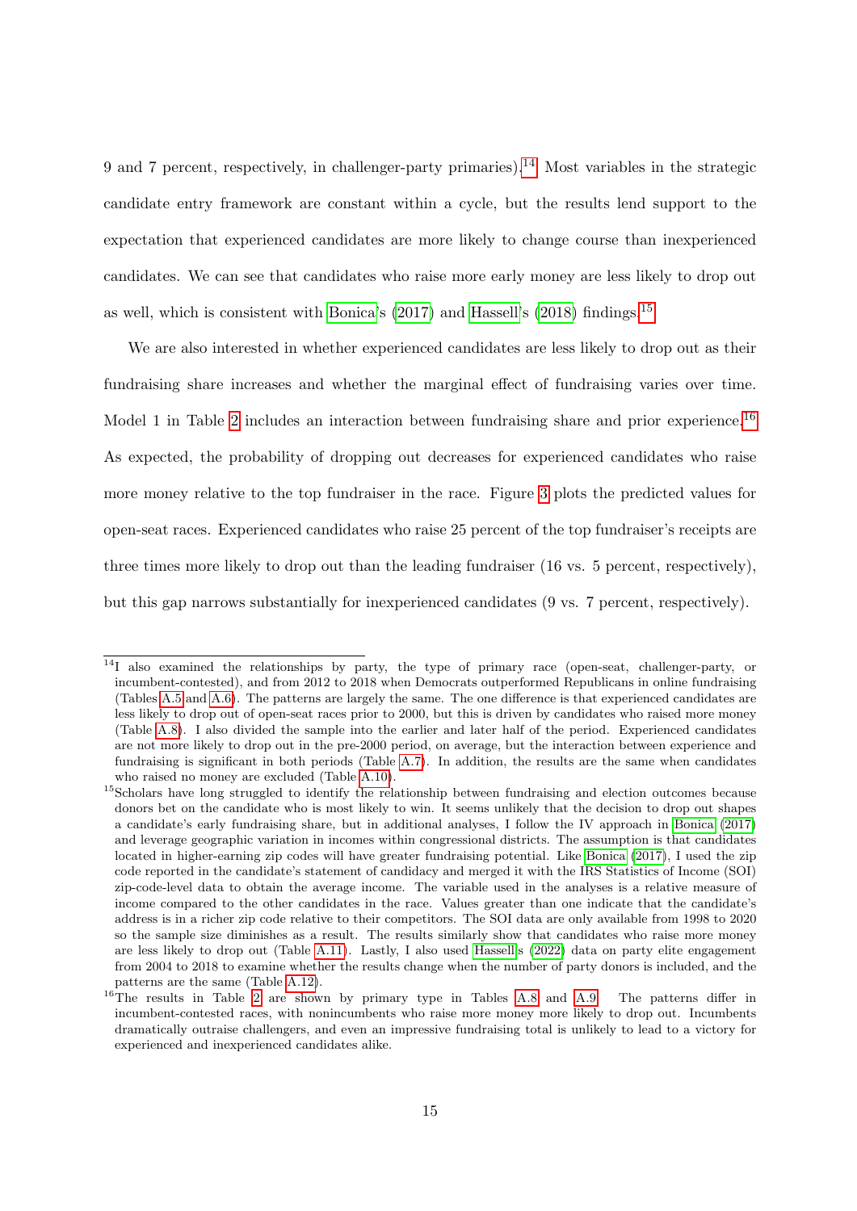9 and 7 percent, respectively, in challenger-party primaries).[14] Most variables in the strategic candidate entry framework are constant within a cycle, but the results lend support to the expectation that experienced candidates are more likely to change course than inexperienced candidates. We can see that candidates who raise more early money are less likely to drop out as well, which is consistent with Bonica's (2017) and Hassell's (2018) findings.[15]

We are also interested in whether experienced candidates are less likely to drop out as their fundraising share increases and whether the marginal effect of fundraising varies over time. Model 1 in Table 2 includes an interaction between fundraising share and prior experience.[16] As expected, the probability of dropping out decreases for experienced candidates who raise more money relative to the top fundraiser in the race. Figure 3 plots the predicted values for open-seat races. Experienced candidates who raise 25 percent of the top fundraiser's receipts are three times more likely to drop out than the leading fundraiser (16 vs. 5 percent, respectively), but this gap narrows substantially for inexperienced candidates (9 vs. 7 percent, respectively).

---

[14] I also examined the relationships by party, the type of primary race (open-seat, challenger-party, or incumbent-contested), and from 2012 to 2018 when Democrats outperformed Republicans in online fundraising (Tables A.5 and A.6). The patterns are largely the same. The one difference is that experienced candidates are less likely to drop out of open-seat races prior to 2000, but this is driven by candidates who raised more money (Table A.8). I also divided the sample into the earlier and later half of the period. Experienced candidates are not more likely to drop out in the pre-2000 period, on average, but the interaction between experience and fundraising is significant in both periods (Table A.7). In addition, the results are the same when candidates who raised no money are excluded (Table A.10).

[15] Scholars have long struggled to identify the relationship between fundraising and election outcomes because donors bet on the candidate who is most likely to win. It seems unlikely that the decision to drop out shapes a candidate's early fundraising share, but in additional analyses, I follow the IV approach in Bonica (2017) and leverage geographic variation in incomes within congressional districts. The assumption is that candidates located in higher-earning zip codes will have greater fundraising potential. Like Bonica (2017), I used the zip code reported in the candidate's statement of candidacy and merged it with the IRS Statistics of Income (SOI) zip-code-level data to obtain the average income. The variable used in the analyses is a relative measure of income compared to the other candidates in the race. Values greater than one indicate that the candidate's address is in a richer zip code relative to their competitors. The SOI data are only available from 1998 to 2020 so the sample size diminishes as a result. The results similarly show that candidates who raise more money are less likely to drop out (Table A.11). Lastly, I also used Hassell's (2022) data on party elite engagement from 2004 to 2018 to examine whether the results change when the number of party donors is included, and the patterns are the same (Table A.12).

[16] The results in Table 2 are shown by primary type in Tables A.8 and A.9. The patterns differ in incumbent-contested races, with nonincumbents who raise more money more likely to drop out. Incumbents dramatically outraise challengers, and even an impressive fundraising total is unlikely to lead to a victory for experienced and inexperienced candidates alike.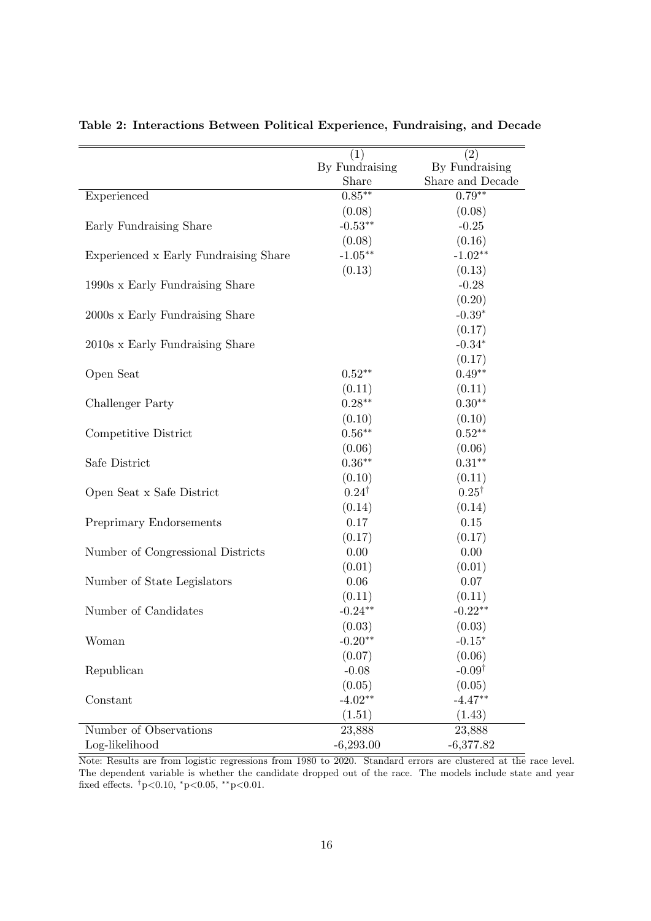**Table 2: Interactions Between Political Experience, Fundraising, and Decade**

| | (1) By Fundraising Share | (2) By Fundraising Share and Decade |
|---|---|---|
| Experienced | 0.85** | 0.79** |
| | (0.08) | (0.08) |
| Early Fundraising Share | -0.53** | -0.25 |
| | (0.08) | (0.16) |
| Experienced x Early Fundraising Share | -1.05** | -1.02** |
| | (0.13) | (0.13) |
| 1990s x Early Fundraising Share | | -0.28 |
| | | (0.20) |
| 2000s x Early Fundraising Share | | -0.39* |
| | | (0.17) |
| 2010s x Early Fundraising Share | | -0.34* |
| | | (0.17) |
| Open Seat | 0.52** | 0.49** |
| | (0.11) | (0.11) |
| Challenger Party | 0.28** | 0.30** |
| | (0.10) | (0.10) |
| Competitive District | 0.56** | 0.52** |
| | (0.06) | (0.06) |
| Safe District | 0.36** | 0.31** |
| | (0.10) | (0.11) |
| Open Seat x Safe District | 0.24† | 0.25† |
| | (0.14) | (0.14) |
| Preprimary Endorsements | 0.17 | 0.15 |
| | (0.17) | (0.17) |
| Number of Congressional Districts | 0.00 | 0.00 |
| | (0.01) | (0.01) |
| Number of State Legislators | 0.06 | 0.07 |
| | (0.11) | (0.11) |
| Number of Candidates | -0.24** | -0.22** |
| | (0.03) | (0.03) |
| Woman | -0.20** | -0.15* |
| | (0.07) | (0.06) |
| Republican | -0.08 | -0.09† |
| | (0.05) | (0.05) |
| Constant | -4.02** | -4.47** |
| | (1.51) | (1.43) |
| Number of Observations | 23,888 | 23,888 |
| Log-likelihood | -6,293.00 | -6,377.82 |

Note: Results are from logistic regressions from 1980 to 2020. Standard errors are clustered at the race level. The dependent variable is whether the candidate dropped out of the race. The models include state and year fixed effects. †p<0.10, *p<0.05, **p<0.01.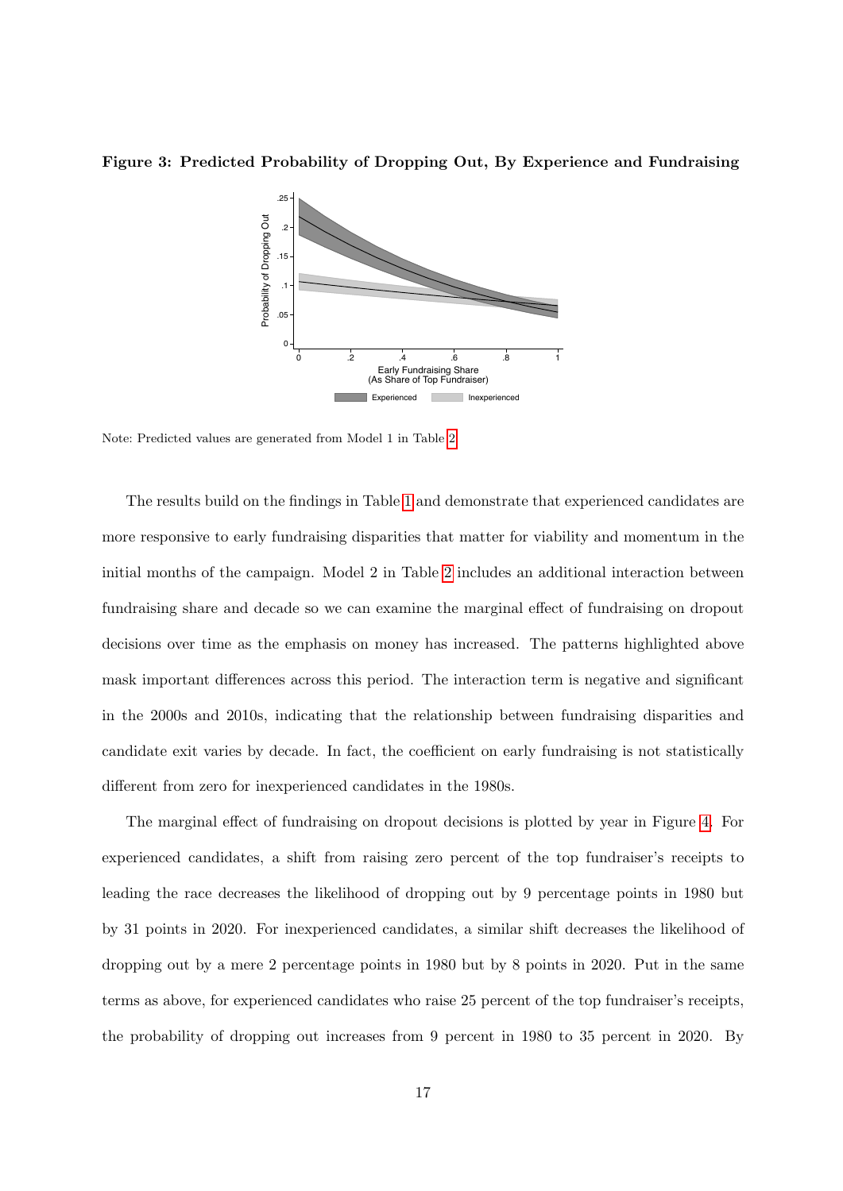**Figure 3: Predicted Probability of Dropping Out, By Experience and Fundraising**

Note: Predicted values are generated from Model 1 in Table 2.

The results build on the findings in Table 1 and demonstrate that experienced candidates are more responsive to early fundraising disparities that matter for viability and momentum in the initial months of the campaign. Model 2 in Table 2 includes an additional interaction between fundraising share and decade so we can examine the marginal effect of fundraising on dropout decisions over time as the emphasis on money has increased. The patterns highlighted above mask important differences across this period. The interaction term is negative and significant in the 2000s and 2010s, indicating that the relationship between fundraising disparities and candidate exit varies by decade. In fact, the coefficient on early fundraising is not statistically different from zero for inexperienced candidates in the 1980s.

The marginal effect of fundraising on dropout decisions is plotted by year in Figure 4. For experienced candidates, a shift from raising zero percent of the top fundraiser's receipts to leading the race decreases the likelihood of dropping out by 9 percentage points in 1980 but by 31 points in 2020. For inexperienced candidates, a similar shift decreases the likelihood of dropping out by a mere 2 percentage points in 1980 but by 8 points in 2020. Put in the same terms as above, for experienced candidates who raise 25 percent of the top fundraiser's receipts, the probability of dropping out increases from 9 percent in 1980 to 35 percent in 2020. By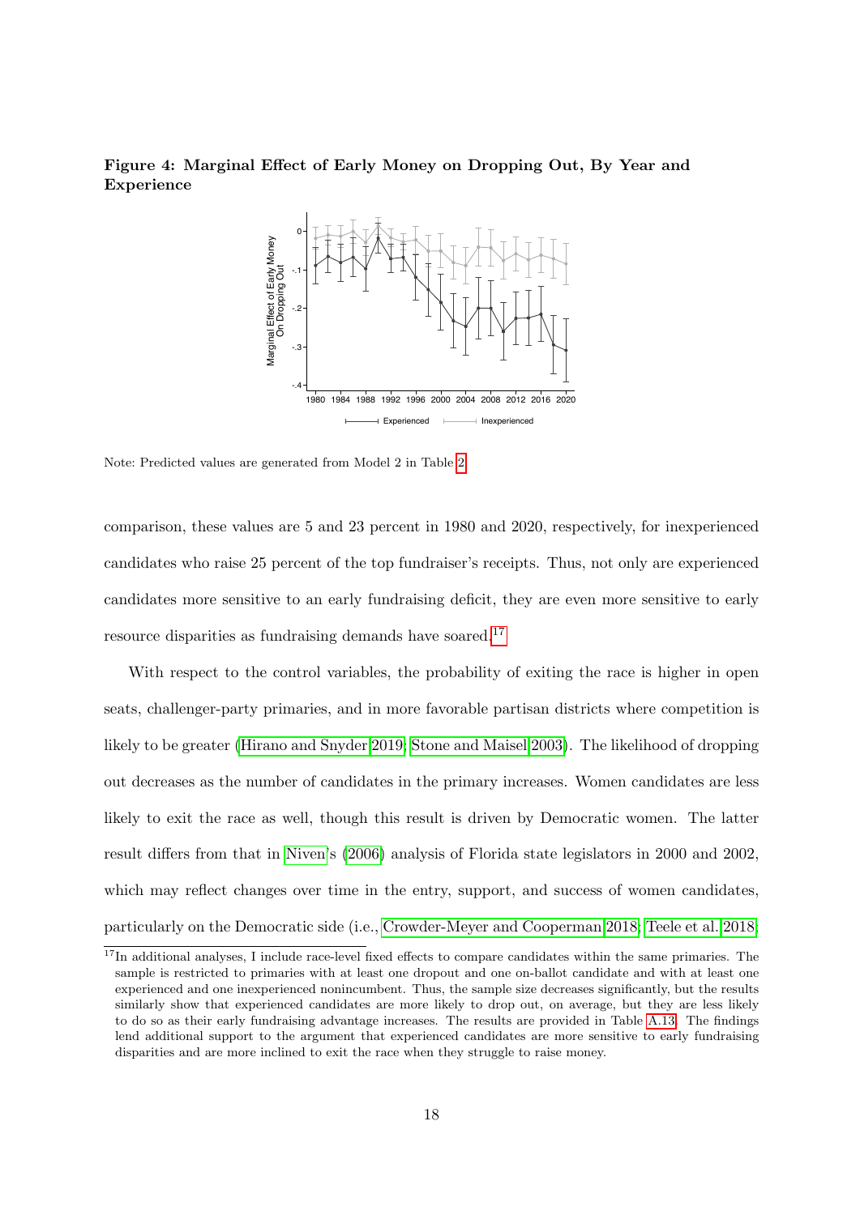**Figure 4: Marginal Effect of Early Money on Dropping Out, By Year and Experience**

Note: Predicted values are generated from Model 2 in Table 2.

comparison, these values are 5 and 23 percent in 1980 and 2020, respectively, for inexperienced candidates who raise 25 percent of the top fundraiser's receipts. Thus, not only are experienced candidates more sensitive to an early fundraising deficit, they are even more sensitive to early resource disparities as fundraising demands have soared.[17]

With respect to the control variables, the probability of exiting the race is higher in open seats, challenger-party primaries, and in more favorable partisan districts where competition is likely to be greater (Hirano and Snyder 2019; Stone and Maisel 2003). The likelihood of dropping out decreases as the number of candidates in the primary increases. Women candidates are less likely to exit the race as well, though this result is driven by Democratic women. The latter result differs from that in Niven's (2006) analysis of Florida state legislators in 2000 and 2002, which may reflect changes over time in the entry, support, and success of women candidates, particularly on the Democratic side (i.e., Crowder-Meyer and Cooperman 2018; Teele et al. 2018;

[17] In additional analyses, I include race-level fixed effects to compare candidates within the same primaries. The sample is restricted to primaries with at least one dropout and one on-ballot candidate and with at least one experienced and one inexperienced nonincumbent. Thus, the sample size decreases significantly, but the results similarly show that experienced candidates are more likely to drop out, on average, but they are less likely to do so as their early fundraising advantage increases. The results are provided in Table A.13. The findings lend additional support to the argument that experienced candidates are more sensitive to early fundraising disparities and are more inclined to exit the race when they struggle to raise money.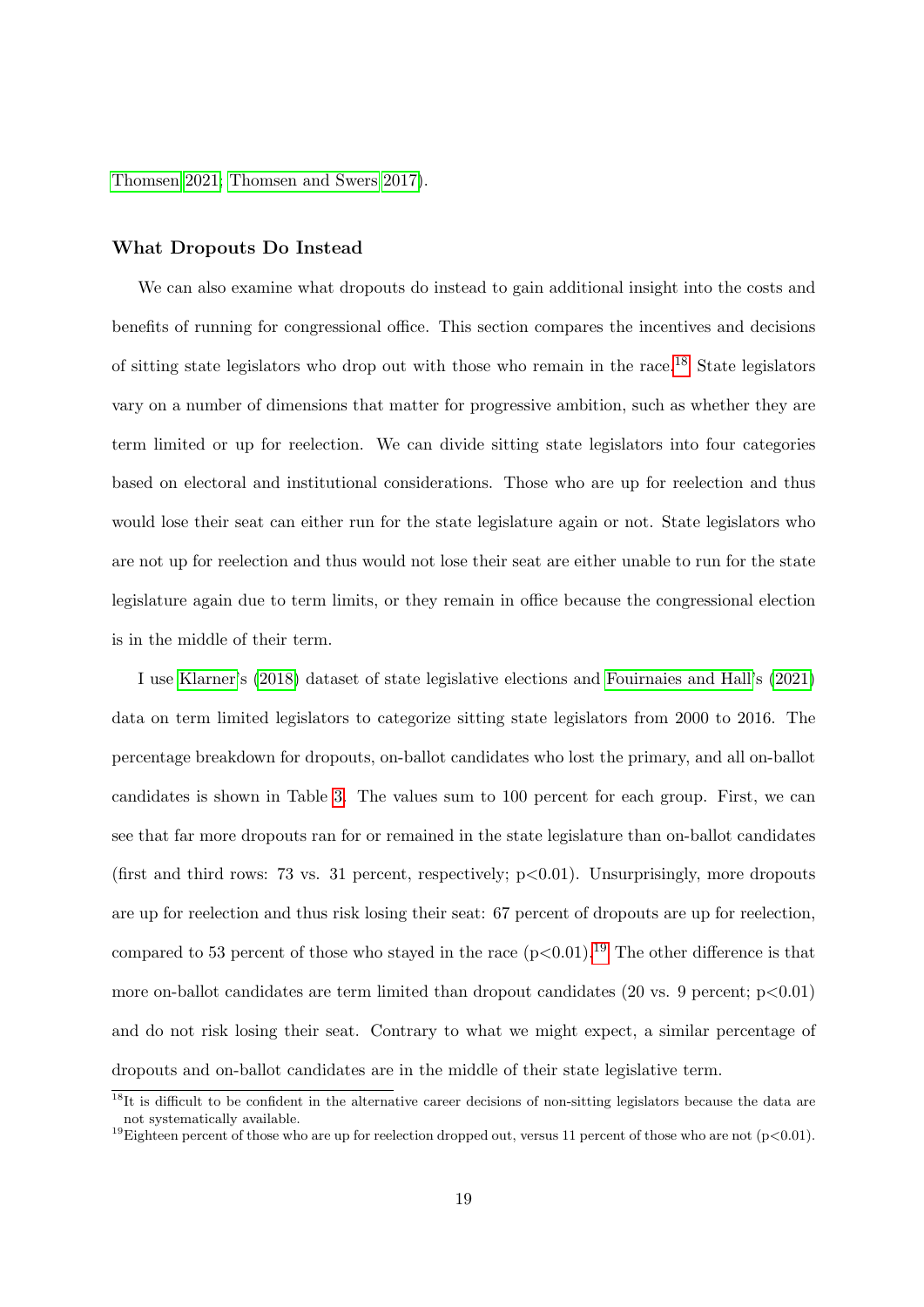Thomsen 2021; Thomsen and Swers 2017).

### What Dropouts Do Instead

We can also examine what dropouts do instead to gain additional insight into the costs and benefits of running for congressional office. This section compares the incentives and decisions of sitting state legislators who drop out with those who remain in the race.[18] State legislators vary on a number of dimensions that matter for progressive ambition, such as whether they are term limited or up for reelection. We can divide sitting state legislators into four categories based on electoral and institutional considerations. Those who are up for reelection and thus would lose their seat can either run for the state legislature again or not. State legislators who are not up for reelection and thus would not lose their seat are either unable to run for the state legislature again due to term limits, or they remain in office because the congressional election is in the middle of their term.

I use Klarner's (2018) dataset of state legislative elections and Fouirnaies and Hall's (2021) data on term limited legislators to categorize sitting state legislators from 2000 to 2016. The percentage breakdown for dropouts, on-ballot candidates who lost the primary, and all on-ballot candidates is shown in Table 3. The values sum to 100 percent for each group. First, we can see that far more dropouts ran for or remained in the state legislature than on-ballot candidates (first and third rows: 73 vs. 31 percent, respectively; $p<0.01$). Unsurprisingly, more dropouts are up for reelection and thus risk losing their seat: 67 percent of dropouts are up for reelection, compared to 53 percent of those who stayed in the race ($p<0.01$).[19] The other difference is that more on-ballot candidates are term limited than dropout candidates (20 vs. 9 percent; $p<0.01$) and do not risk losing their seat. Contrary to what we might expect, a similar percentage of dropouts and on-ballot candidates are in the middle of their state legislative term.

---

[18] It is difficult to be confident in the alternative career decisions of non-sitting legislators because the data are not systematically available.

[19] Eighteen percent of those who are up for reelection dropped out, versus 11 percent of those who are not ($p<0.01$).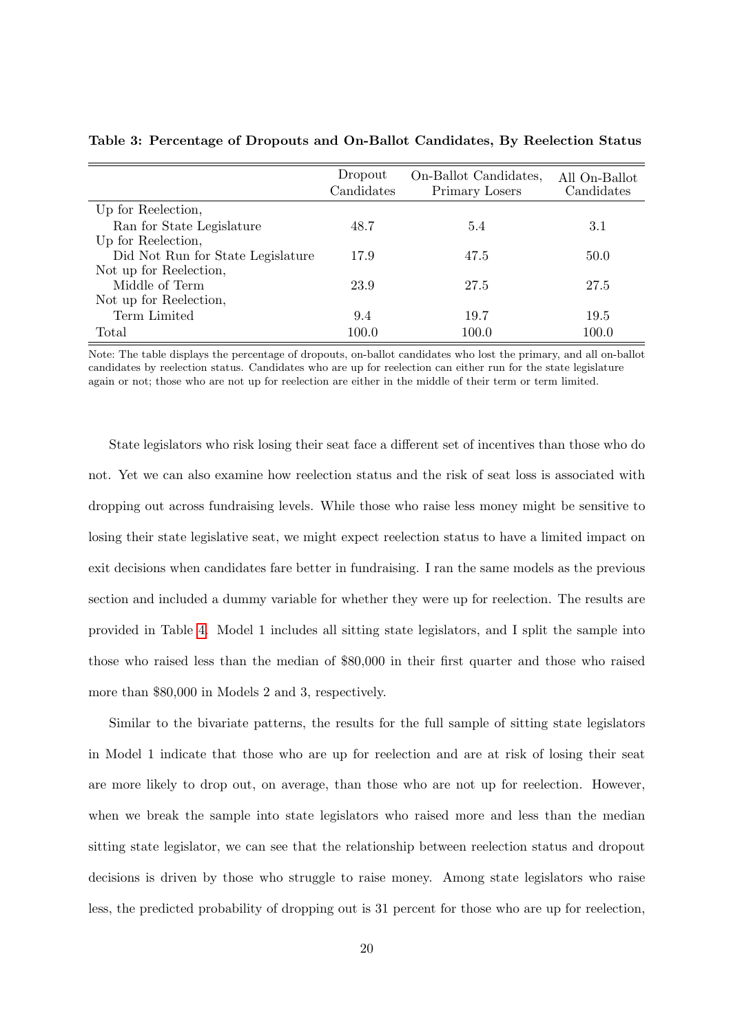**Table 3: Percentage of Dropouts and On-Ballot Candidates, By Reelection Status**

| | Dropout Candidates | On-Ballot Candidates, Primary Losers | All On-Ballot Candidates |
|---|---|---|---|
| Up for Reelection, Ran for State Legislature | 48.7 | 5.4 | 3.1 |
| Up for Reelection, Did Not Run for State Legislature | 17.9 | 47.5 | 50.0 |
| Not up for Reelection, Middle of Term | 23.9 | 27.5 | 27.5 |
| Not up for Reelection, Term Limited | 9.4 | 19.7 | 19.5 |
| Total | 100.0 | 100.0 | 100.0 |

Note: The table displays the percentage of dropouts, on-ballot candidates who lost the primary, and all on-ballot candidates by reelection status. Candidates who are up for reelection can either run for the state legislature again or not; those who are not up for reelection are either in the middle of their term or term limited.

State legislators who risk losing their seat face a different set of incentives than those who do not. Yet we can also examine how reelection status and the risk of seat loss is associated with dropping out across fundraising levels. While those who raise less money might be sensitive to losing their state legislative seat, we might expect reelection status to have a limited impact on exit decisions when candidates fare better in fundraising. I ran the same models as the previous section and included a dummy variable for whether they were up for reelection. The results are provided in Table 4. Model 1 includes all sitting state legislators, and I split the sample into those who raised less than the median of $80,000 in their first quarter and those who raised more than $80,000 in Models 2 and 3, respectively.

Similar to the bivariate patterns, the results for the full sample of sitting state legislators in Model 1 indicate that those who are up for reelection and are at risk of losing their seat are more likely to drop out, on average, than those who are not up for reelection. However, when we break the sample into state legislators who raised more and less than the median sitting state legislator, we can see that the relationship between reelection status and dropout decisions is driven by those who struggle to raise money. Among state legislators who raise less, the predicted probability of dropping out is 31 percent for those who are up for reelection,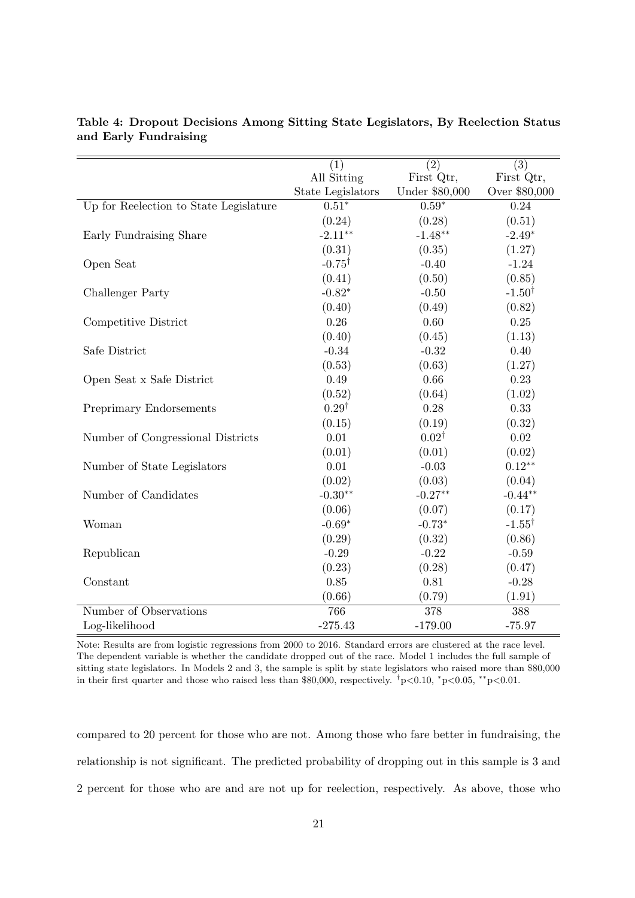**Table 4: Dropout Decisions Among Sitting State Legislators, By Reelection Status and Early Fundraising**

| | (1) | (2) | (3) |
|---|---|---|---|
| | All Sitting State Legislators | First Qtr, Under $80,000 | First Qtr, Over $80,000 |
| Up for Reelection to State Legislature | $0.51^{*}$ | $0.59^{*}$ | 0.24 |
| | (0.24) | (0.28) | (0.51) |
| Early Fundraising Share | $-2.11^{**}$ | $-1.48^{**}$ | $-2.49^{*}$ |
| | (0.31) | (0.35) | (1.27) |
| Open Seat | $-0.75^{\dagger}$ | -0.40 | -1.24 |
| | (0.41) | (0.50) | (0.85) |
| Challenger Party | $-0.82^{*}$ | -0.50 | $-1.50^{\dagger}$ |
| | (0.40) | (0.49) | (0.82) |
| Competitive District | 0.26 | 0.60 | 0.25 |
| | (0.40) | (0.45) | (1.13) |
| Safe District | -0.34 | -0.32 | 0.40 |
| | (0.53) | (0.63) | (1.27) |
| Open Seat x Safe District | 0.49 | 0.66 | 0.23 |
| | (0.52) | (0.64) | (1.02) |
| Preprimary Endorsements | $0.29^{\dagger}$ | 0.28 | 0.33 |
| | (0.15) | (0.19) | (0.32) |
| Number of Congressional Districts | 0.01 | $0.02^{\dagger}$ | 0.02 |
| | (0.01) | (0.01) | (0.02) |
| Number of State Legislators | 0.01 | -0.03 | $0.12^{**}$ |
| | (0.02) | (0.03) | (0.04) |
| Number of Candidates | $-0.30^{**}$ | $-0.27^{**}$ | $-0.44^{**}$ |
| | (0.06) | (0.07) | (0.17) |
| Woman | $-0.69^{*}$ | $-0.73^{*}$ | $-1.55^{\dagger}$ |
| | (0.29) | (0.32) | (0.86) |
| Republican | -0.29 | -0.22 | -0.59 |
| | (0.23) | (0.28) | (0.47) |
| Constant | 0.85 | 0.81 | -0.28 |
| | (0.66) | (0.79) | (1.91) |
| Number of Observations | 766 | 378 | 388 |
| Log-likelihood | -275.43 | -179.00 | -75.97 |

Note: Results are from logistic regressions from 2000 to 2016. Standard errors are clustered at the race level. The dependent variable is whether the candidate dropped out of the race. Model 1 includes the full sample of sitting state legislators. In Models 2 and 3, the sample is split by state legislators who raised more than $80,000 in their first quarter and those who raised less than $80,000, respectively. $^{\dagger}p<0.10$, $^{*}p<0.05$, $^{**}p<0.01$.

compared to 20 percent for those who are not. Among those who fare better in fundraising, the relationship is not significant. The predicted probability of dropping out in this sample is 3 and 2 percent for those who are and are not up for reelection, respectively. As above, those who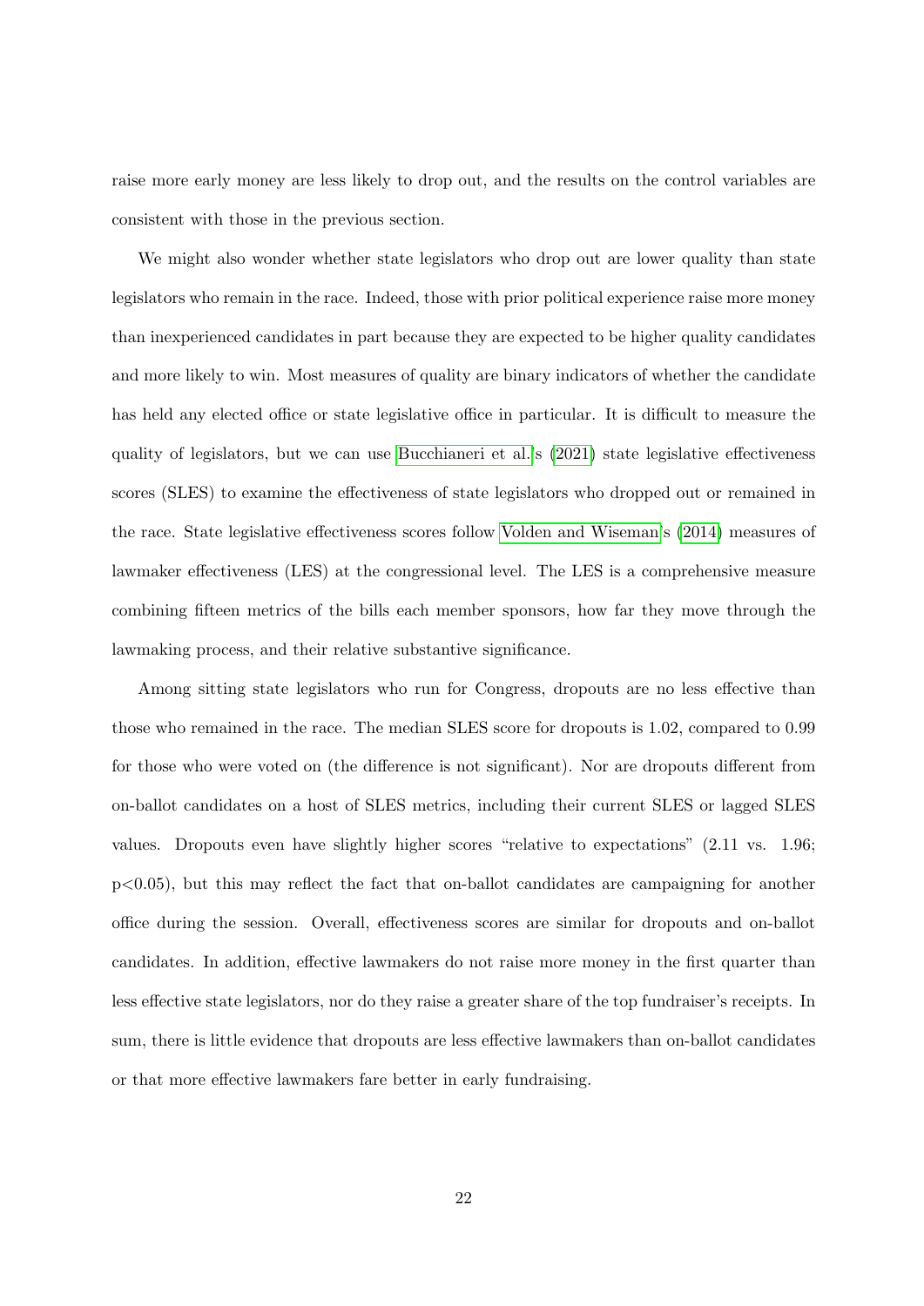raise more early money are less likely to drop out, and the results on the control variables are consistent with those in the previous section.

We might also wonder whether state legislators who drop out are lower quality than state legislators who remain in the race. Indeed, those with prior political experience raise more money than inexperienced candidates in part because they are expected to be higher quality candidates and more likely to win. Most measures of quality are binary indicators of whether the candidate has held any elected office or state legislative office in particular. It is difficult to measure the quality of legislators, but we can use Bucchianeri et al.'s (2021) state legislative effectiveness scores (SLES) to examine the effectiveness of state legislators who dropped out or remained in the race. State legislative effectiveness scores follow Volden and Wiseman's (2014) measures of lawmaker effectiveness (LES) at the congressional level. The LES is a comprehensive measure combining fifteen metrics of the bills each member sponsors, how far they move through the lawmaking process, and their relative substantive significance.

Among sitting state legislators who run for Congress, dropouts are no less effective than those who remained in the race. The median SLES score for dropouts is 1.02, compared to 0.99 for those who were voted on (the difference is not significant). Nor are dropouts different from on-ballot candidates on a host of SLES metrics, including their current SLES or lagged SLES values. Dropouts even have slightly higher scores "relative to expectations" (2.11 vs. 1.96; $p<0.05$), but this may reflect the fact that on-ballot candidates are campaigning for another office during the session. Overall, effectiveness scores are similar for dropouts and on-ballot candidates. In addition, effective lawmakers do not raise more money in the first quarter than less effective state legislators, nor do they raise a greater share of the top fundraiser's receipts. In sum, there is little evidence that dropouts are less effective lawmakers than on-ballot candidates or that more effective lawmakers fare better in early fundraising.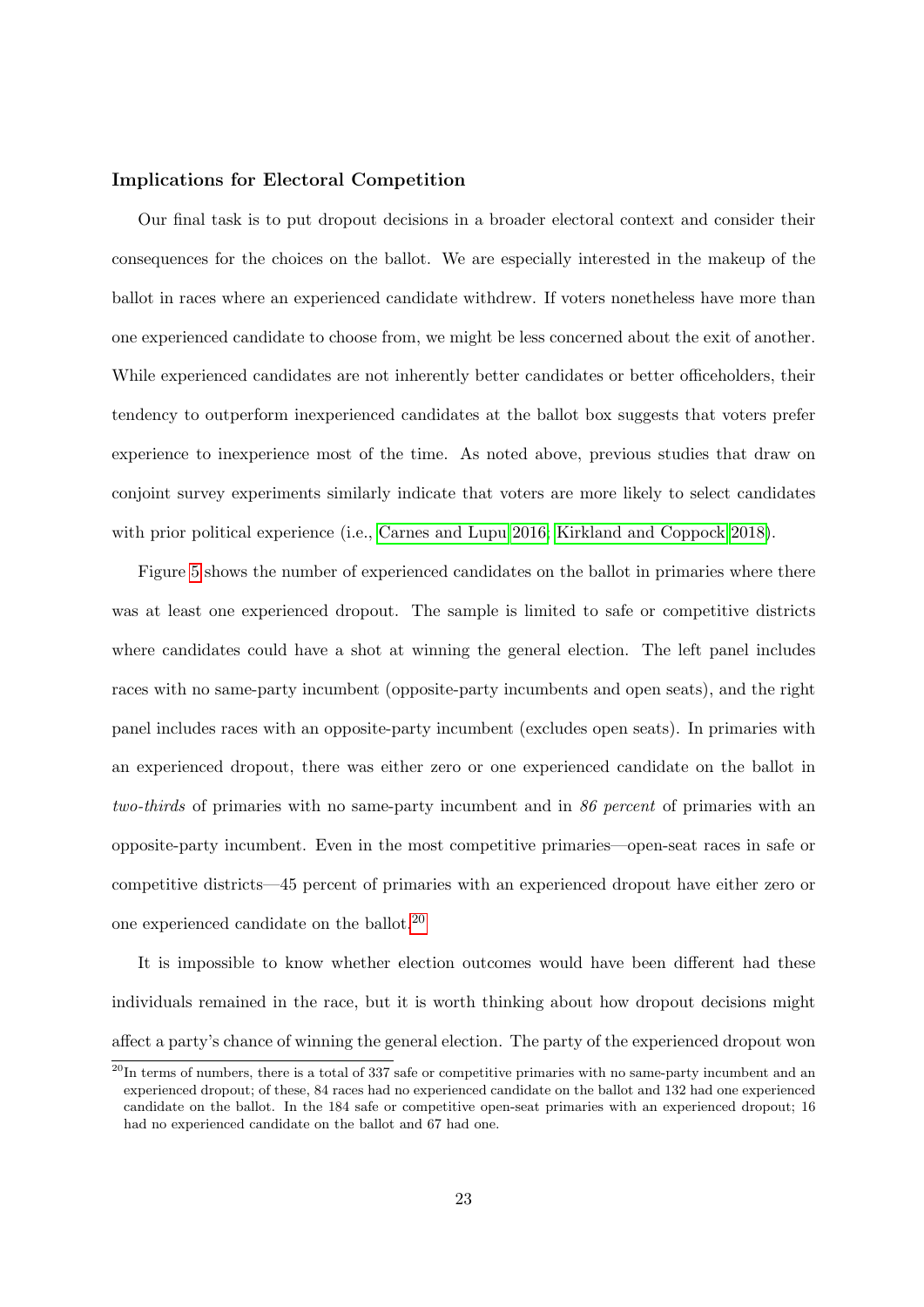### Implications for Electoral Competition

Our final task is to put dropout decisions in a broader electoral context and consider their consequences for the choices on the ballot. We are especially interested in the makeup of the ballot in races where an experienced candidate withdrew. If voters nonetheless have more than one experienced candidate to choose from, we might be less concerned about the exit of another. While experienced candidates are not inherently better candidates or better officeholders, their tendency to outperform inexperienced candidates at the ballot box suggests that voters prefer experience to inexperience most of the time. As noted above, previous studies that draw on conjoint survey experiments similarly indicate that voters are more likely to select candidates with prior political experience (i.e., Carnes and Lupu 2016; Kirkland and Coppock 2018).

Figure 5 shows the number of experienced candidates on the ballot in primaries where there was at least one experienced dropout. The sample is limited to safe or competitive districts where candidates could have a shot at winning the general election. The left panel includes races with no same-party incumbent (opposite-party incumbents and open seats), and the right panel includes races with an opposite-party incumbent (excludes open seats). In primaries with an experienced dropout, there was either zero or one experienced candidate on the ballot in *two-thirds* of primaries with no same-party incumbent and in *86 percent* of primaries with an opposite-party incumbent. Even in the most competitive primaries—open-seat races in safe or competitive districts—45 percent of primaries with an experienced dropout have either zero or one experienced candidate on the ballot.[20]

It is impossible to know whether election outcomes would have been different had these individuals remained in the race, but it is worth thinking about how dropout decisions might affect a party's chance of winning the general election. The party of the experienced dropout won

[20]In terms of numbers, there is a total of 337 safe or competitive primaries with no same-party incumbent and an experienced dropout; of these, 84 races had no experienced candidate on the ballot and 132 had one experienced candidate on the ballot. In the 184 safe or competitive open-seat primaries with an experienced dropout; 16 had no experienced candidate on the ballot and 67 had one.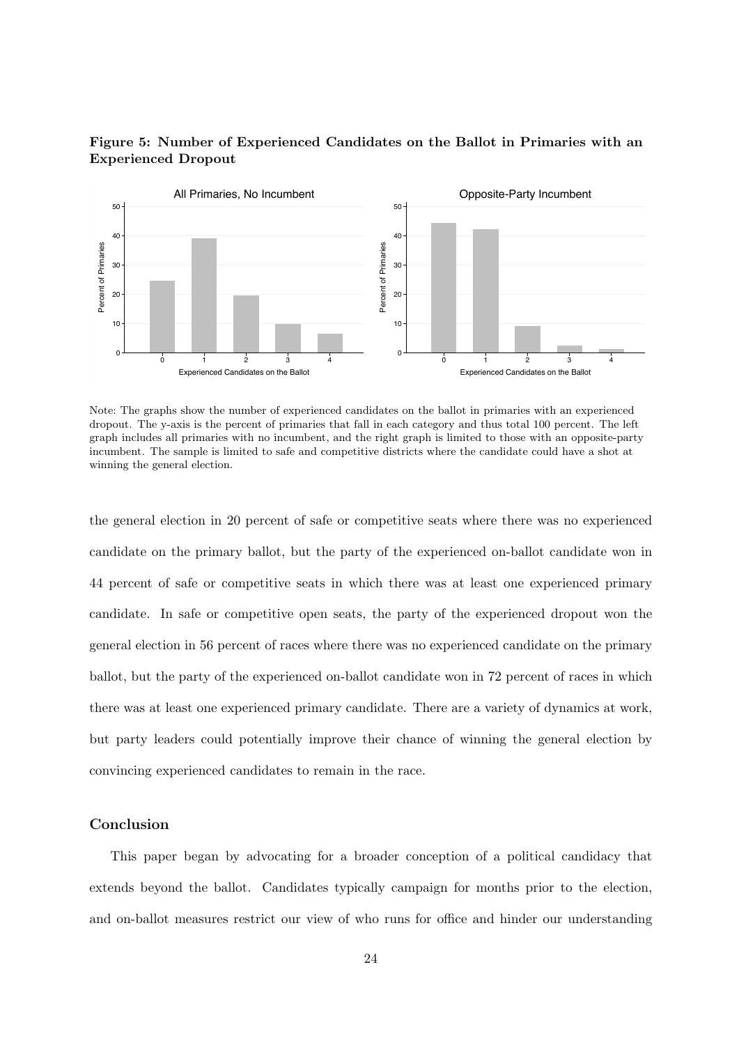**Figure 5: Number of Experienced Candidates on the Ballot in Primaries with an Experienced Dropout**

Note: The graphs show the number of experienced candidates on the ballot in primaries with an experienced dropout. The y-axis is the percent of primaries that fall in each category and thus total 100 percent. The left graph includes all primaries with no incumbent, and the right graph is limited to those with an opposite-party incumbent. The sample is limited to safe and competitive districts where the candidate could have a shot at winning the general election.

the general election in 20 percent of safe or competitive seats where there was no experienced candidate on the primary ballot, but the party of the experienced on-ballot candidate won in 44 percent of safe or competitive seats in which there was at least one experienced primary candidate. In safe or competitive open seats, the party of the experienced dropout won the general election in 56 percent of races where there was no experienced candidate on the primary ballot, but the party of the experienced on-ballot candidate won in 72 percent of races in which there was at least one experienced primary candidate. There are a variety of dynamics at work, but party leaders could potentially improve their chance of winning the general election by convincing experienced candidates to remain in the race.

## Conclusion

This paper began by advocating for a broader conception of a political candidacy that extends beyond the ballot. Candidates typically campaign for months prior to the election, and on-ballot measures restrict our view of who runs for office and hinder our understanding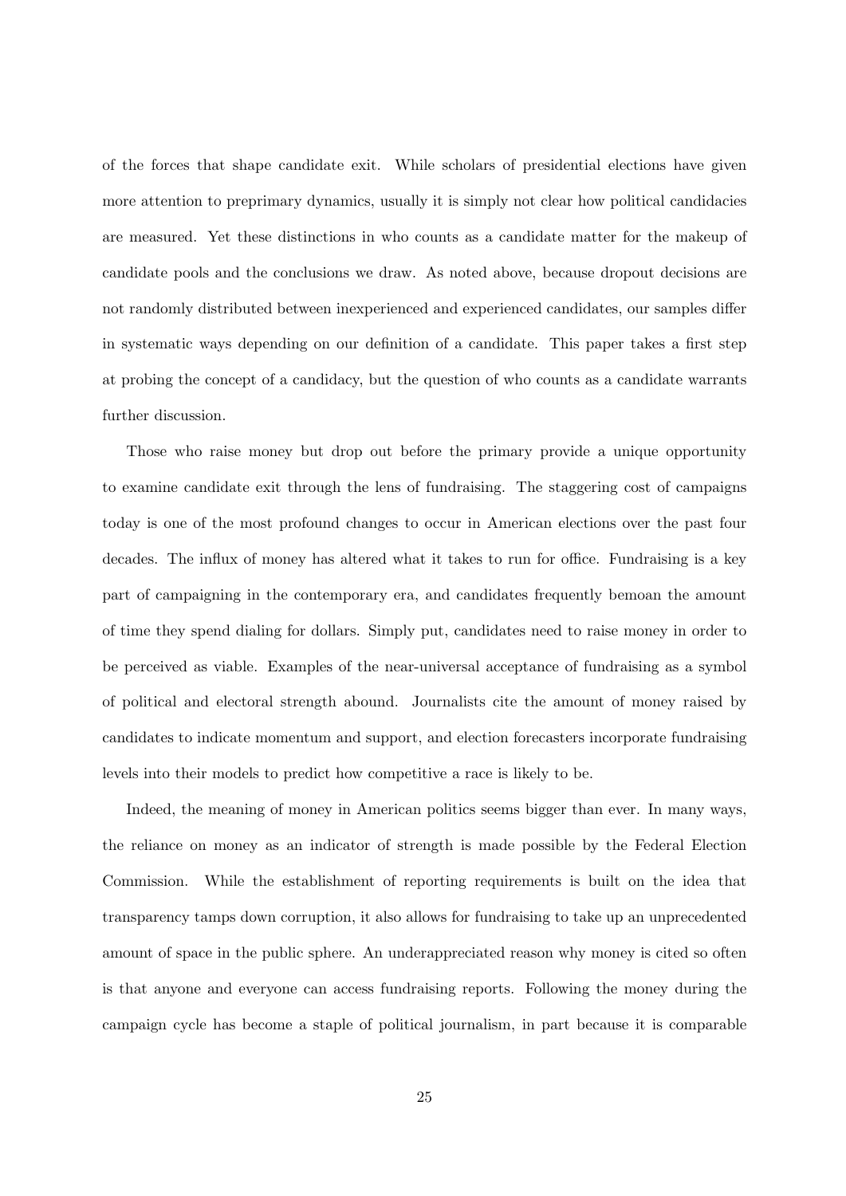of the forces that shape candidate exit. While scholars of presidential elections have given more attention to preprimary dynamics, usually it is simply not clear how political candidacies are measured. Yet these distinctions in who counts as a candidate matter for the makeup of candidate pools and the conclusions we draw. As noted above, because dropout decisions are not randomly distributed between inexperienced and experienced candidates, our samples differ in systematic ways depending on our definition of a candidate. This paper takes a first step at probing the concept of a candidacy, but the question of who counts as a candidate warrants further discussion.

Those who raise money but drop out before the primary provide a unique opportunity to examine candidate exit through the lens of fundraising. The staggering cost of campaigns today is one of the most profound changes to occur in American elections over the past four decades. The influx of money has altered what it takes to run for office. Fundraising is a key part of campaigning in the contemporary era, and candidates frequently bemoan the amount of time they spend dialing for dollars. Simply put, candidates need to raise money in order to be perceived as viable. Examples of the near-universal acceptance of fundraising as a symbol of political and electoral strength abound. Journalists cite the amount of money raised by candidates to indicate momentum and support, and election forecasters incorporate fundraising levels into their models to predict how competitive a race is likely to be.

Indeed, the meaning of money in American politics seems bigger than ever. In many ways, the reliance on money as an indicator of strength is made possible by the Federal Election Commission. While the establishment of reporting requirements is built on the idea that transparency tamps down corruption, it also allows for fundraising to take up an unprecedented amount of space in the public sphere. An underappreciated reason why money is cited so often is that anyone and everyone can access fundraising reports. Following the money during the campaign cycle has become a staple of political journalism, in part because it is comparable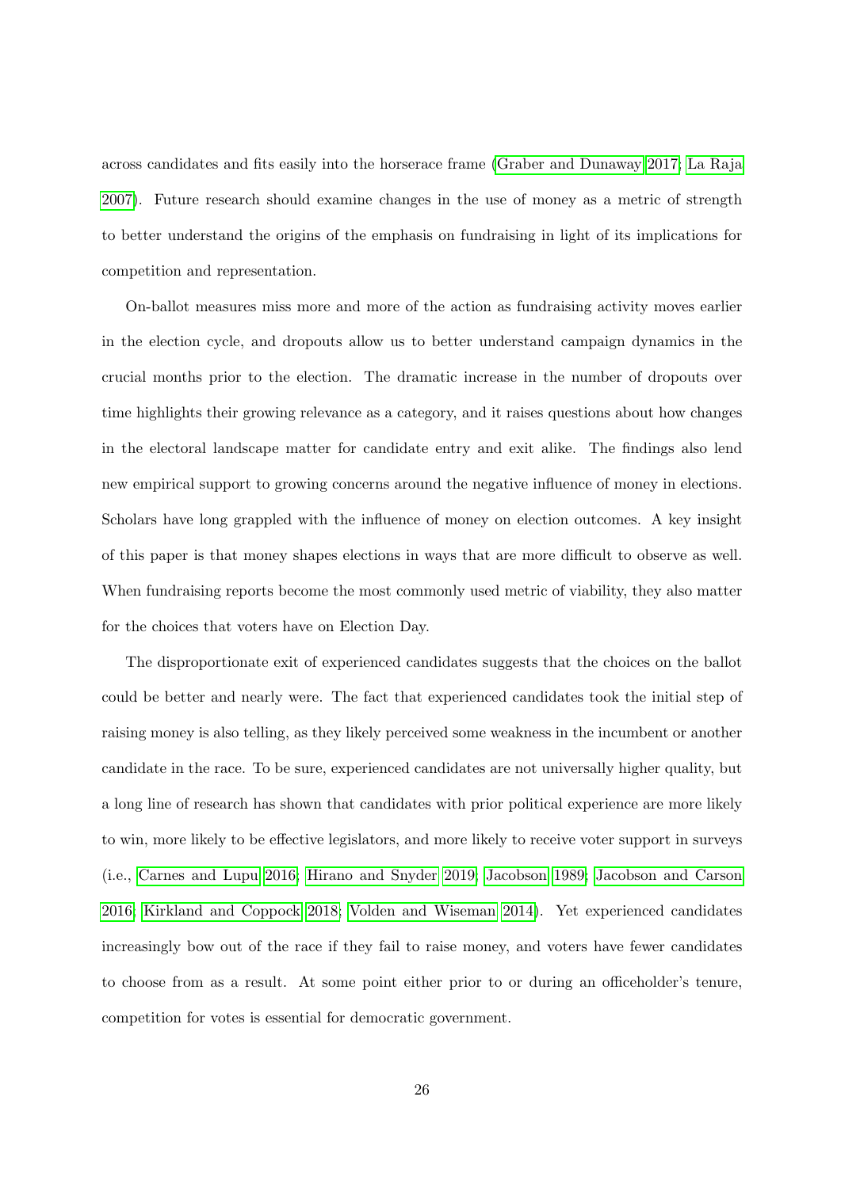across candidates and fits easily into the horserace frame (Graber and Dunaway 2017; La Raja 2007). Future research should examine changes in the use of money as a metric of strength to better understand the origins of the emphasis on fundraising in light of its implications for competition and representation.

On-ballot measures miss more and more of the action as fundraising activity moves earlier in the election cycle, and dropouts allow us to better understand campaign dynamics in the crucial months prior to the election. The dramatic increase in the number of dropouts over time highlights their growing relevance as a category, and it raises questions about how changes in the electoral landscape matter for candidate entry and exit alike. The findings also lend new empirical support to growing concerns around the negative influence of money in elections. Scholars have long grappled with the influence of money on election outcomes. A key insight of this paper is that money shapes elections in ways that are more difficult to observe as well. When fundraising reports become the most commonly used metric of viability, they also matter for the choices that voters have on Election Day.

The disproportionate exit of experienced candidates suggests that the choices on the ballot could be better and nearly were. The fact that experienced candidates took the initial step of raising money is also telling, as they likely perceived some weakness in the incumbent or another candidate in the race. To be sure, experienced candidates are not universally higher quality, but a long line of research has shown that candidates with prior political experience are more likely to win, more likely to be effective legislators, and more likely to receive voter support in surveys (i.e., Carnes and Lupu 2016; Hirano and Snyder 2019; Jacobson 1989; Jacobson and Carson 2016; Kirkland and Coppock 2018; Volden and Wiseman 2014). Yet experienced candidates increasingly bow out of the race if they fail to raise money, and voters have fewer candidates to choose from as a result. At some point either prior to or during an officeholder's tenure, competition for votes is essential for democratic government.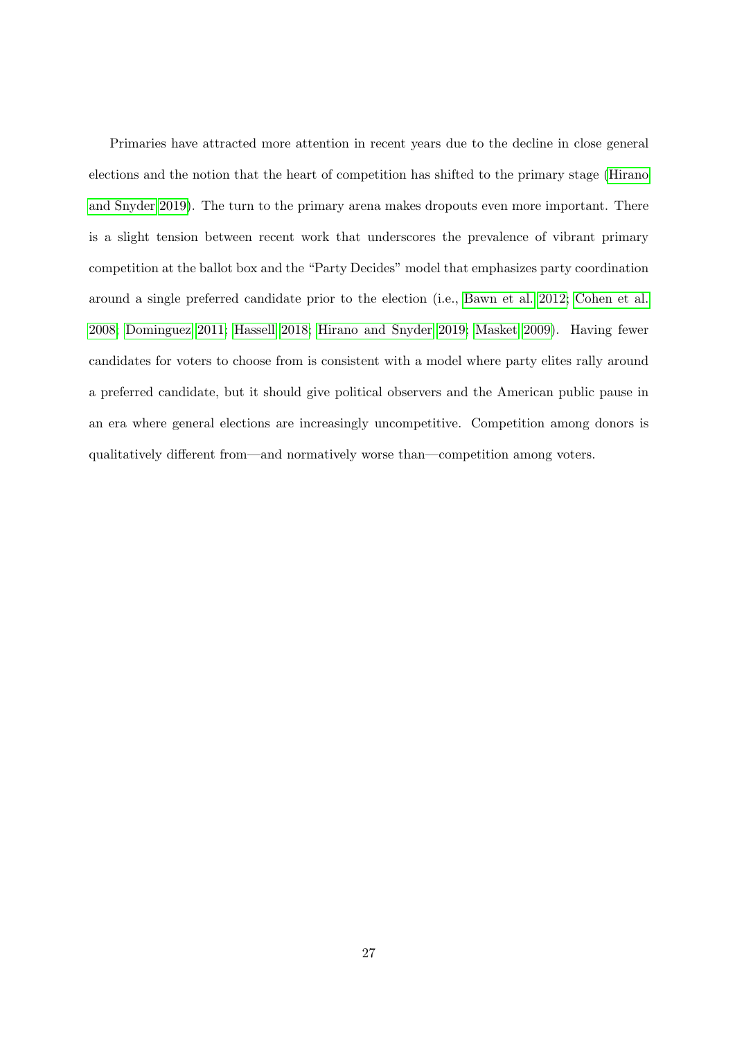Primaries have attracted more attention in recent years due to the decline in close general elections and the notion that the heart of competition has shifted to the primary stage (Hirano and Snyder 2019). The turn to the primary arena makes dropouts even more important. There is a slight tension between recent work that underscores the prevalence of vibrant primary competition at the ballot box and the "Party Decides" model that emphasizes party coordination around a single preferred candidate prior to the election (i.e., Bawn et al. 2012; Cohen et al. 2008; Dominguez 2011; Hassell 2018; Hirano and Snyder 2019; Masket 2009). Having fewer candidates for voters to choose from is consistent with a model where party elites rally around a preferred candidate, but it should give political observers and the American public pause in an era where general elections are increasingly uncompetitive. Competition among donors is qualitatively different from—and normatively worse than—competition among voters.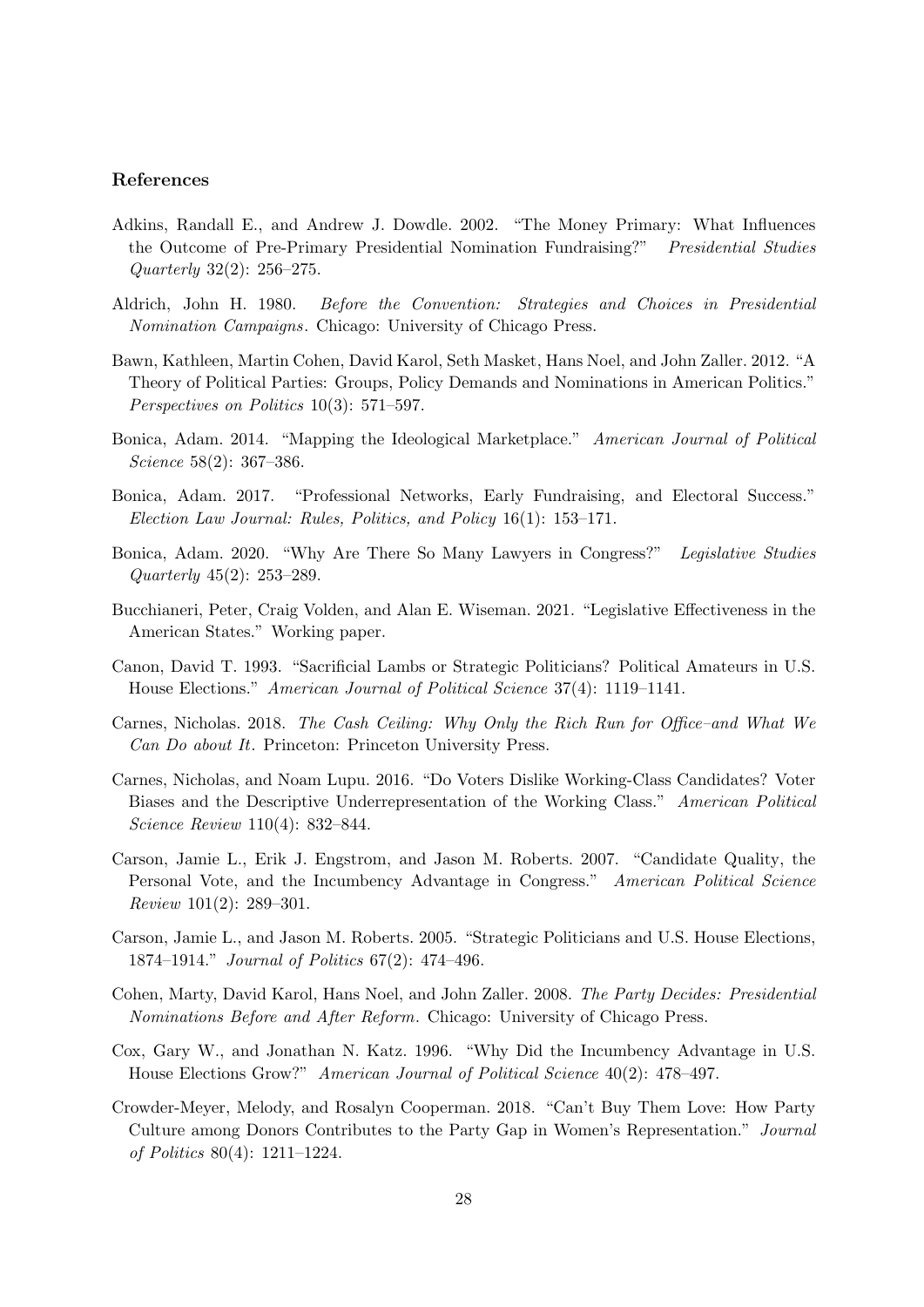### References

Adkins, Randall E., and Andrew J. Dowdle. 2002. "The Money Primary: What Influences the Outcome of Pre-Primary Presidential Nomination Fundraising?" *Presidential Studies Quarterly* 32(2): 256–275.

Aldrich, John H. 1980. *Before the Convention: Strategies and Choices in Presidential Nomination Campaigns*. Chicago: University of Chicago Press.

Bawn, Kathleen, Martin Cohen, David Karol, Seth Masket, Hans Noel, and John Zaller. 2012. "A Theory of Political Parties: Groups, Policy Demands and Nominations in American Politics." *Perspectives on Politics* 10(3): 571–597.

Bonica, Adam. 2014. "Mapping the Ideological Marketplace." *American Journal of Political Science* 58(2): 367–386.

Bonica, Adam. 2017. "Professional Networks, Early Fundraising, and Electoral Success." *Election Law Journal: Rules, Politics, and Policy* 16(1): 153–171.

Bonica, Adam. 2020. "Why Are There So Many Lawyers in Congress?" *Legislative Studies Quarterly* 45(2): 253–289.

Bucchianeri, Peter, Craig Volden, and Alan E. Wiseman. 2021. "Legislative Effectiveness in the American States." Working paper.

Canon, David T. 1993. "Sacrificial Lambs or Strategic Politicians? Political Amateurs in U.S. House Elections." *American Journal of Political Science* 37(4): 1119–1141.

Carnes, Nicholas. 2018. *The Cash Ceiling: Why Only the Rich Run for Office–and What We Can Do about It*. Princeton: Princeton University Press.

Carnes, Nicholas, and Noam Lupu. 2016. "Do Voters Dislike Working-Class Candidates? Voter Biases and the Descriptive Underrepresentation of the Working Class." *American Political Science Review* 110(4): 832–844.

Carson, Jamie L., Erik J. Engstrom, and Jason M. Roberts. 2007. "Candidate Quality, the Personal Vote, and the Incumbency Advantage in Congress." *American Political Science Review* 101(2): 289–301.

Carson, Jamie L., and Jason M. Roberts. 2005. "Strategic Politicians and U.S. House Elections, 1874–1914." *Journal of Politics* 67(2): 474–496.

Cohen, Marty, David Karol, Hans Noel, and John Zaller. 2008. *The Party Decides: Presidential Nominations Before and After Reform*. Chicago: University of Chicago Press.

Cox, Gary W., and Jonathan N. Katz. 1996. "Why Did the Incumbency Advantage in U.S. House Elections Grow?" *American Journal of Political Science* 40(2): 478–497.

Crowder-Meyer, Melody, and Rosalyn Cooperman. 2018. "Can't Buy Them Love: How Party Culture among Donors Contributes to the Party Gap in Women's Representation." *Journal of Politics* 80(4): 1211–1224.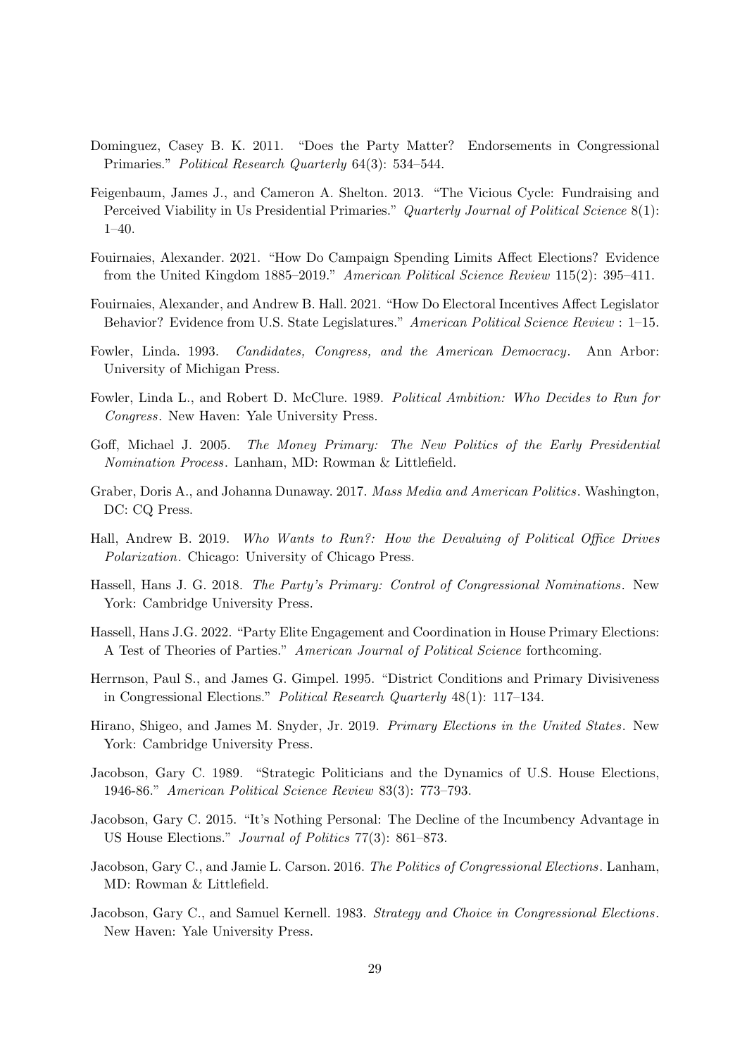Dominguez, Casey B. K. 2011. "Does the Party Matter? Endorsements in Congressional Primaries." *Political Research Quarterly* 64(3): 534–544.

Feigenbaum, James J., and Cameron A. Shelton. 2013. "The Vicious Cycle: Fundraising and Perceived Viability in Us Presidential Primaries." *Quarterly Journal of Political Science* 8(1): 1–40.

Fouirnaies, Alexander. 2021. "How Do Campaign Spending Limits Affect Elections? Evidence from the United Kingdom 1885–2019." *American Political Science Review* 115(2): 395–411.

Fouirnaies, Alexander, and Andrew B. Hall. 2021. "How Do Electoral Incentives Affect Legislator Behavior? Evidence from U.S. State Legislatures." *American Political Science Review* : 1–15.

Fowler, Linda. 1993. *Candidates, Congress, and the American Democracy*. Ann Arbor: University of Michigan Press.

Fowler, Linda L., and Robert D. McClure. 1989. *Political Ambition: Who Decides to Run for Congress*. New Haven: Yale University Press.

Goff, Michael J. 2005. *The Money Primary: The New Politics of the Early Presidential Nomination Process*. Lanham, MD: Rowman & Littlefield.

Graber, Doris A., and Johanna Dunaway. 2017. *Mass Media and American Politics*. Washington, DC: CQ Press.

Hall, Andrew B. 2019. *Who Wants to Run?: How the Devaluing of Political Office Drives Polarization*. Chicago: University of Chicago Press.

Hassell, Hans J. G. 2018. *The Party's Primary: Control of Congressional Nominations*. New York: Cambridge University Press.

Hassell, Hans J.G. 2022. "Party Elite Engagement and Coordination in House Primary Elections: A Test of Theories of Parties." *American Journal of Political Science* forthcoming.

Herrnson, Paul S., and James G. Gimpel. 1995. "District Conditions and Primary Divisiveness in Congressional Elections." *Political Research Quarterly* 48(1): 117–134.

Hirano, Shigeo, and James M. Snyder, Jr. 2019. *Primary Elections in the United States*. New York: Cambridge University Press.

Jacobson, Gary C. 1989. "Strategic Politicians and the Dynamics of U.S. House Elections, 1946-86." *American Political Science Review* 83(3): 773–793.

Jacobson, Gary C. 2015. "It's Nothing Personal: The Decline of the Incumbency Advantage in US House Elections." *Journal of Politics* 77(3): 861–873.

Jacobson, Gary C., and Jamie L. Carson. 2016. *The Politics of Congressional Elections*. Lanham, MD: Rowman & Littlefield.

Jacobson, Gary C., and Samuel Kernell. 1983. *Strategy and Choice in Congressional Elections*. New Haven: Yale University Press.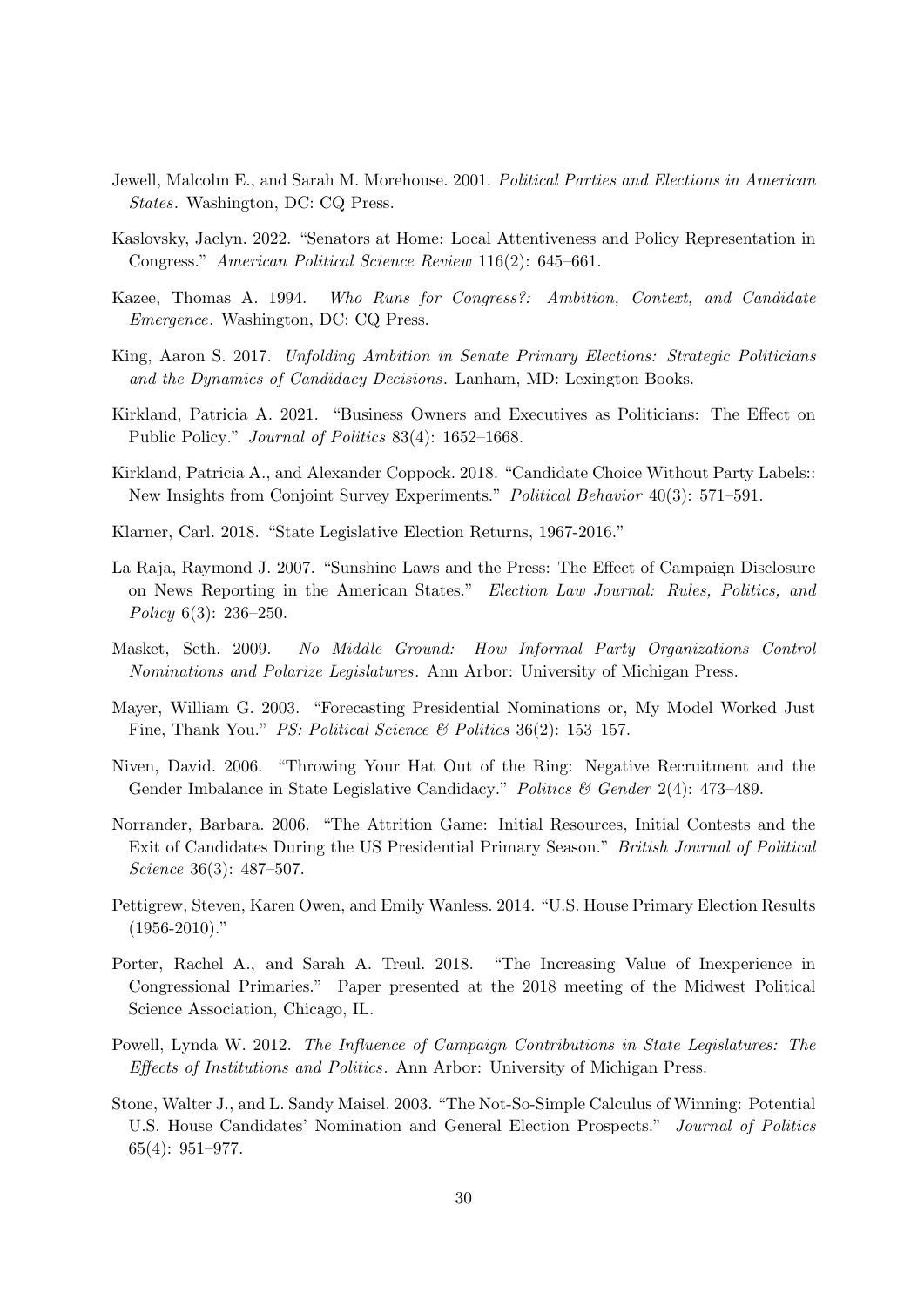Jewell, Malcolm E., and Sarah M. Morehouse. 2001. *Political Parties and Elections in American States*. Washington, DC: CQ Press.

Kaslovsky, Jaclyn. 2022. "Senators at Home: Local Attentiveness and Policy Representation in Congress." *American Political Science Review* 116(2): 645–661.

Kazee, Thomas A. 1994. *Who Runs for Congress?: Ambition, Context, and Candidate Emergence*. Washington, DC: CQ Press.

King, Aaron S. 2017. *Unfolding Ambition in Senate Primary Elections: Strategic Politicians and the Dynamics of Candidacy Decisions*. Lanham, MD: Lexington Books.

Kirkland, Patricia A. 2021. "Business Owners and Executives as Politicians: The Effect on Public Policy." *Journal of Politics* 83(4): 1652–1668.

Kirkland, Patricia A., and Alexander Coppock. 2018. "Candidate Choice Without Party Labels:: New Insights from Conjoint Survey Experiments." *Political Behavior* 40(3): 571–591.

Klarner, Carl. 2018. "State Legislative Election Returns, 1967-2016."

La Raja, Raymond J. 2007. "Sunshine Laws and the Press: The Effect of Campaign Disclosure on News Reporting in the American States." *Election Law Journal: Rules, Politics, and Policy* 6(3): 236–250.

Masket, Seth. 2009. *No Middle Ground: How Informal Party Organizations Control Nominations and Polarize Legislatures*. Ann Arbor: University of Michigan Press.

Mayer, William G. 2003. "Forecasting Presidential Nominations or, My Model Worked Just Fine, Thank You." *PS: Political Science & Politics* 36(2): 153–157.

Niven, David. 2006. "Throwing Your Hat Out of the Ring: Negative Recruitment and the Gender Imbalance in State Legislative Candidacy." *Politics & Gender* 2(4): 473–489.

Norrander, Barbara. 2006. "The Attrition Game: Initial Resources, Initial Contests and the Exit of Candidates During the US Presidential Primary Season." *British Journal of Political Science* 36(3): 487–507.

Pettigrew, Steven, Karen Owen, and Emily Wanless. 2014. "U.S. House Primary Election Results (1956-2010)."

Porter, Rachel A., and Sarah A. Treul. 2018. "The Increasing Value of Inexperience in Congressional Primaries." Paper presented at the 2018 meeting of the Midwest Political Science Association, Chicago, IL.

Powell, Lynda W. 2012. *The Influence of Campaign Contributions in State Legislatures: The Effects of Institutions and Politics*. Ann Arbor: University of Michigan Press.

Stone, Walter J., and L. Sandy Maisel. 2003. "The Not-So-Simple Calculus of Winning: Potential U.S. House Candidates' Nomination and General Election Prospects." *Journal of Politics* 65(4): 951–977.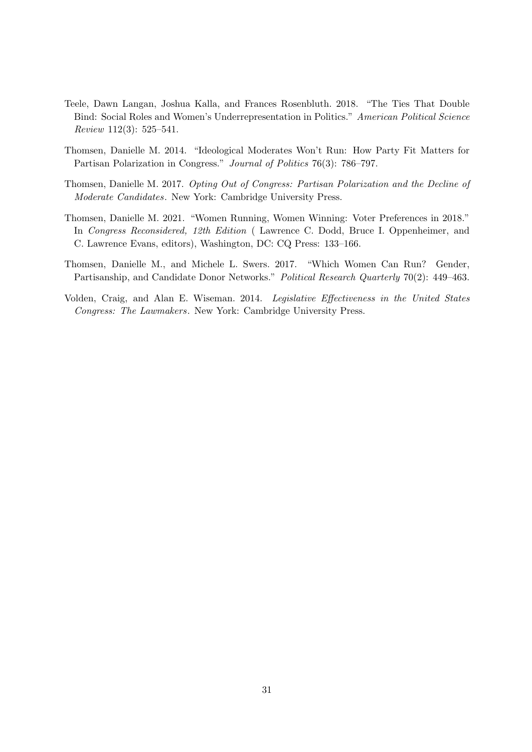Teele, Dawn Langan, Joshua Kalla, and Frances Rosenbluth. 2018. "The Ties That Double Bind: Social Roles and Women's Underrepresentation in Politics." *American Political Science Review* 112(3): 525–541.

Thomsen, Danielle M. 2014. "Ideological Moderates Won't Run: How Party Fit Matters for Partisan Polarization in Congress." *Journal of Politics* 76(3): 786–797.

Thomsen, Danielle M. 2017. *Opting Out of Congress: Partisan Polarization and the Decline of Moderate Candidates*. New York: Cambridge University Press.

Thomsen, Danielle M. 2021. "Women Running, Women Winning: Voter Preferences in 2018." In *Congress Reconsidered, 12th Edition* ( Lawrence C. Dodd, Bruce I. Oppenheimer, and C. Lawrence Evans, editors), Washington, DC: CQ Press: 133–166.

Thomsen, Danielle M., and Michele L. Swers. 2017. "Which Women Can Run? Gender, Partisanship, and Candidate Donor Networks." *Political Research Quarterly* 70(2): 449–463.

Volden, Craig, and Alan E. Wiseman. 2014. *Legislative Effectiveness in the United States Congress: The Lawmakers*. New York: Cambridge University Press.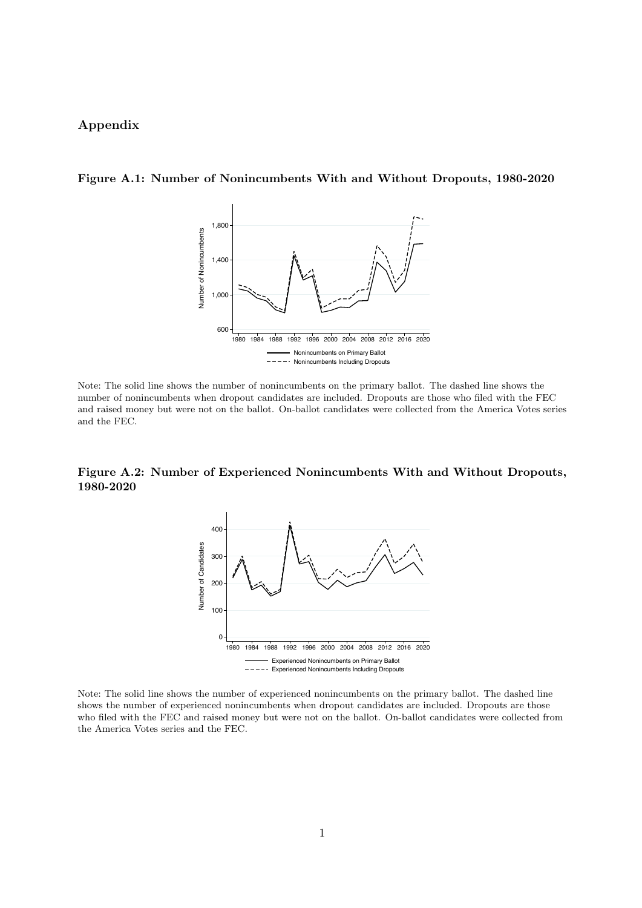# Appendix

**Figure A.1: Number of Nonincumbents With and Without Dropouts, 1980-2020**

Note: The solid line shows the number of nonincumbents on the primary ballot. The dashed line shows the number of nonincumbents when dropout candidates are included. Dropouts are those who filed with the FEC and raised money but were not on the ballot. On-ballot candidates were collected from the America Votes series and the FEC.

**Figure A.2: Number of Experienced Nonincumbents With and Without Dropouts, 1980-2020**

Note: The solid line shows the number of experienced nonincumbents on the primary ballot. The dashed line shows the number of experienced nonincumbents when dropout candidates are included. Dropouts are those who filed with the FEC and raised money but were not on the ballot. On-ballot candidates were collected from the America Votes series and the FEC.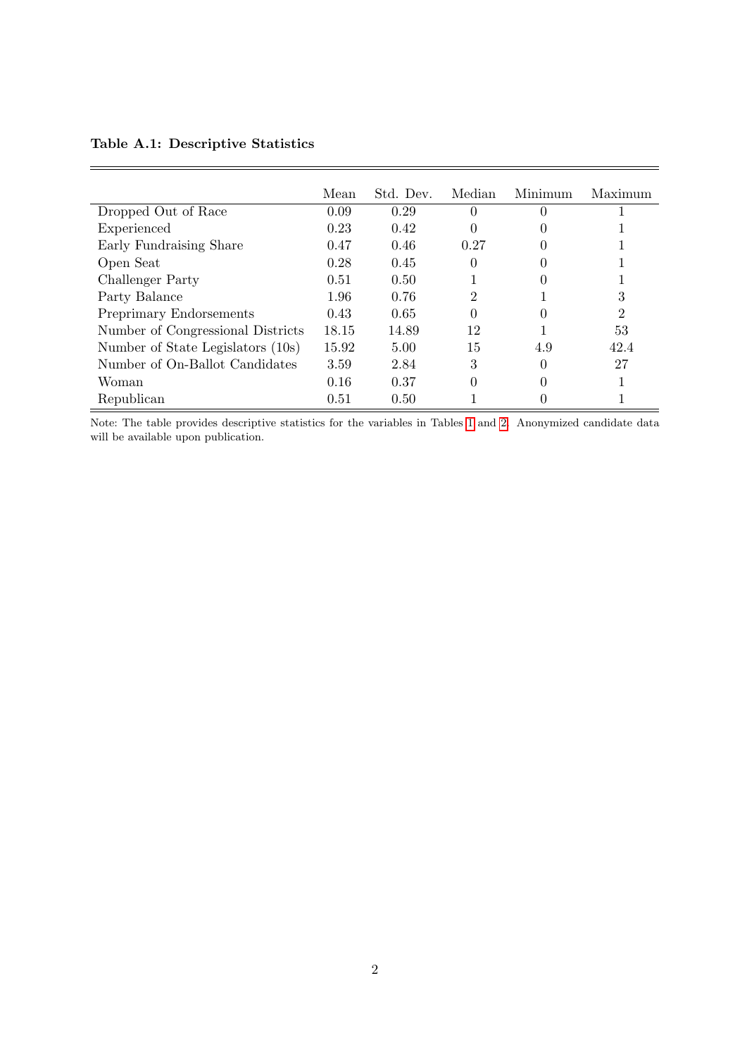**Table A.1: Descriptive Statistics**

| | Mean | Std. Dev. | Median | Minimum | Maximum |
|---|---|---|---|---|---|
| Dropped Out of Race | 0.09 | 0.29 | 0 | 0 | 1 |
| Experienced | 0.23 | 0.42 | 0 | 0 | 1 |
| Early Fundraising Share | 0.47 | 0.46 | 0.27 | 0 | 1 |
| Open Seat | 0.28 | 0.45 | 0 | 0 | 1 |
| Challenger Party | 0.51 | 0.50 | 1 | 0 | 1 |
| Party Balance | 1.96 | 0.76 | 2 | 1 | 3 |
| Preprimary Endorsements | 0.43 | 0.65 | 0 | 0 | 2 |
| Number of Congressional Districts | 18.15 | 14.89 | 12 | 1 | 53 |
| Number of State Legislators (10s) | 15.92 | 5.00 | 15 | 4.9 | 42.4 |
| Number of On-Ballot Candidates | 3.59 | 2.84 | 3 | 0 | 27 |
| Woman | 0.16 | 0.37 | 0 | 0 | 1 |
| Republican | 0.51 | 0.50 | 1 | 0 | 1 |

Note: The table provides descriptive statistics for the variables in Tables 1 and 2. Anonymized candidate data will be available upon publication.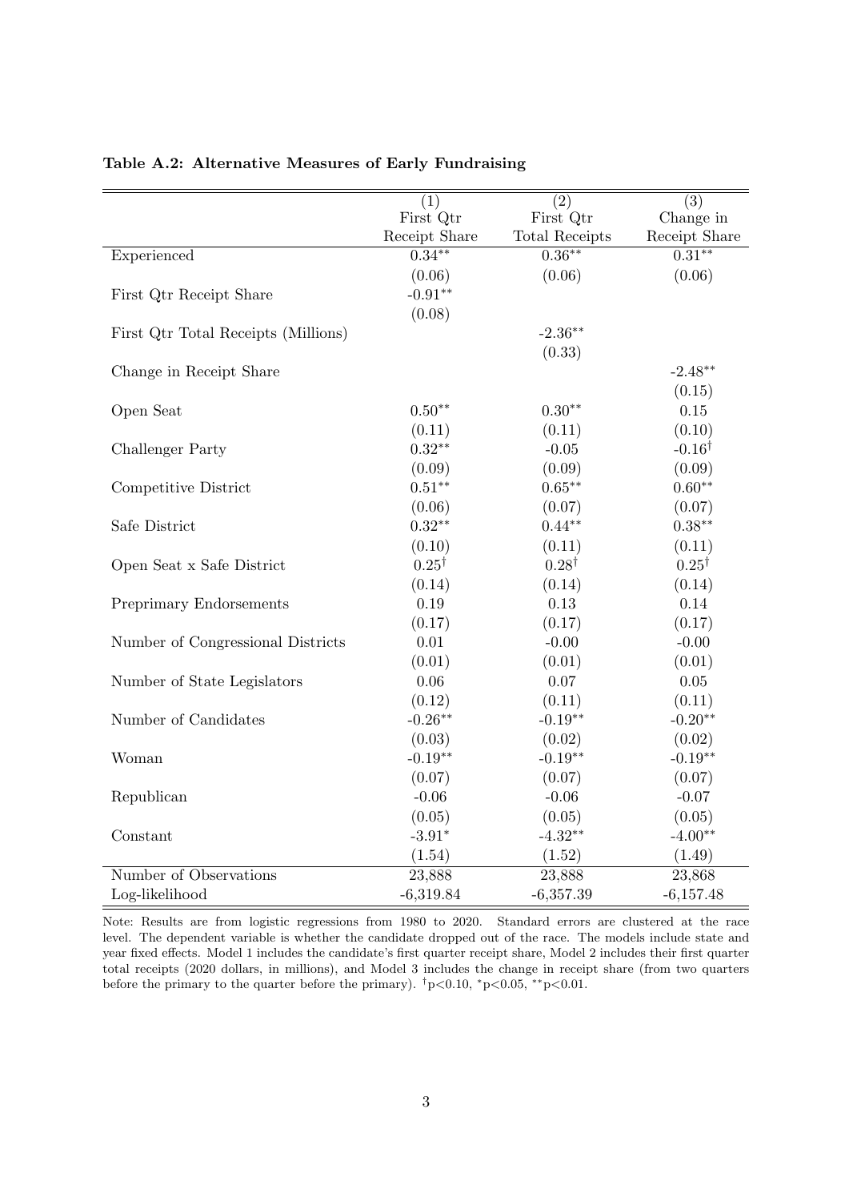**Table A.2: Alternative Measures of Early Fundraising**

| | (1) First Qtr Receipt Share | (2) First Qtr Total Receipts | (3) Change in Receipt Share |
|---|---|---|---|
| Experienced | $0.34^{**}$ | $0.36^{**}$ | $0.31^{**}$ |
| | (0.06) | (0.06) | (0.06) |
| First Qtr Receipt Share | $-0.91^{**}$ | | |
| | (0.08) | | |
| First Qtr Total Receipts (Millions) | | $-2.36^{**}$ | |
| | | (0.33) | |
| Change in Receipt Share | | | $-2.48^{**}$ |
| | | | (0.15) |
| Open Seat | $0.50^{**}$ | $0.30^{**}$ | 0.15 |
| | (0.11) | (0.11) | (0.10) |
| Challenger Party | $0.32^{**}$ | -0.05 | $-0.16^{\dagger}$ |
| | (0.09) | (0.09) | (0.09) |
| Competitive District | $0.51^{**}$ | $0.65^{**}$ | $0.60^{**}$ |
| | (0.06) | (0.07) | (0.07) |
| Safe District | $0.32^{**}$ | $0.44^{**}$ | $0.38^{**}$ |
| | (0.10) | (0.11) | (0.11) |
| Open Seat x Safe District | $0.25^{\dagger}$ | $0.28^{\dagger}$ | $0.25^{\dagger}$ |
| | (0.14) | (0.14) | (0.14) |
| Preprimary Endorsements | 0.19 | 0.13 | 0.14 |
| | (0.17) | (0.17) | (0.17) |
| Number of Congressional Districts | 0.01 | -0.00 | -0.00 |
| | (0.01) | (0.01) | (0.01) |
| Number of State Legislators | 0.06 | 0.07 | 0.05 |
| | (0.12) | (0.11) | (0.11) |
| Number of Candidates | $-0.26^{**}$ | $-0.19^{**}$ | $-0.20^{**}$ |
| | (0.03) | (0.02) | (0.02) |
| Woman | $-0.19^{**}$ | $-0.19^{**}$ | $-0.19^{**}$ |
| | (0.07) | (0.07) | (0.07) |
| Republican | -0.06 | -0.06 | -0.07 |
| | (0.05) | (0.05) | (0.05) |
| Constant | $-3.91^{*}$ | $-4.32^{**}$ | $-4.00^{**}$ |
| | (1.54) | (1.52) | (1.49) |
| Number of Observations | 23,888 | 23,888 | 23,868 |
| Log-likelihood | -6,319.84 | -6,357.39 | -6,157.48 |

Note: Results are from logistic regressions from 1980 to 2020. Standard errors are clustered at the race level. The dependent variable is whether the candidate dropped out of the race. The models include state and year fixed effects. Model 1 includes the candidate's first quarter receipt share, Model 2 includes their first quarter total receipts (2020 dollars, in millions), and Model 3 includes the change in receipt share (from two quarters before the primary to the quarter before the primary). $^{\dagger}p<0.10$, $^{*}p<0.05$, $^{**}p<0.01$.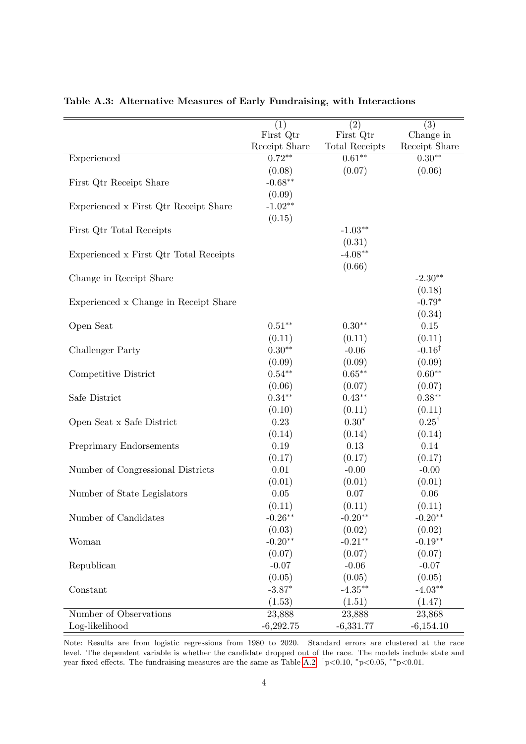**Table A.3: Alternative Measures of Early Fundraising, with Interactions**

| | (1) First Qtr Receipt Share | (2) First Qtr Total Receipts | (3) Change in Receipt Share |
|---|---|---|---|
| Experienced | 0.72** | 0.61** | 0.30** |
| | (0.08) | (0.07) | (0.06) |
| First Qtr Receipt Share | -0.68** | | |
| | (0.09) | | |
| Experienced x First Qtr Receipt Share | -1.02** | | |
| | (0.15) | | |
| First Qtr Total Receipts | | -1.03** | |
| | | (0.31) | |
| Experienced x First Qtr Total Receipts | | -4.08** | |
| | | (0.66) | |
| Change in Receipt Share | | | -2.30** |
| | | | (0.18) |
| Experienced x Change in Receipt Share | | | -0.79* |
| | | | (0.34) |
| Open Seat | 0.51** | 0.30** | 0.15 |
| | (0.11) | (0.11) | (0.11) |
| Challenger Party | 0.30** | -0.06 | -0.16† |
| | (0.09) | (0.09) | (0.09) |
| Competitive District | 0.54** | 0.65** | 0.60** |
| | (0.06) | (0.07) | (0.07) |
| Safe District | 0.34** | 0.43** | 0.38** |
| | (0.10) | (0.11) | (0.11) |
| Open Seat x Safe District | 0.23 | 0.30* | 0.25† |
| | (0.14) | (0.14) | (0.14) |
| Preprimary Endorsements | 0.19 | 0.13 | 0.14 |
| | (0.17) | (0.17) | (0.17) |
| Number of Congressional Districts | 0.01 | -0.00 | -0.00 |
| | (0.01) | (0.01) | (0.01) |
| Number of State Legislators | 0.05 | 0.07 | 0.06 |
| | (0.11) | (0.11) | (0.11) |
| Number of Candidates | -0.26** | -0.20** | -0.20** |
| | (0.03) | (0.02) | (0.02) |
| Woman | -0.20** | -0.21** | -0.19** |
| | (0.07) | (0.07) | (0.07) |
| Republican | -0.07 | -0.06 | -0.07 |
| | (0.05) | (0.05) | (0.05) |
| Constant | -3.87* | -4.35** | -4.03** |
| | (1.53) | (1.51) | (1.47) |
| Number of Observations | 23,888 | 23,888 | 23,868 |
| Log-likelihood | -6,292.75 | -6,331.77 | -6,154.10 |

Note: Results are from logistic regressions from 1980 to 2020. Standard errors are clustered at the race level. The dependent variable is whether the candidate dropped out of the race. The models include state and year fixed effects. The fundraising measures are the same as Table A.2. †p<0.10, *p<0.05, **p<0.01.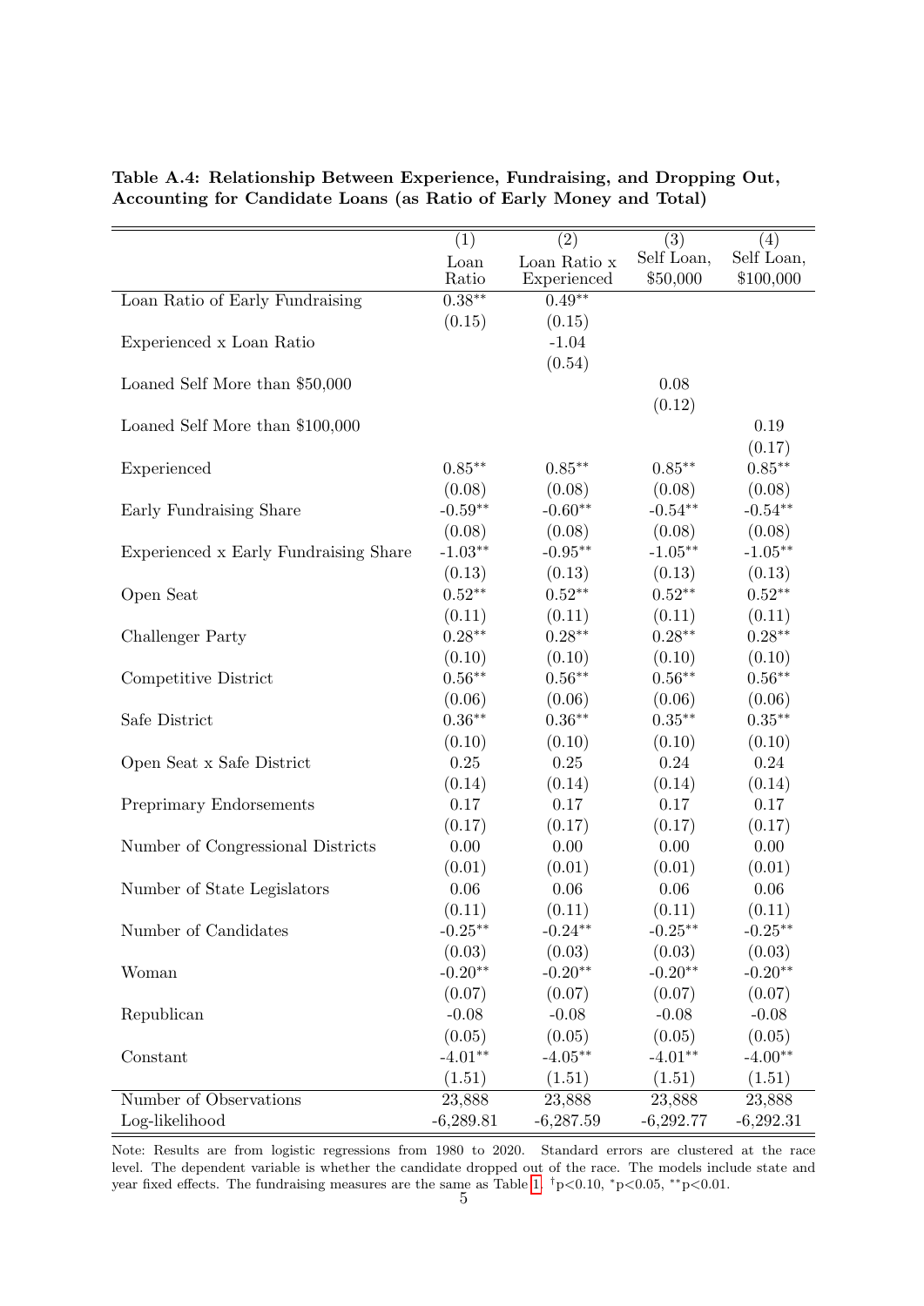**Table A.4: Relationship Between Experience, Fundraising, and Dropping Out, Accounting for Candidate Loans (as Ratio of Early Money and Total)**

| | (1) Loan Ratio | (2) Loan Ratio x Experienced | (3) Self Loan, \$50,000 | (4) Self Loan, \$100,000 |
|---|---|---|---|---|
| Loan Ratio of Early Fundraising | $0.38^{**}$ | $0.49^{**}$ | | |
| | (0.15) | (0.15) | | |
| Experienced x Loan Ratio | | -1.04 | | |
| | | (0.54) | | |
| Loaned Self More than \$50,000 | | | 0.08 | |
| | | | (0.12) | |
| Loaned Self More than \$100,000 | | | | 0.19 |
| | | | | (0.17) |
| Experienced | $0.85^{**}$ | $0.85^{**}$ | $0.85^{**}$ | $0.85^{**}$ |
| | (0.08) | (0.08) | (0.08) | (0.08) |
| Early Fundraising Share | $-0.59^{**}$ | $-0.60^{**}$ | $-0.54^{**}$ | $-0.54^{**}$ |
| | (0.08) | (0.08) | (0.08) | (0.08) |
| Experienced x Early Fundraising Share | $-1.03^{**}$ | $-0.95^{**}$ | $-1.05^{**}$ | $-1.05^{**}$ |
| | (0.13) | (0.13) | (0.13) | (0.13) |
| Open Seat | $0.52^{**}$ | $0.52^{**}$ | $0.52^{**}$ | $0.52^{**}$ |
| | (0.11) | (0.11) | (0.11) | (0.11) |
| Challenger Party | $0.28^{**}$ | $0.28^{**}$ | $0.28^{**}$ | $0.28^{**}$ |
| | (0.10) | (0.10) | (0.10) | (0.10) |
| Competitive District | $0.56^{**}$ | $0.56^{**}$ | $0.56^{**}$ | $0.56^{**}$ |
| | (0.06) | (0.06) | (0.06) | (0.06) |
| Safe District | $0.36^{**}$ | $0.36^{**}$ | $0.35^{**}$ | $0.35^{**}$ |
| | (0.10) | (0.10) | (0.10) | (0.10) |
| Open Seat x Safe District | 0.25 | 0.25 | 0.24 | 0.24 |
| | (0.14) | (0.14) | (0.14) | (0.14) |
| Preprimary Endorsements | 0.17 | 0.17 | 0.17 | 0.17 |
| | (0.17) | (0.17) | (0.17) | (0.17) |
| Number of Congressional Districts | 0.00 | 0.00 | 0.00 | 0.00 |
| | (0.01) | (0.01) | (0.01) | (0.01) |
| Number of State Legislators | 0.06 | 0.06 | 0.06 | 0.06 |
| | (0.11) | (0.11) | (0.11) | (0.11) |
| Number of Candidates | $-0.25^{**}$ | $-0.24^{**}$ | $-0.25^{**}$ | $-0.25^{**}$ |
| | (0.03) | (0.03) | (0.03) | (0.03) |
| Woman | $-0.20^{**}$ | $-0.20^{**}$ | $-0.20^{**}$ | $-0.20^{**}$ |
| | (0.07) | (0.07) | (0.07) | (0.07) |
| Republican | -0.08 | -0.08 | -0.08 | -0.08 |
| | (0.05) | (0.05) | (0.05) | (0.05) |
| Constant | $-4.01^{**}$ | $-4.05^{**}$ | $-4.01^{**}$ | $-4.00^{**}$ |
| | (1.51) | (1.51) | (1.51) | (1.51) |
| Number of Observations | 23,888 | 23,888 | 23,888 | 23,888 |
| Log-likelihood | -6,289.81 | -6,287.59 | -6,292.77 | -6,292.31 |

Note: Results are from logistic regressions from 1980 to 2020. Standard errors are clustered at the race level. The dependent variable is whether the candidate dropped out of the race. The models include state and year fixed effects. The fundraising measures are the same as Table 1. $^{\dagger}p<0.10$, $^{*}p<0.05$, $^{**}p<0.01$.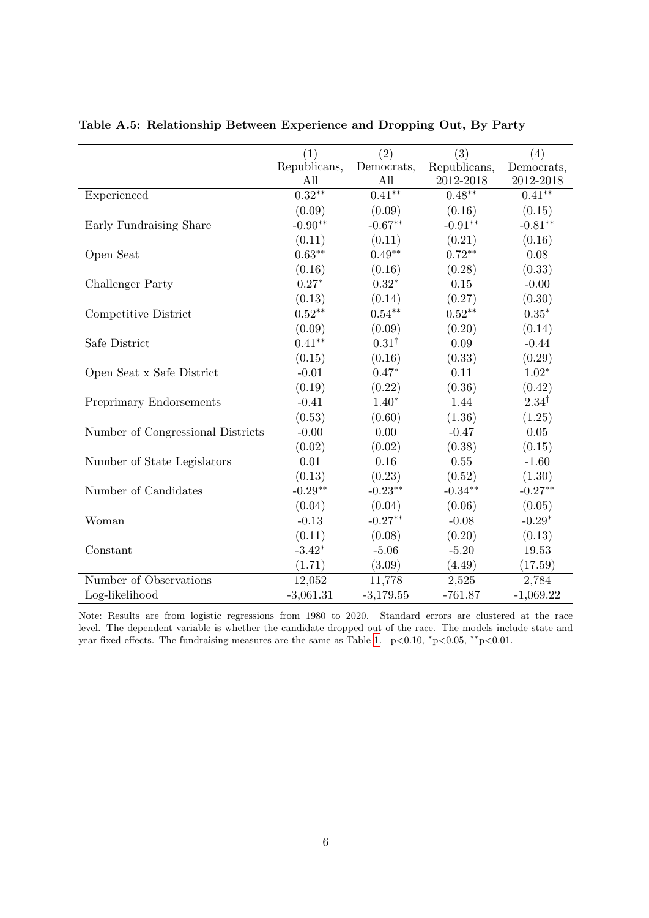**Table A.5: Relationship Between Experience and Dropping Out, By Party**

| | (1) | (2) | (3) | (4) |
|---|---|---|---|---|
| | Republicans, All | Democrats, All | Republicans, 2012-2018 | Democrats, 2012-2018 |
| Experienced | 0.32** | 0.41** | 0.48** | 0.41** |
| | (0.09) | (0.09) | (0.16) | (0.15) |
| Early Fundraising Share | -0.90** | -0.67** | -0.91** | -0.81** |
| | (0.11) | (0.11) | (0.21) | (0.16) |
| Open Seat | 0.63** | 0.49** | 0.72** | 0.08 |
| | (0.16) | (0.16) | (0.28) | (0.33) |
| Challenger Party | 0.27* | 0.32* | 0.15 | -0.00 |
| | (0.13) | (0.14) | (0.27) | (0.30) |
| Competitive District | 0.52** | 0.54** | 0.52** | 0.35* |
| | (0.09) | (0.09) | (0.20) | (0.14) |
| Safe District | 0.41** | 0.31† | 0.09 | -0.44 |
| | (0.15) | (0.16) | (0.33) | (0.29) |
| Open Seat x Safe District | -0.01 | 0.47* | 0.11 | 1.02* |
| | (0.19) | (0.22) | (0.36) | (0.42) |
| Preprimary Endorsements | -0.41 | 1.40* | 1.44 | 2.34† |
| | (0.53) | (0.60) | (1.36) | (1.25) |
| Number of Congressional Districts | -0.00 | 0.00 | -0.47 | 0.05 |
| | (0.02) | (0.02) | (0.38) | (0.15) |
| Number of State Legislators | 0.01 | 0.16 | 0.55 | -1.60 |
| | (0.13) | (0.23) | (0.52) | (1.30) |
| Number of Candidates | -0.29** | -0.23** | -0.34** | -0.27** |
| | (0.04) | (0.04) | (0.06) | (0.05) |
| Woman | -0.13 | -0.27** | -0.08 | -0.29* |
| | (0.11) | (0.08) | (0.20) | (0.13) |
| Constant | -3.42* | -5.06 | -5.20 | 19.53 |
| | (1.71) | (3.09) | (4.49) | (17.59) |
| Number of Observations | 12,052 | 11,778 | 2,525 | 2,784 |
| Log-likelihood | -3,061.31 | -3,179.55 | -761.87 | -1,069.22 |

Note: Results are from logistic regressions from 1980 to 2020. Standard errors are clustered at the race level. The dependent variable is whether the candidate dropped out of the race. The models include state and year fixed effects. The fundraising measures are the same as Table 1. †p<0.10, *p<0.05, **p<0.01.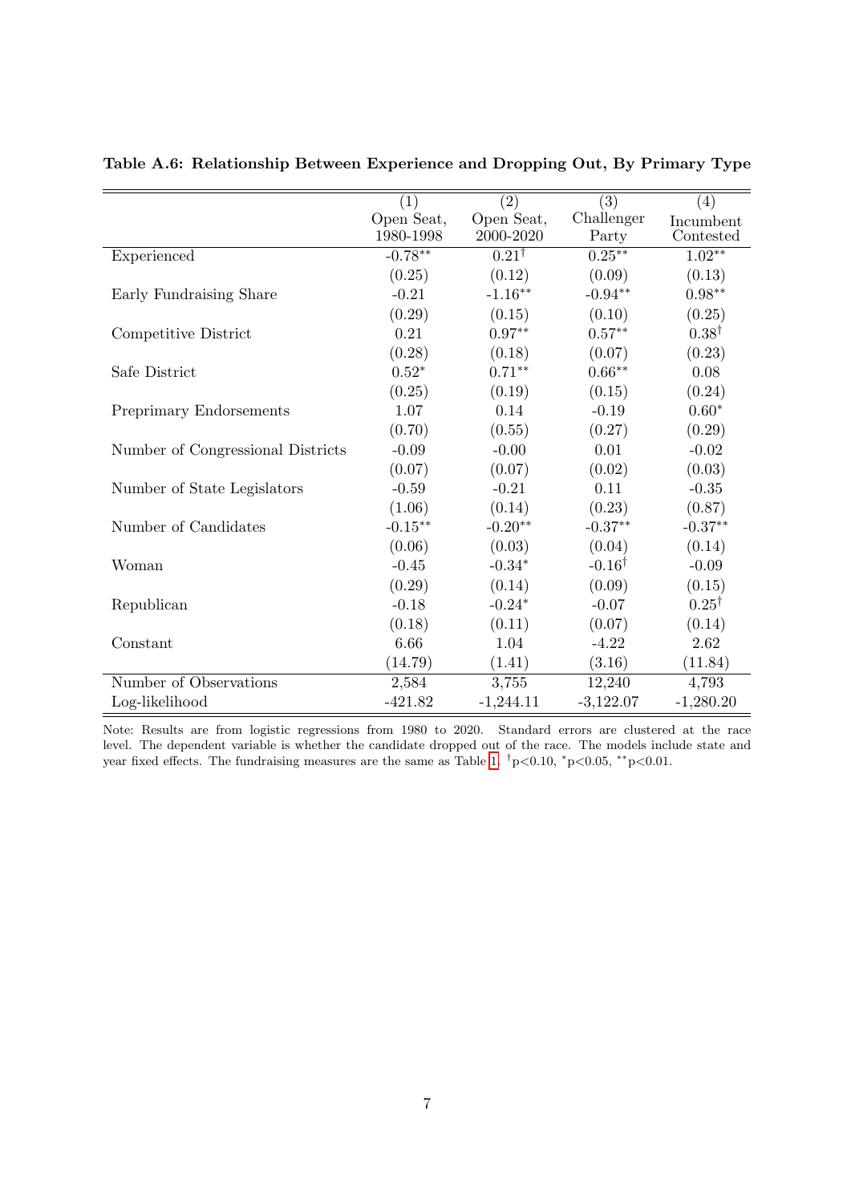**Table A.6: Relationship Between Experience and Dropping Out, By Primary Type**

| | (1) | (2) | (3) | (4) |
|---|---|---|---|---|
| | Open Seat, 1980-1998 | Open Seat, 2000-2020 | Challenger Party | Incumbent Contested |
| Experienced | -0.78** | 0.21† | 0.25** | 1.02** |
| | (0.25) | (0.12) | (0.09) | (0.13) |
| Early Fundraising Share | -0.21 | -1.16** | -0.94** | 0.98** |
| | (0.29) | (0.15) | (0.10) | (0.25) |
| Competitive District | 0.21 | 0.97** | 0.57** | 0.38† |
| | (0.28) | (0.18) | (0.07) | (0.23) |
| Safe District | 0.52* | 0.71** | 0.66** | 0.08 |
| | (0.25) | (0.19) | (0.15) | (0.24) |
| Preprimary Endorsements | 1.07 | 0.14 | -0.19 | 0.60* |
| | (0.70) | (0.55) | (0.27) | (0.29) |
| Number of Congressional Districts | -0.09 | -0.00 | 0.01 | -0.02 |
| | (0.07) | (0.07) | (0.02) | (0.03) |
| Number of State Legislators | -0.59 | -0.21 | 0.11 | -0.35 |
| | (1.06) | (0.14) | (0.23) | (0.87) |
| Number of Candidates | -0.15** | -0.20** | -0.37** | -0.37** |
| | (0.06) | (0.03) | (0.04) | (0.14) |
| Woman | -0.45 | -0.34* | -0.16† | -0.09 |
| | (0.29) | (0.14) | (0.09) | (0.15) |
| Republican | -0.18 | -0.24* | -0.07 | 0.25† |
| | (0.18) | (0.11) | (0.07) | (0.14) |
| Constant | 6.66 | 1.04 | -4.22 | 2.62 |
| | (14.79) | (1.41) | (3.16) | (11.84) |
| Number of Observations | 2,584 | 3,755 | 12,240 | 4,793 |
| Log-likelihood | -421.82 | -1,244.11 | -3,122.07 | -1,280.20 |

Note: Results are from logistic regressions from 1980 to 2020. Standard errors are clustered at the race level. The dependent variable is whether the candidate dropped out of the race. The models include state and year fixed effects. The fundraising measures are the same as Table 1. †p<0.10, *p<0.05, **p<0.01.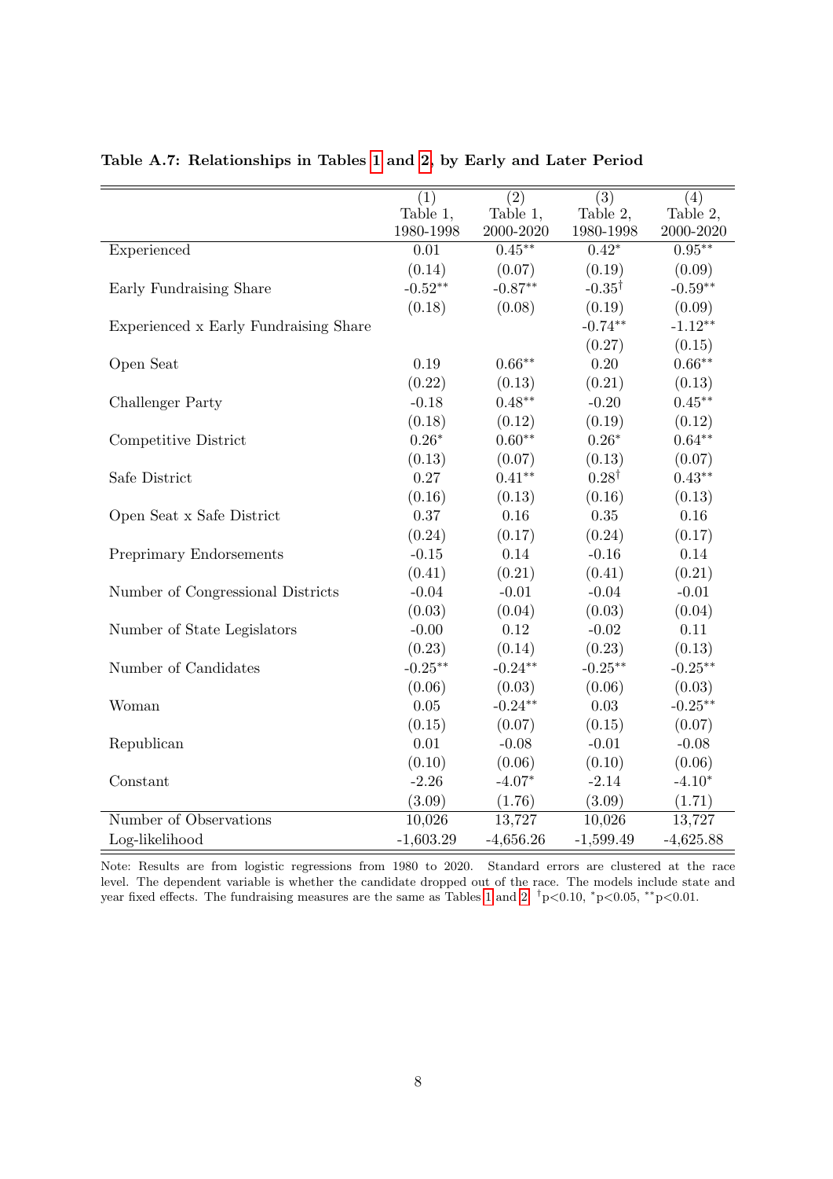**Table A.7: Relationships in Tables 1 and 2, by Early and Later Period**

| | (1) Table 1, 1980-1998 | (2) Table 1, 2000-2020 | (3) Table 2, 1980-1998 | (4) Table 2, 2000-2020 |
|---|---|---|---|---|
| Experienced | 0.01 | 0.45** | 0.42* | 0.95** |
| | (0.14) | (0.07) | (0.19) | (0.09) |
| Early Fundraising Share | -0.52** | -0.87** | -0.35† | -0.59** |
| | (0.18) | (0.08) | (0.19) | (0.09) |
| Experienced x Early Fundraising Share | | | -0.74** | -1.12** |
| | | | (0.27) | (0.15) |
| Open Seat | 0.19 | 0.66** | 0.20 | 0.66** |
| | (0.22) | (0.13) | (0.21) | (0.13) |
| Challenger Party | -0.18 | 0.48** | -0.20 | 0.45** |
| | (0.18) | (0.12) | (0.19) | (0.12) |
| Competitive District | 0.26* | 0.60** | 0.26* | 0.64** |
| | (0.13) | (0.07) | (0.13) | (0.07) |
| Safe District | 0.27 | 0.41** | 0.28† | 0.43** |
| | (0.16) | (0.13) | (0.16) | (0.13) |
| Open Seat x Safe District | 0.37 | 0.16 | 0.35 | 0.16 |
| | (0.24) | (0.17) | (0.24) | (0.17) |
| Preprimary Endorsements | -0.15 | 0.14 | -0.16 | 0.14 |
| | (0.41) | (0.21) | (0.41) | (0.21) |
| Number of Congressional Districts | -0.04 | -0.01 | -0.04 | -0.01 |
| | (0.03) | (0.04) | (0.03) | (0.04) |
| Number of State Legislators | -0.00 | 0.12 | -0.02 | 0.11 |
| | (0.23) | (0.14) | (0.23) | (0.13) |
| Number of Candidates | -0.25** | -0.24** | -0.25** | -0.25** |
| | (0.06) | (0.03) | (0.06) | (0.03) |
| Woman | 0.05 | -0.24** | 0.03 | -0.25** |
| | (0.15) | (0.07) | (0.15) | (0.07) |
| Republican | 0.01 | -0.08 | -0.01 | -0.08 |
| | (0.10) | (0.06) | (0.10) | (0.06) |
| Constant | -2.26 | -4.07* | -2.14 | -4.10* |
| | (3.09) | (1.76) | (3.09) | (1.71) |
| Number of Observations | 10,026 | 13,727 | 10,026 | 13,727 |
| Log-likelihood | -1,603.29 | -4,656.26 | -1,599.49 | -4,625.88 |

Note: Results are from logistic regressions from 1980 to 2020. Standard errors are clustered at the race level. The dependent variable is whether the candidate dropped out of the race. The models include state and year fixed effects. The fundraising measures are the same as Tables 1 and 2. †p<0.10, *p<0.05, **p<0.01.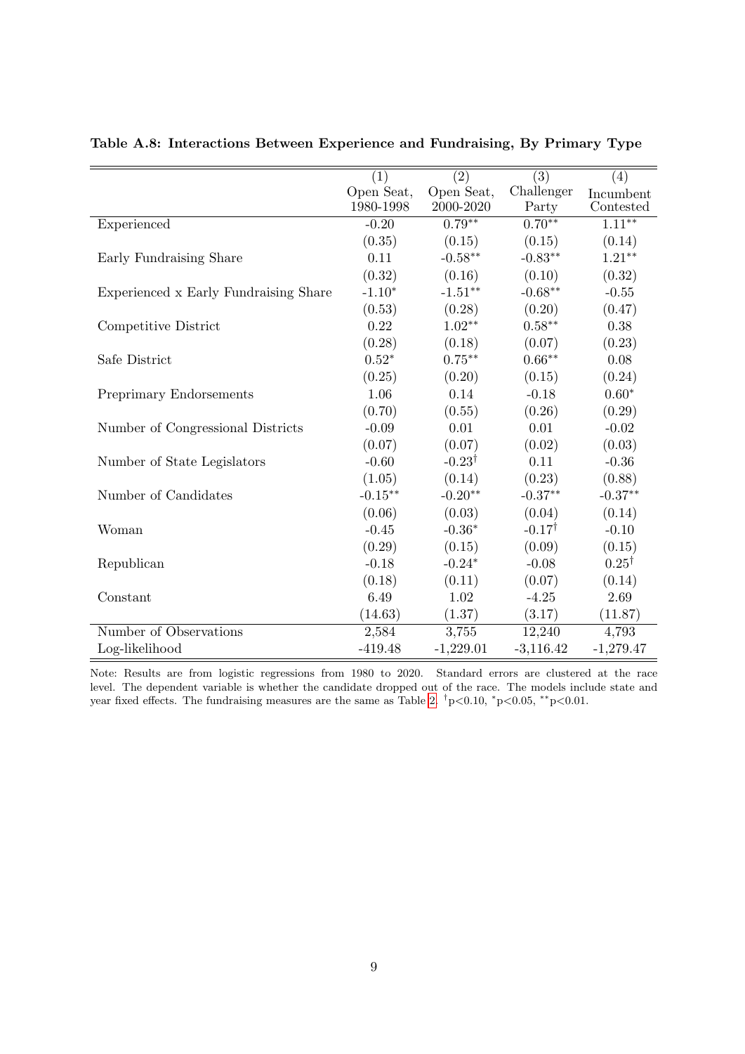**Table A.8: Interactions Between Experience and Fundraising, By Primary Type**

| | (1) | (2) | (3) | (4) |
|---|---|---|---|---|
| | Open Seat, 1980-1998 | Open Seat, 2000-2020 | Challenger Party | Incumbent Contested |
| Experienced | -0.20 | 0.79** | 0.70** | 1.11** |
| | (0.35) | (0.15) | (0.15) | (0.14) |
| Early Fundraising Share | 0.11 | -0.58** | -0.83** | 1.21** |
| | (0.32) | (0.16) | (0.10) | (0.32) |
| Experienced x Early Fundraising Share | -1.10* | -1.51** | -0.68** | -0.55 |
| | (0.53) | (0.28) | (0.20) | (0.47) |
| Competitive District | 0.22 | 1.02** | 0.58** | 0.38 |
| | (0.28) | (0.18) | (0.07) | (0.23) |
| Safe District | 0.52* | 0.75** | 0.66** | 0.08 |
| | (0.25) | (0.20) | (0.15) | (0.24) |
| Preprimary Endorsements | 1.06 | 0.14 | -0.18 | 0.60* |
| | (0.70) | (0.55) | (0.26) | (0.29) |
| Number of Congressional Districts | -0.09 | 0.01 | 0.01 | -0.02 |
| | (0.07) | (0.07) | (0.02) | (0.03) |
| Number of State Legislators | -0.60 | -0.23$^{\dagger}$ | 0.11 | -0.36 |
| | (1.05) | (0.14) | (0.23) | (0.88) |
| Number of Candidates | -0.15** | -0.20** | -0.37** | -0.37** |
| | (0.06) | (0.03) | (0.04) | (0.14) |
| Woman | -0.45 | -0.36* | -0.17$^{\dagger}$ | -0.10 |
| | (0.29) | (0.15) | (0.09) | (0.15) |
| Republican | -0.18 | -0.24* | -0.08 | 0.25$^{\dagger}$ |
| | (0.18) | (0.11) | (0.07) | (0.14) |
| Constant | 6.49 | 1.02 | -4.25 | 2.69 |
| | (14.63) | (1.37) | (3.17) | (11.87) |
| Number of Observations | 2,584 | 3,755 | 12,240 | 4,793 |
| Log-likelihood | -419.48 | -1,229.01 | -3,116.42 | -1,279.47 |

Note: Results are from logistic regressions from 1980 to 2020. Standard errors are clustered at the race level. The dependent variable is whether the candidate dropped out of the race. The models include state and year fixed effects. The fundraising measures are the same as Table 2. $^{\dagger}$p<0.10, $^{*}$p<0.05, $^{**}$p<0.01.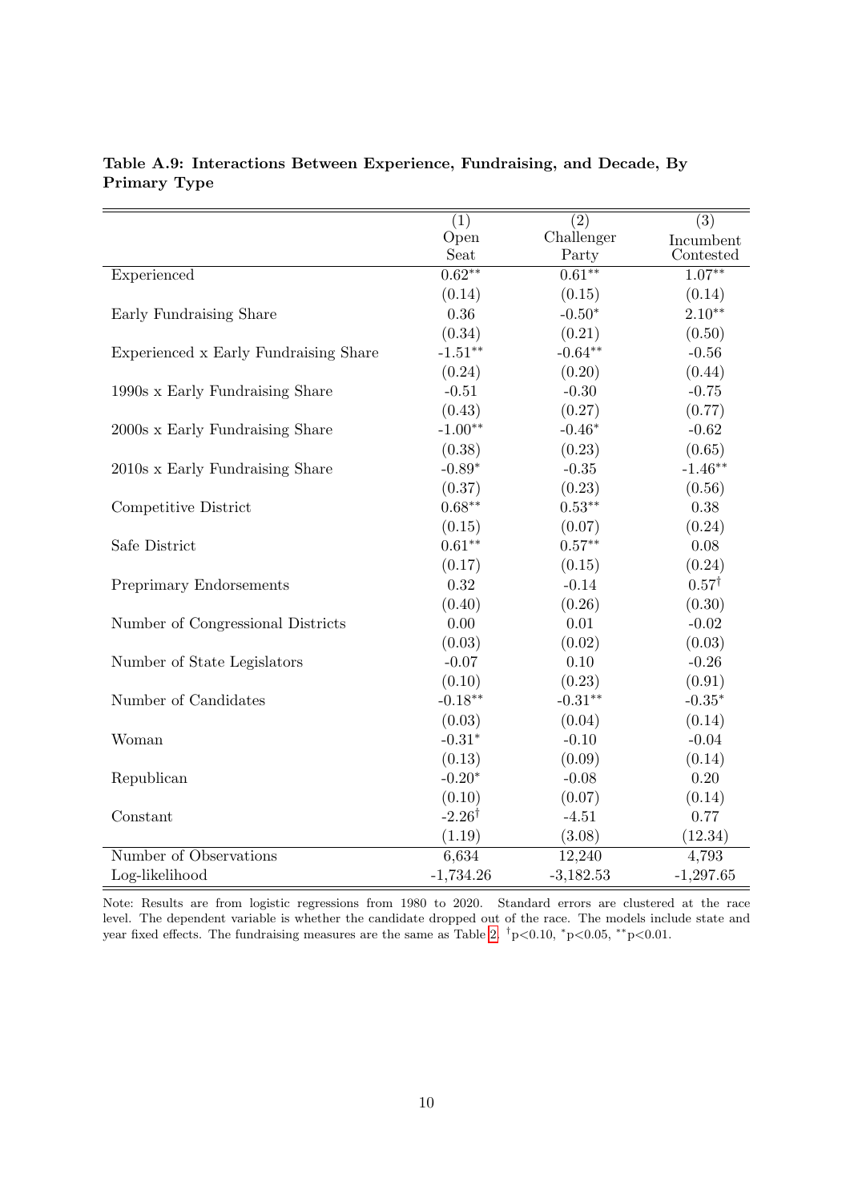**Table A.9: Interactions Between Experience, Fundraising, and Decade, By Primary Type**

| | (1) Open Seat | (2) Challenger Party | (3) Incumbent Contested |
|---|---|---|---|
| Experienced | 0.62** | 0.61** | 1.07** |
| | (0.14) | (0.15) | (0.14) |
| Early Fundraising Share | 0.36 | -0.50* | 2.10** |
| | (0.34) | (0.21) | (0.50) |
| Experienced x Early Fundraising Share | -1.51** | -0.64** | -0.56 |
| | (0.24) | (0.20) | (0.44) |
| 1990s x Early Fundraising Share | -0.51 | -0.30 | -0.75 |
| | (0.43) | (0.27) | (0.77) |
| 2000s x Early Fundraising Share | -1.00** | -0.46* | -0.62 |
| | (0.38) | (0.23) | (0.65) |
| 2010s x Early Fundraising Share | -0.89* | -0.35 | -1.46** |
| | (0.37) | (0.23) | (0.56) |
| Competitive District | 0.68** | 0.53** | 0.38 |
| | (0.15) | (0.07) | (0.24) |
| Safe District | 0.61** | 0.57** | 0.08 |
| | (0.17) | (0.15) | (0.24) |
| Preprimary Endorsements | 0.32 | -0.14 | 0.57† |
| | (0.40) | (0.26) | (0.30) |
| Number of Congressional Districts | 0.00 | 0.01 | -0.02 |
| | (0.03) | (0.02) | (0.03) |
| Number of State Legislators | -0.07 | 0.10 | -0.26 |
| | (0.10) | (0.23) | (0.91) |
| Number of Candidates | -0.18** | -0.31** | -0.35* |
| | (0.03) | (0.04) | (0.14) |
| Woman | -0.31* | -0.10 | -0.04 |
| | (0.13) | (0.09) | (0.14) |
| Republican | -0.20* | -0.08 | 0.20 |
| | (0.10) | (0.07) | (0.14) |
| Constant | -2.26† | -4.51 | 0.77 |
| | (1.19) | (3.08) | (12.34) |
| Number of Observations | 6,634 | 12,240 | 4,793 |
| Log-likelihood | -1,734.26 | -3,182.53 | -1,297.65 |

Note: Results are from logistic regressions from 1980 to 2020. Standard errors are clustered at the race level. The dependent variable is whether the candidate dropped out of the race. The models include state and year fixed effects. The fundraising measures are the same as Table 2. †p<0.10, *p<0.05, **p<0.01.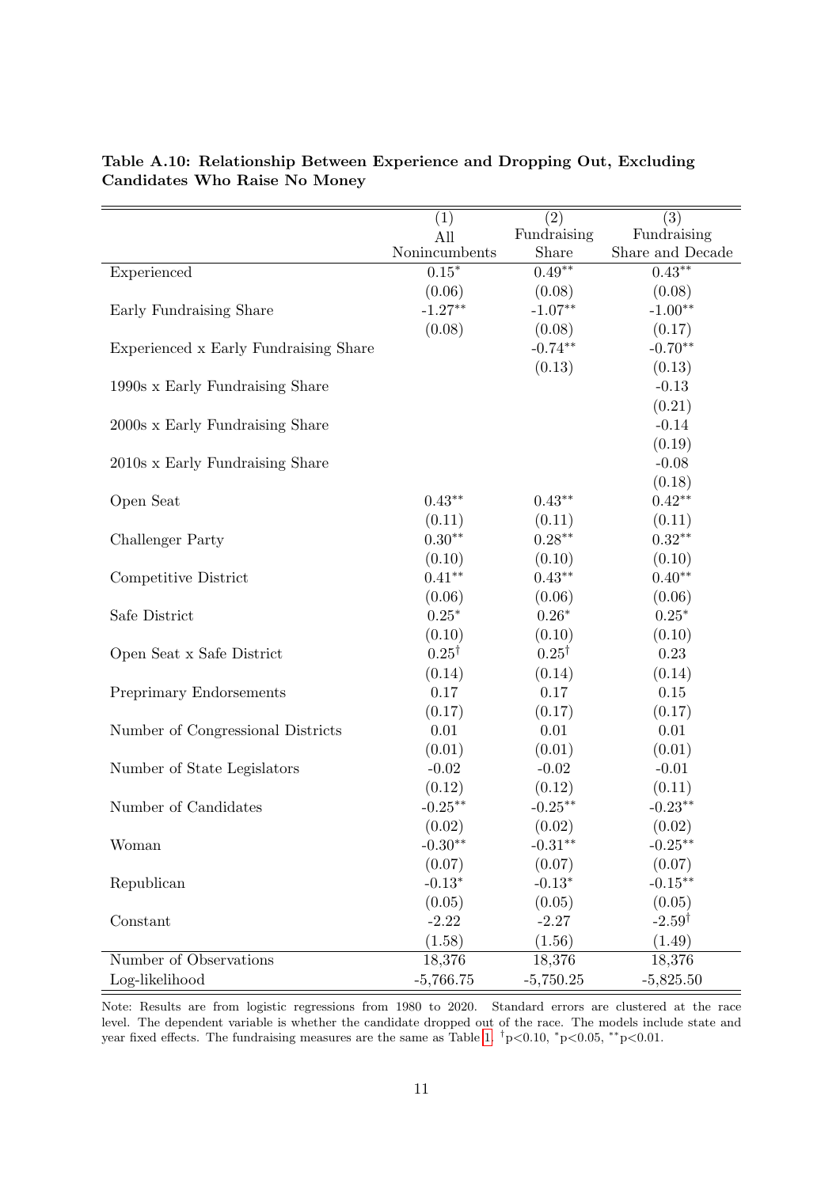**Table A.10: Relationship Between Experience and Dropping Out, Excluding Candidates Who Raise No Money**

| | (1) All Nonincumbents | (2) Fundraising Share | (3) Fundraising Share and Decade |
|---|---|---|---|
| Experienced | $0.15^{*}$ | $0.49^{**}$ | $0.43^{**}$ |
| | (0.06) | (0.08) | (0.08) |
| Early Fundraising Share | $-1.27^{**}$ | $-1.07^{**}$ | $-1.00^{**}$ |
| | (0.08) | (0.08) | (0.17) |
| Experienced x Early Fundraising Share | | $-0.74^{**}$ | $-0.70^{**}$ |
| | | (0.13) | (0.13) |
| 1990s x Early Fundraising Share | | | -0.13 |
| | | | (0.21) |
| 2000s x Early Fundraising Share | | | -0.14 |
| | | | (0.19) |
| 2010s x Early Fundraising Share | | | -0.08 |
| | | | (0.18) |
| Open Seat | $0.43^{**}$ | $0.43^{**}$ | $0.42^{**}$ |
| | (0.11) | (0.11) | (0.11) |
| Challenger Party | $0.30^{**}$ | $0.28^{**}$ | $0.32^{**}$ |
| | (0.10) | (0.10) | (0.10) |
| Competitive District | $0.41^{**}$ | $0.43^{**}$ | $0.40^{**}$ |
| | (0.06) | (0.06) | (0.06) |
| Safe District | $0.25^{*}$ | $0.26^{*}$ | $0.25^{*}$ |
| | (0.10) | (0.10) | (0.10) |
| Open Seat x Safe District | $0.25^{\dagger}$ | $0.25^{\dagger}$ | 0.23 |
| | (0.14) | (0.14) | (0.14) |
| Preprimary Endorsements | 0.17 | 0.17 | 0.15 |
| | (0.17) | (0.17) | (0.17) |
| Number of Congressional Districts | 0.01 | 0.01 | 0.01 |
| | (0.01) | (0.01) | (0.01) |
| Number of State Legislators | -0.02 | -0.02 | -0.01 |
| | (0.12) | (0.12) | (0.11) |
| Number of Candidates | $-0.25^{**}$ | $-0.25^{**}$ | $-0.23^{**}$ |
| | (0.02) | (0.02) | (0.02) |
| Woman | $-0.30^{**}$ | $-0.31^{**}$ | $-0.25^{**}$ |
| | (0.07) | (0.07) | (0.07) |
| Republican | $-0.13^{*}$ | $-0.13^{*}$ | $-0.15^{**}$ |
| | (0.05) | (0.05) | (0.05) |
| Constant | -2.22 | -2.27 | $-2.59^{\dagger}$ |
| | (1.58) | (1.56) | (1.49) |
| Number of Observations | 18,376 | 18,376 | 18,376 |
| Log-likelihood | -5,766.75 | -5,750.25 | -5,825.50 |

Note: Results are from logistic regressions from 1980 to 2020. Standard errors are clustered at the race level. The dependent variable is whether the candidate dropped out of the race. The models include state and year fixed effects. The fundraising measures are the same as Table 1. $^{\dagger}p<0.10$, $^{*}p<0.05$, $^{**}p<0.01$.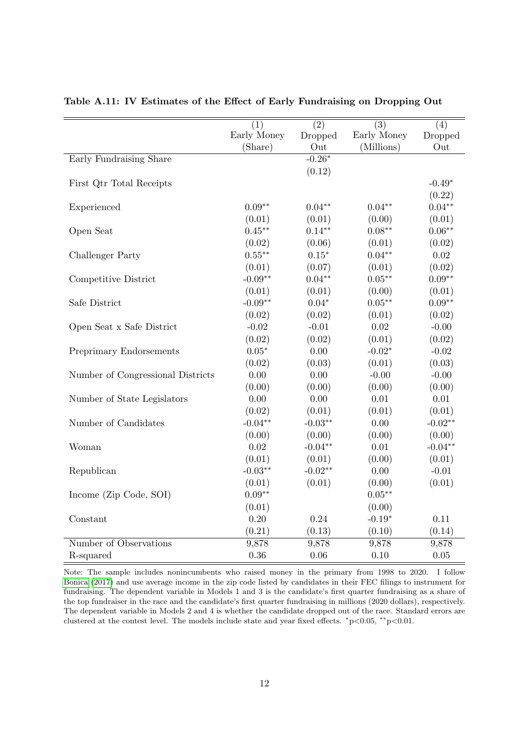**Table A.11: IV Estimates of the Effect of Early Fundraising on Dropping Out**

| | (1) Early Money (Share) | (2) Dropped Out | (3) Early Money (Millions) | (4) Dropped Out |
|---|---|---|---|---|
| Early Fundraising Share | | -0.26* | | |
| | | (0.12) | | |
| First Qtr Total Receipts | | | | -0.49* |
| | | | | (0.22) |
| Experienced | 0.09** | 0.04** | 0.04** | 0.04** |
| | (0.01) | (0.01) | (0.00) | (0.01) |
| Open Seat | 0.45** | 0.14** | 0.08** | 0.06** |
| | (0.02) | (0.06) | (0.01) | (0.02) |
| Challenger Party | 0.55** | 0.15* | 0.04** | 0.02 |
| | (0.01) | (0.07) | (0.01) | (0.02) |
| Competitive District | -0.09** | 0.04** | 0.05** | 0.09** |
| | (0.01) | (0.01) | (0.00) | (0.01) |
| Safe District | -0.09** | 0.04* | 0.05** | 0.09** |
| | (0.02) | (0.02) | (0.01) | (0.02) |
| Open Seat x Safe District | -0.02 | -0.01 | 0.02 | -0.00 |
| | (0.02) | (0.02) | (0.01) | (0.02) |
| Preprimary Endorsements | 0.05* | 0.00 | -0.02* | -0.02 |
| | (0.02) | (0.03) | (0.01) | (0.03) |
| Number of Congressional Districts | 0.00 | 0.00 | -0.00 | -0.00 |
| | (0.00) | (0.00) | (0.00) | (0.00) |
| Number of State Legislators | 0.00 | 0.00 | 0.01 | 0.01 |
| | (0.02) | (0.01) | (0.01) | (0.01) |
| Number of Candidates | -0.04** | -0.03** | 0.00 | -0.02** |
| | (0.00) | (0.00) | (0.00) | (0.00) |
| Woman | 0.02 | -0.04** | 0.01 | -0.04** |
| | (0.01) | (0.01) | (0.00) | (0.01) |
| Republican | -0.03** | -0.02** | 0.00 | -0.01 |
| | (0.01) | (0.01) | (0.00) | (0.01) |
| Income (Zip Code, SOI) | 0.09** | | 0.05** | |
| | (0.01) | | (0.00) | |
| Constant | 0.20 | 0.24 | -0.19* | 0.11 |
| | (0.21) | (0.13) | (0.10) | (0.14) |
| Number of Observations | 9,878 | 9,878 | 9,878 | 9,878 |
| R-squared | 0.36 | 0.06 | 0.10 | 0.05 |

Note: The sample includes nonincumbents who raised money in the primary from 1998 to 2020. I follow Bonica (2017) and use average income in the zip code listed by candidates in their FEC filings to instrument for fundraising. The dependent variable in Models 1 and 3 is the candidate's first quarter fundraising as a share of the top fundraiser in the race and the candidate's first quarter fundraising in millions (2020 dollars), respectively. The dependent variable in Models 2 and 4 is whether the candidate dropped out of the race. Standard errors are clustered at the contest level. The models include state and year fixed effects. *p<0.05, **p<0.01.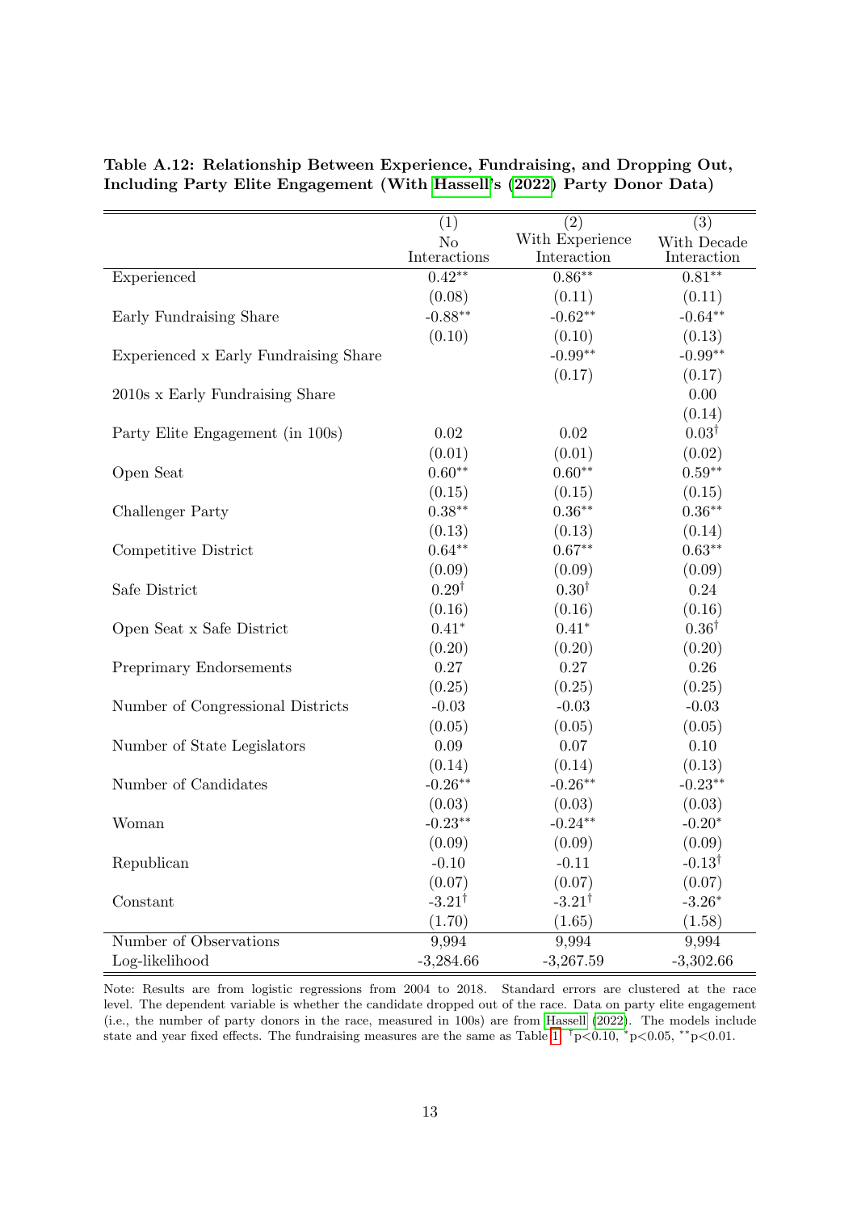**Table A.12: Relationship Between Experience, Fundraising, and Dropping Out, Including Party Elite Engagement (With Hassell's (2022) Party Donor Data)**

| | (1) No Interactions | (2) With Experience Interaction | (3) With Decade Interaction |
|---|---|---|---|
| Experienced | $0.42^{**}$ | $0.86^{**}$ | $0.81^{**}$ |
| | (0.08) | (0.11) | (0.11) |
| Early Fundraising Share | $-0.88^{**}$ | $-0.62^{**}$ | $-0.64^{**}$ |
| | (0.10) | (0.10) | (0.13) |
| Experienced x Early Fundraising Share | | $-0.99^{**}$ | $-0.99^{**}$ |
| | | (0.17) | (0.17) |
| 2010s x Early Fundraising Share | | | 0.00 |
| | | | (0.14) |
| Party Elite Engagement (in 100s) | 0.02 | 0.02 | $0.03^{\dagger}$ |
| | (0.01) | (0.01) | (0.02) |
| Open Seat | $0.60^{**}$ | $0.60^{**}$ | $0.59^{**}$ |
| | (0.15) | (0.15) | (0.15) |
| Challenger Party | $0.38^{**}$ | $0.36^{**}$ | $0.36^{**}$ |
| | (0.13) | (0.13) | (0.14) |
| Competitive District | $0.64^{**}$ | $0.67^{**}$ | $0.63^{**}$ |
| | (0.09) | (0.09) | (0.09) |
| Safe District | $0.29^{\dagger}$ | $0.30^{\dagger}$ | 0.24 |
| | (0.16) | (0.16) | (0.16) |
| Open Seat x Safe District | $0.41^{*}$ | $0.41^{*}$ | $0.36^{\dagger}$ |
| | (0.20) | (0.20) | (0.20) |
| Preprimary Endorsements | 0.27 | 0.27 | 0.26 |
| | (0.25) | (0.25) | (0.25) |
| Number of Congressional Districts | -0.03 | -0.03 | -0.03 |
| | (0.05) | (0.05) | (0.05) |
| Number of State Legislators | 0.09 | 0.07 | 0.10 |
| | (0.14) | (0.14) | (0.13) |
| Number of Candidates | $-0.26^{**}$ | $-0.26^{**}$ | $-0.23^{**}$ |
| | (0.03) | (0.03) | (0.03) |
| Woman | $-0.23^{**}$ | $-0.24^{**}$ | $-0.20^{*}$ |
| | (0.09) | (0.09) | (0.09) |
| Republican | -0.10 | -0.11 | $-0.13^{\dagger}$ |
| | (0.07) | (0.07) | (0.07) |
| Constant | $-3.21^{\dagger}$ | $-3.21^{\dagger}$ | $-3.26^{*}$ |
| | (1.70) | (1.65) | (1.58) |
| Number of Observations | 9,994 | 9,994 | 9,994 |
| Log-likelihood | -3,284.66 | -3,267.59 | -3,302.66 |

Note: Results are from logistic regressions from 2004 to 2018. Standard errors are clustered at the race level. The dependent variable is whether the candidate dropped out of the race. Data on party elite engagement (i.e., the number of party donors in the race, measured in 100s) are from Hassell (2022). The models include state and year fixed effects. The fundraising measures are the same as Table 1. $^{\dagger}p<0.10$, $^{*}p<0.05$, $^{**}p<0.01$.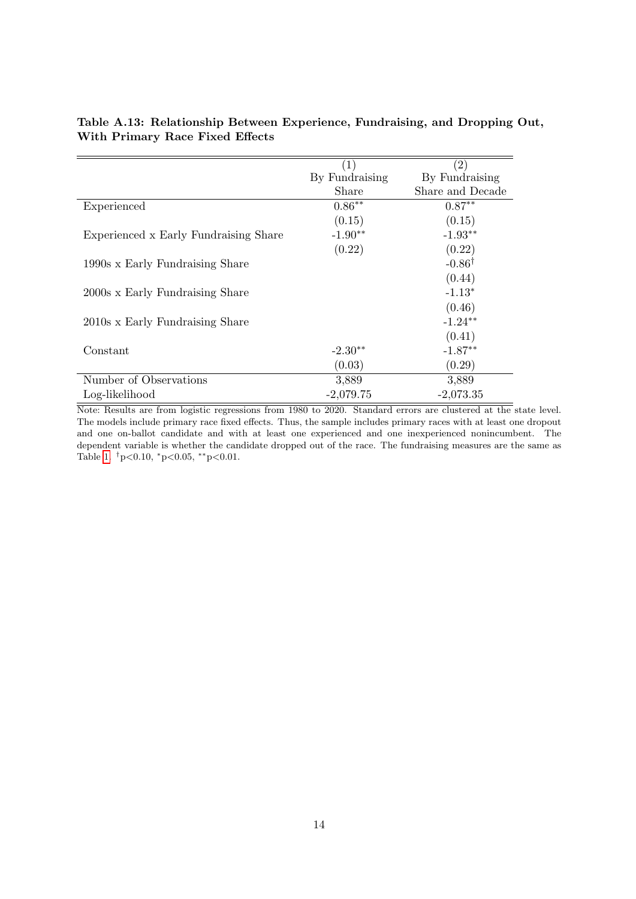**Table A.13: Relationship Between Experience, Fundraising, and Dropping Out, With Primary Race Fixed Effects**

| | (1) By Fundraising Share | (2) By Fundraising Share and Decade |
|---|---|---|
| Experienced | $0.86^{**}$ | $0.87^{**}$ |
| | (0.15) | (0.15) |
| Experienced x Early Fundraising Share | $-1.90^{**}$ | $-1.93^{**}$ |
| | (0.22) | (0.22) |
| 1990s x Early Fundraising Share | | $-0.86^{\dagger}$ |
| | | (0.44) |
| 2000s x Early Fundraising Share | | $-1.13^{*}$ |
| | | (0.46) |
| 2010s x Early Fundraising Share | | $-1.24^{**}$ |
| | | (0.41) |
| Constant | $-2.30^{**}$ | $-1.87^{**}$ |
| | (0.03) | (0.29) |
| Number of Observations | 3,889 | 3,889 |
| Log-likelihood | -2,079.75 | -2,073.35 |

Note: Results are from logistic regressions from 1980 to 2020. Standard errors are clustered at the state level. The models include primary race fixed effects. Thus, the sample includes primary races with at least one dropout and one on-ballot candidate and with at least one experienced and one inexperienced nonincumbent. The dependent variable is whether the candidate dropped out of the race. The fundraising measures are the same as Table 1. $^{\dagger}p<0.10$, $^{*}p<0.05$, $^{**}p<0.01$.